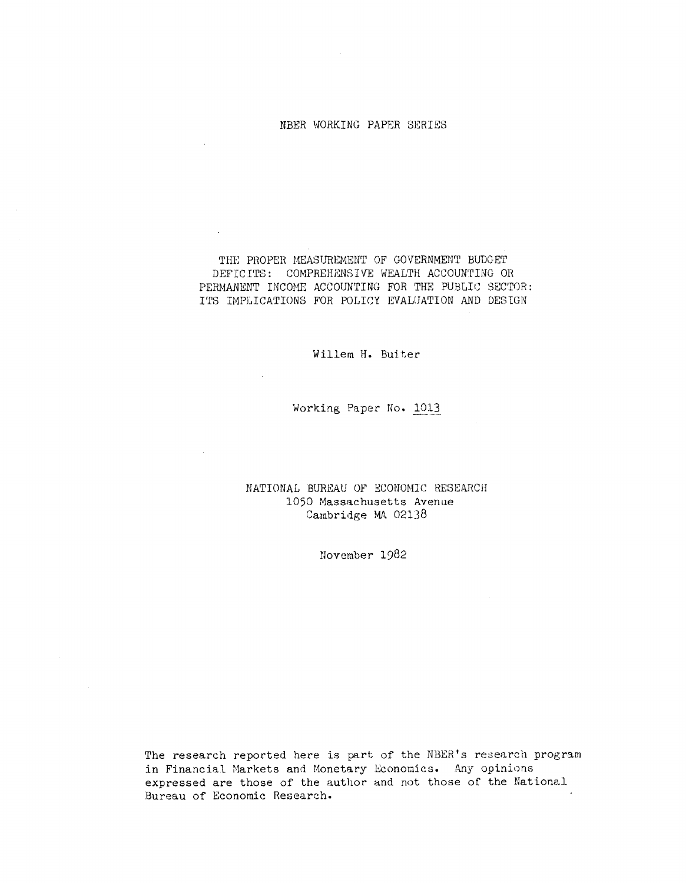NBER WORKING PAPER SERIES

# THE PROPER MEASUREMENT OF GOVERNMENT BUDGET DEFICITS: COMPREHENSIVE WEALTH ACCOUNTING OR PERMANENT INCOME ACCOUNTING FOR THE PUBLIC SECTOR: ITS IMPLICATIONS FOR POLICY EVALUATION AND DESIGN

Willem H. Buiter

Working Paper No. 1013

NATIONAL BUREAU OF ECONOMIC RESEARCH
1050 Massachusetts Avenue
Cambridge MA 02138

November 1982

The research reported here is part of the NBER's research program in Financial Markets and Monetary Economics. Any opinions expressed are those of the author and not those of the National Bureau of Economic Research.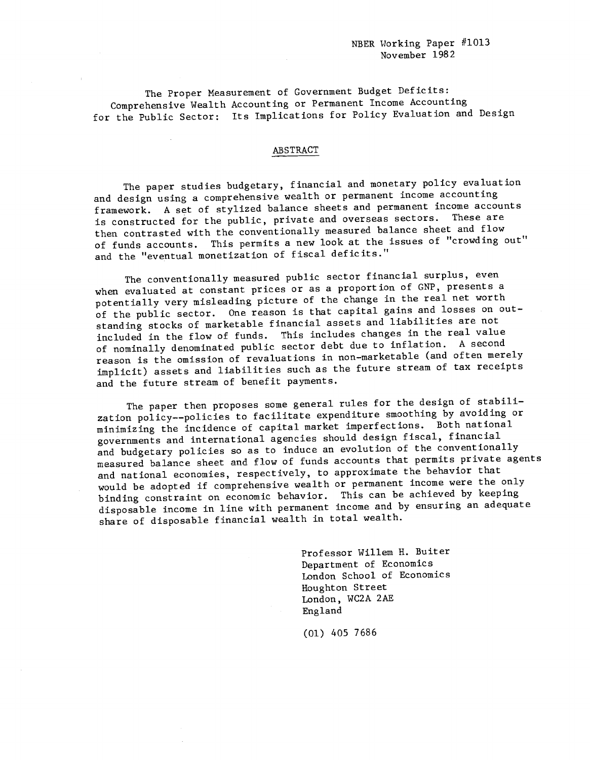NBER Working Paper #1013
November 1982

The Proper Measurement of Government Budget Deficits:
Comprehensive Wealth Accounting or Permanent Income Accounting
for the Public Sector: Its Implications for Policy Evaluation and Design

## ABSTRACT

The paper studies budgetary, financial and monetary policy evaluation and design using a comprehensive wealth or permanent income accounting framework. A set of stylized balance sheets and permanent income accounts is constructed for the public, private and overseas sectors. These are then contrasted with the conventionally measured balance sheet and flow of funds accounts. This permits a new look at the issues of "crowding out" and the "eventual monetization of fiscal deficits."

The conventionally measured public sector financial surplus, even when evaluated at constant prices or as a proportion of GNP, presents a potentially very misleading picture of the change in the real net worth of the public sector. One reason is that capital gains and losses on outstanding stocks of marketable financial assets and liabilities are not included in the flow of funds. This includes changes in the real value of nominally denominated public sector debt due to inflation. A second reason is the omission of revaluations in non-marketable (and often merely implicit) assets and liabilities such as the future stream of tax receipts and the future stream of benefit payments.

The paper then proposes some general rules for the design of stabilization policy--policies to facilitate expenditure smoothing by avoiding or minimizing the incidence of capital market imperfections. Both national governments and international agencies should design fiscal, financial and budgetary policies so as to induce an evolution of the conventionally measured balance sheet and flow of funds accounts that permits private agents and national economies, respectively, to approximate the behavior that would be adopted if comprehensive wealth or permanent income were the only binding constraint on economic behavior. This can be achieved by keeping disposable income in line with permanent income and by ensuring an adequate share of disposable financial wealth in total wealth.

Professor Willem H. Buiter
Department of Economics
London School of Economics
Houghton Street
London, WC2A 2AE
England

(01) 405 7686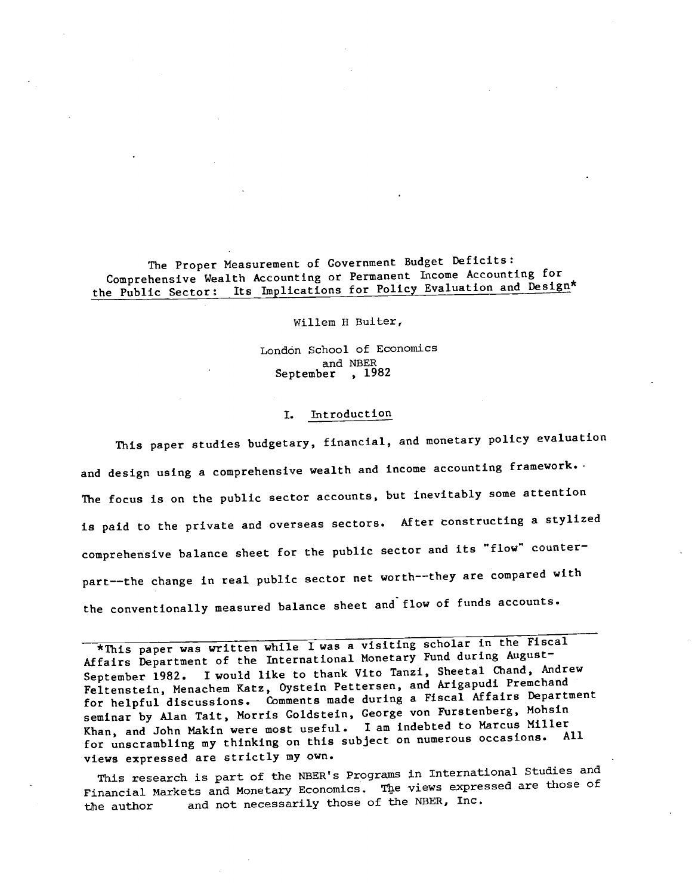# The Proper Measurement of Government Budget Deficits: Comprehensive Wealth Accounting or Permanent Income Accounting for the Public Sector: Its Implications for Policy Evaluation and Design*

Willem H Buiter,

London School of Economics
and NBER
September , 1982

## I. Introduction

This paper studies budgetary, financial, and monetary policy evaluation and design using a comprehensive wealth and income accounting framework. The focus is on the public sector accounts, but inevitably some attention is paid to the private and overseas sectors. After constructing a stylized comprehensive balance sheet for the public sector and its "flow" counterpart--the change in real public sector net worth--they are compared with the conventionally measured balance sheet and flow of funds accounts.

---

*This paper was written while I was a visiting scholar in the Fiscal Affairs Department of the International Monetary Fund during August-September 1982. I would like to thank Vito Tanzi, Sheetal Chand, Andrew Feltenstein, Menachem Katz, Oystein Pettersen, and Arigapudi Premchand for helpful discussions. Comments made during a Fiscal Affairs Department seminar by Alan Tait, Morris Goldstein, George von Furstenberg, Mohsin Khan, and John Makin were most useful. I am indebted to Marcus Miller for unscrambling my thinking on this subject on numerous occasions. All views expressed are strictly my own.

This research is part of the NBER's Programs in International Studies and Financial Markets and Monetary Economics. The views expressed are those of the author and not necessarily those of the NBER, Inc.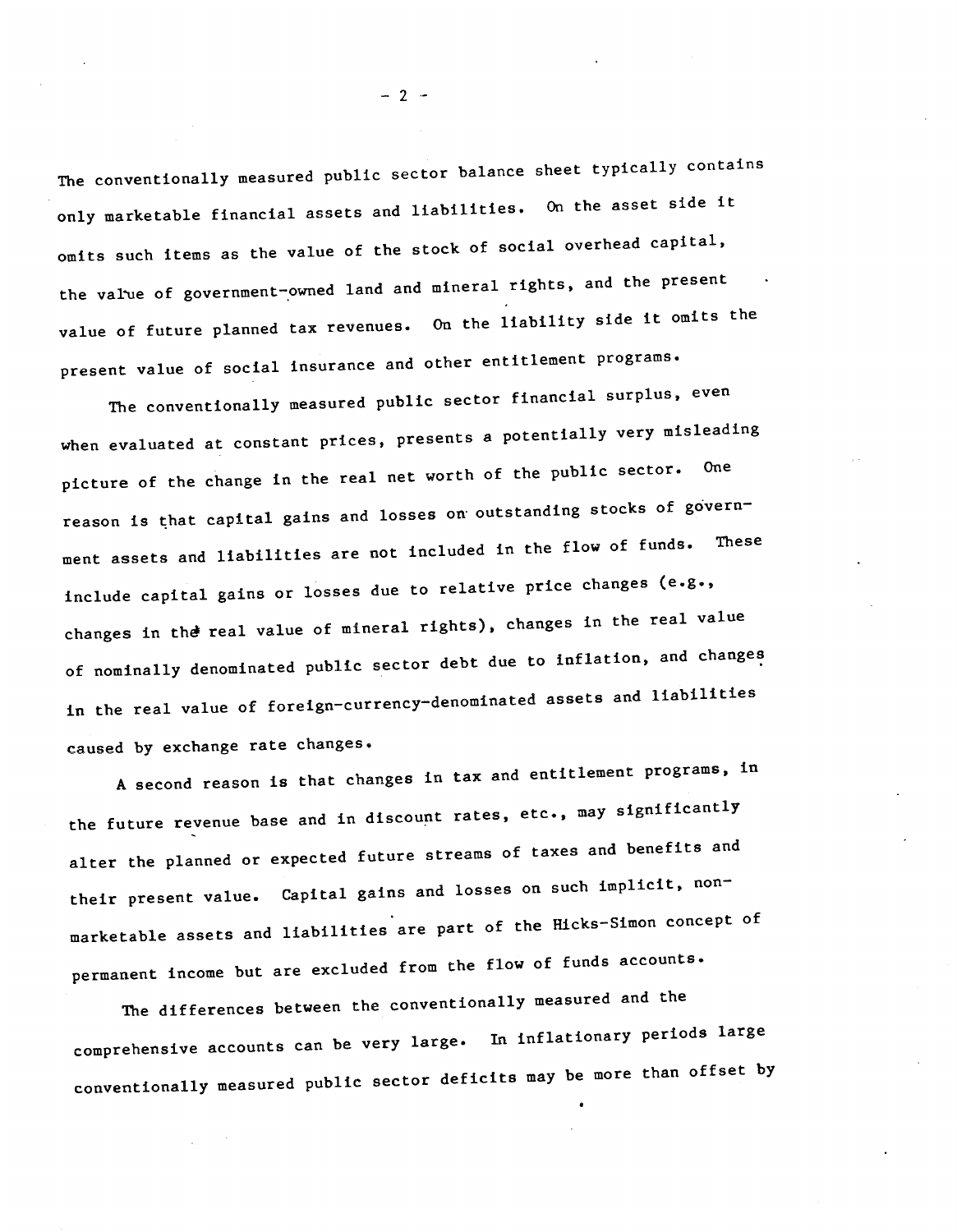The conventionally measured public sector balance sheet typically contains only marketable financial assets and liabilities. On the asset side it omits such items as the value of the stock of social overhead capital, the value of government-owned land and mineral rights, and the present value of future planned tax revenues. On the liability side it omits the present value of social insurance and other entitlement programs.

The conventionally measured public sector financial surplus, even when evaluated at constant prices, presents a potentially very misleading picture of the change in the real net worth of the public sector. One reason is that capital gains and losses on outstanding stocks of government assets and liabilities are not included in the flow of funds. These include capital gains or losses due to relative price changes (e.g., changes in the real value of mineral rights), changes in the real value of nominally denominated public sector debt due to inflation, and changes in the real value of foreign-currency-denominated assets and liabilities caused by exchange rate changes.

A second reason is that changes in tax and entitlement programs, in the future revenue base and in discount rates, etc., may significantly alter the planned or expected future streams of taxes and benefits and their present value. Capital gains and losses on such implicit, non-marketable assets and liabilities are part of the Hicks-Simon concept of permanent income but are excluded from the flow of funds accounts.

The differences between the conventionally measured and the comprehensive accounts can be very large. In inflationary periods large conventionally measured public sector deficits may be more than offset by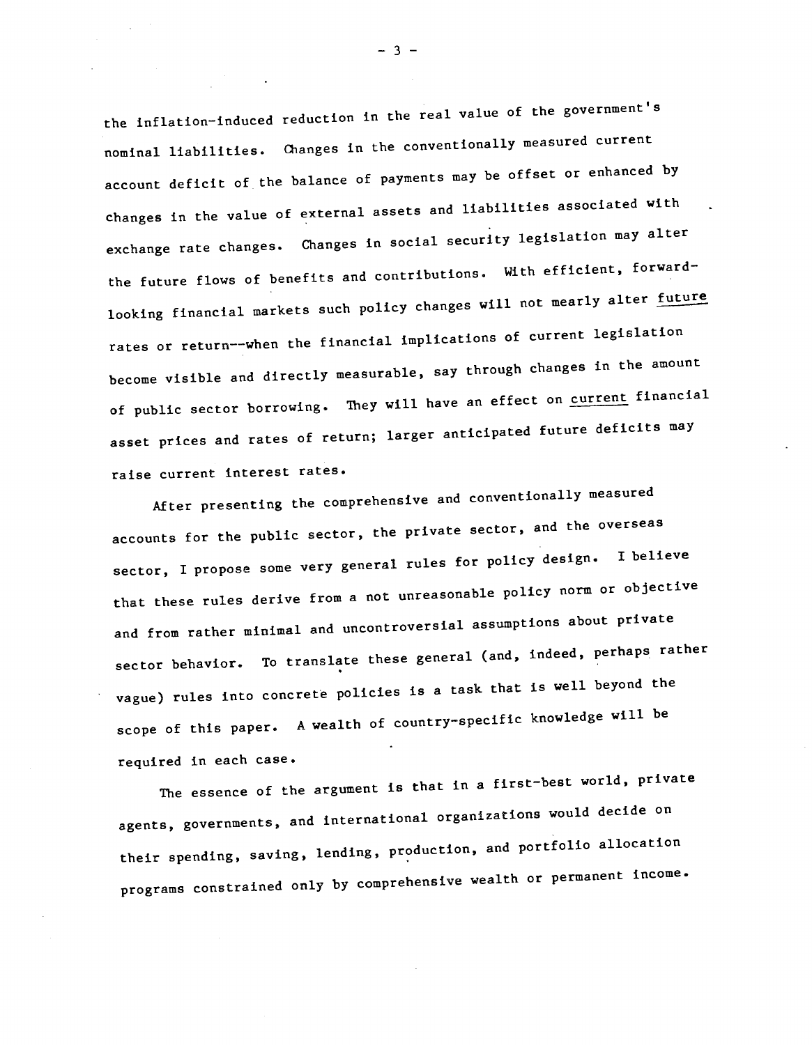the inflation-induced reduction in the real value of the government's nominal liabilities. Changes in the conventionally measured current account deficit of the balance of payments may be offset or enhanced by changes in the value of external assets and liabilities associated with exchange rate changes. Changes in social security legislation may alter the future flows of benefits and contributions. With efficient, forward-looking financial markets such policy changes will not mearly alter _future_ rates or return--when the financial implications of current legislation become visible and directly measurable, say through changes in the amount of public sector borrowing. They will have an effect on _current_ financial asset prices and rates of return; larger anticipated future deficits may raise current interest rates.

After presenting the comprehensive and conventionally measured accounts for the public sector, the private sector, and the overseas sector, I propose some very general rules for policy design. I believe that these rules derive from a not unreasonable policy norm or objective and from rather minimal and uncontroversial assumptions about private sector behavior. To translate these general (and, indeed, perhaps rather vague) rules into concrete policies is a task that is well beyond the scope of this paper. A wealth of country-specific knowledge will be required in each case.

The essence of the argument is that in a first-best world, private agents, governments, and international organizations would decide on their spending, saving, lending, production, and portfolio allocation programs constrained only by comprehensive wealth or permanent income.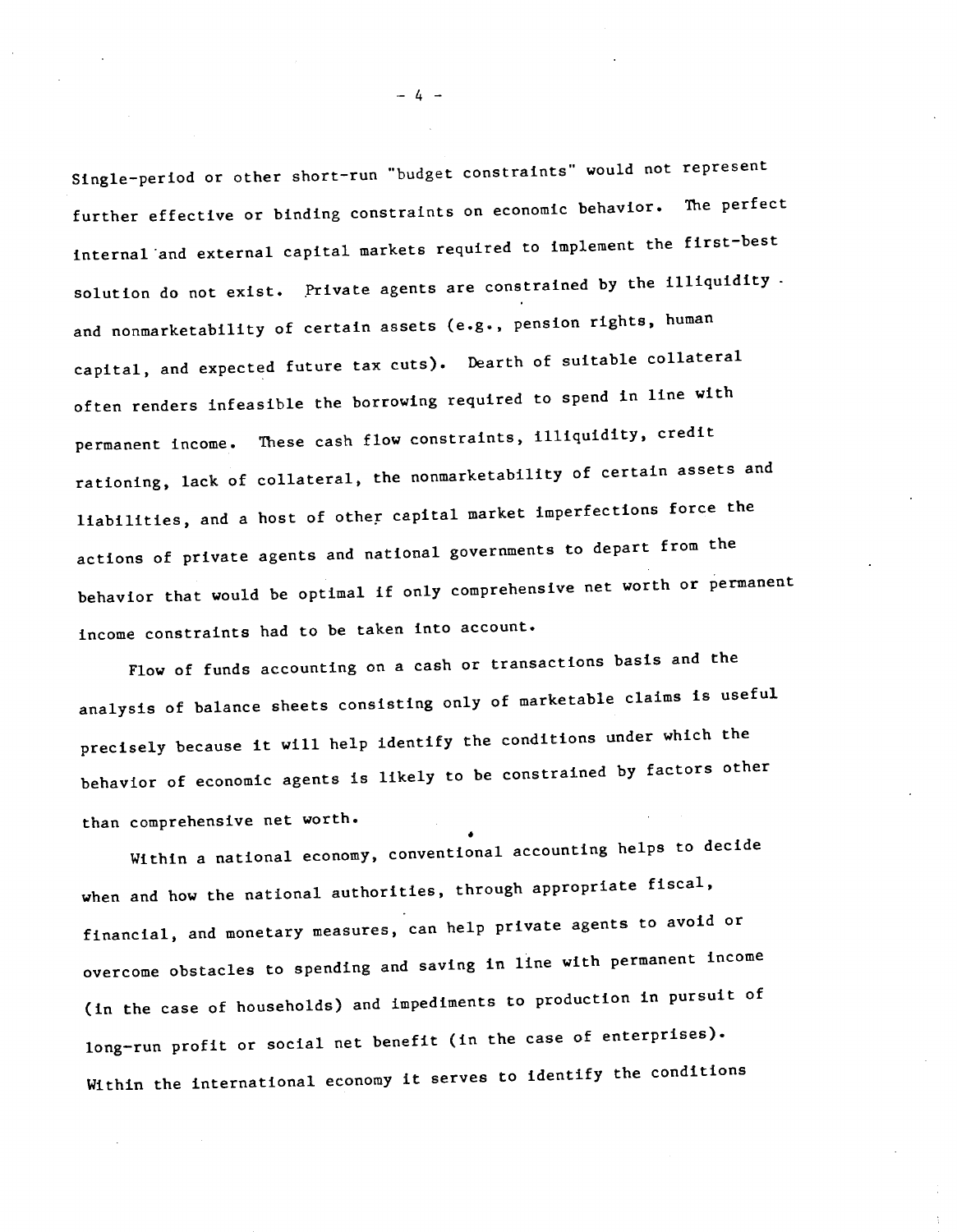Single-period or other short-run "budget constraints" would not represent further effective or binding constraints on economic behavior. The perfect internal and external capital markets required to implement the first-best solution do not exist. Private agents are constrained by the illiquidity and nonmarketability of certain assets (e.g., pension rights, human capital, and expected future tax cuts). Dearth of suitable collateral often renders infeasible the borrowing required to spend in line with permanent income. These cash flow constraints, illiquidity, credit rationing, lack of collateral, the nonmarketability of certain assets and liabilities, and a host of other capital market imperfections force the actions of private agents and national governments to depart from the behavior that would be optimal if only comprehensive net worth or permanent income constraints had to be taken into account.

Flow of funds accounting on a cash or transactions basis and the analysis of balance sheets consisting only of marketable claims is useful precisely because it will help identify the conditions under which the behavior of economic agents is likely to be constrained by factors other than comprehensive net worth.

Within a national economy, conventional accounting helps to decide when and how the national authorities, through appropriate fiscal, financial, and monetary measures, can help private agents to avoid or overcome obstacles to spending and saving in line with permanent income (in the case of households) and impediments to production in pursuit of long-run profit or social net benefit (in the case of enterprises). Within the international economy it serves to identify the conditions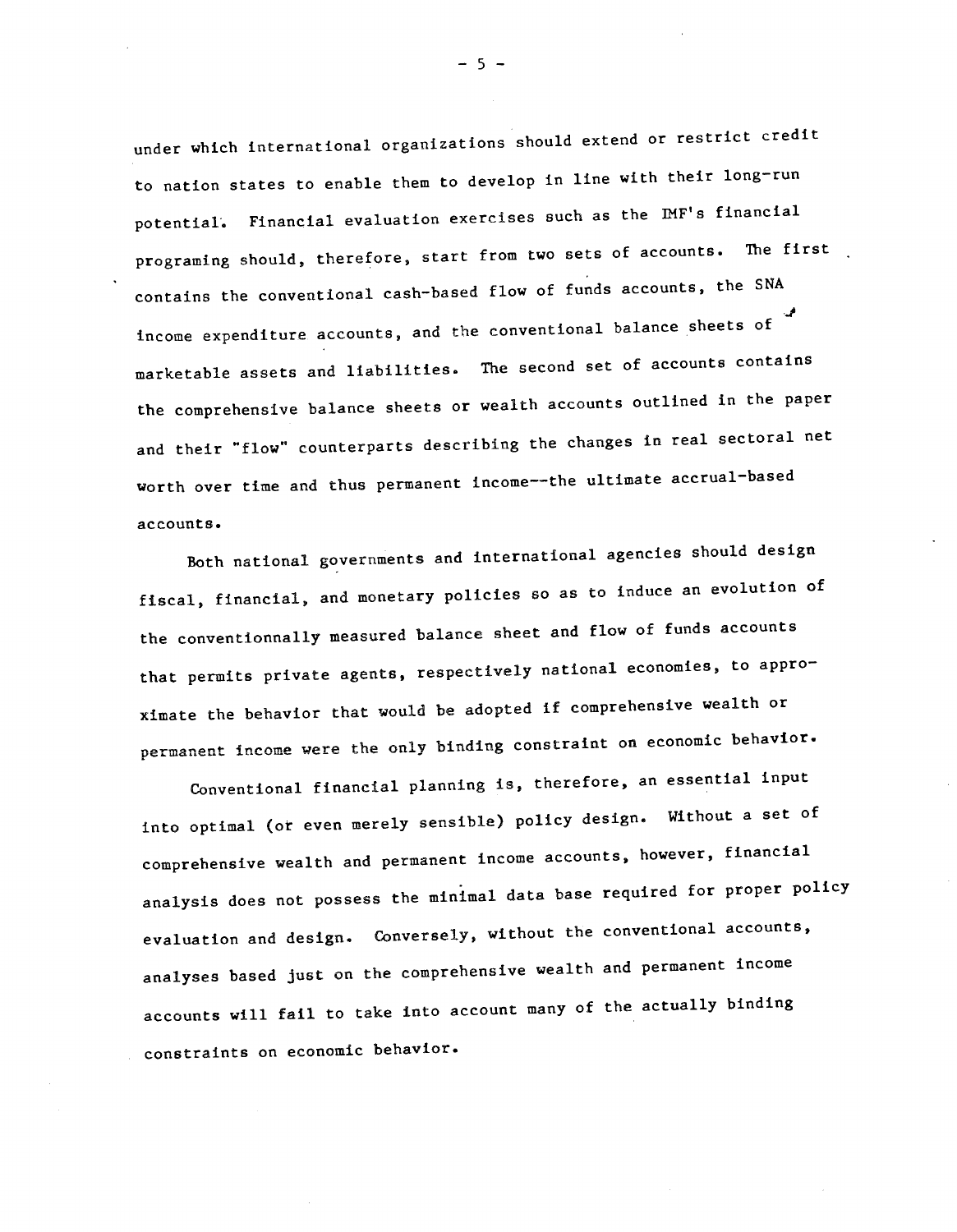under which international organizations should extend or restrict credit to nation states to enable them to develop in line with their long-run potential. Financial evaluation exercises such as the IMF's financial programing should, therefore, start from two sets of accounts. The first contains the conventional cash-based flow of funds accounts, the SNA income expenditure accounts, and the conventional balance sheets of marketable assets and liabilities. The second set of accounts contains the comprehensive balance sheets or wealth accounts outlined in the paper and their "flow" counterparts describing the changes in real sectoral net worth over time and thus permanent income--the ultimate accrual-based accounts.

Both national governments and international agencies should design fiscal, financial, and monetary policies so as to induce an evolution of the conventionnally measured balance sheet and flow of funds accounts that permits private agents, respectively national economies, to approximate the behavior that would be adopted if comprehensive wealth or permanent income were the only binding constraint on economic behavior.

Conventional financial planning is, therefore, an essential input into optimal (or even merely sensible) policy design. Without a set of comprehensive wealth and permanent income accounts, however, financial analysis does not possess the minimal data base required for proper policy evaluation and design. Conversely, without the conventional accounts, analyses based just on the comprehensive wealth and permanent income accounts will fail to take into account many of the actually binding constraints on economic behavior.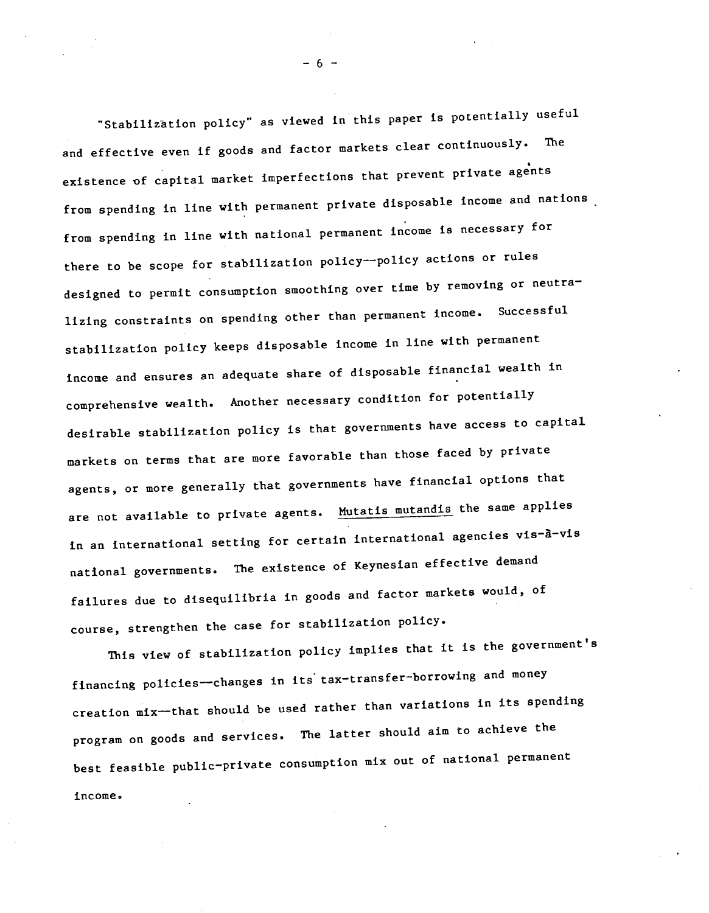"Stabilization policy" as viewed in this paper is potentially useful and effective even if goods and factor markets clear continuously. The existence of capital market imperfections that prevent private agents from spending in line with permanent private disposable income and nations from spending in line with national permanent income is necessary for there to be scope for stabilization policy--policy actions or rules designed to permit consumption smoothing over time by removing or neutralizing constraints on spending other than permanent income. Successful stabilization policy keeps disposable income in line with permanent income and ensures an adequate share of disposable financial wealth in comprehensive wealth. Another necessary condition for potentially desirable stabilization policy is that governments have access to capital markets on terms that are more favorable than those faced by private agents, or more generally that governments have financial options that are not available to private agents. _Mutatis mutandis_ the same applies in an international setting for certain international agencies vis-à-vis national governments. The existence of Keynesian effective demand failures due to disequilibria in goods and factor markets would, of course, strengthen the case for stabilization policy.

This view of stabilization policy implies that it is the government's financing policies--changes in its tax-transfer-borrowing and money creation mix--that should be used rather than variations in its spending program on goods and services. The latter should aim to achieve the best feasible public-private consumption mix out of national permanent income.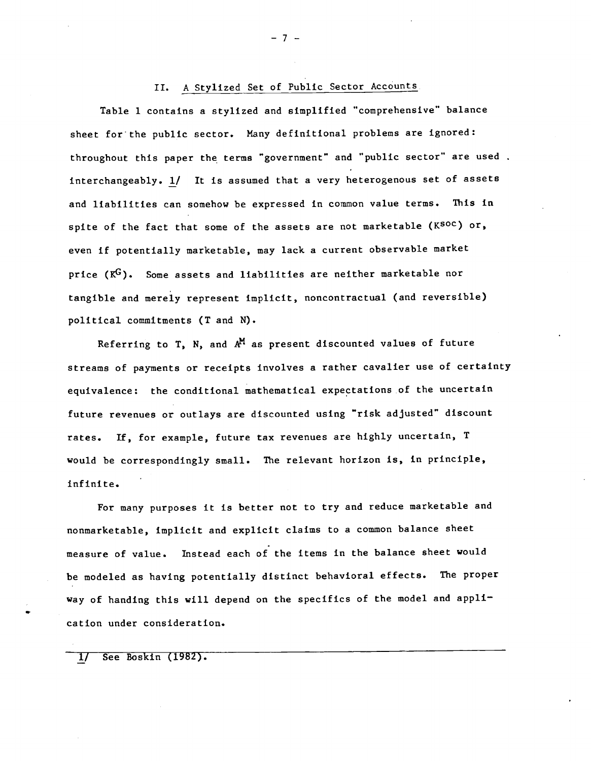## II. A Stylized Set of Public Sector Accounts

Table 1 contains a stylized and simplified "comprehensive" balance sheet for the public sector. Many definitional problems are ignored: throughout this paper the terms "government" and "public sector" are used interchangeably. 1/ It is assumed that a very heterogenous set of assets and liabilities can somehow be expressed in common value terms. This in spite of the fact that some of the assets are not marketable ($K^{soc}$) or, even if potentially marketable, may lack a current observable market price ($K^G$). Some assets and liabilities are neither marketable nor tangible and merely represent implicit, noncontractual (and reversible) political commitments (T and N).

Referring to T, N, and $A^M$ as present discounted values of future streams of payments or receipts involves a rather cavalier use of certainty equivalence: the conditional mathematical expectations of the uncertain future revenues or outlays are discounted using "risk adjusted" discount rates. If, for example, future tax revenues are highly uncertain, T would be correspondingly small. The relevant horizon is, in principle, infinite.

For many purposes it is better not to try and reduce marketable and nonmarketable, implicit and explicit claims to a common balance sheet measure of value. Instead each of the items in the balance sheet would be modeled as having potentially distinct behavioral effects. The proper way of handing this will depend on the specifics of the model and application under consideration.

---

1/ See Boskin (1982).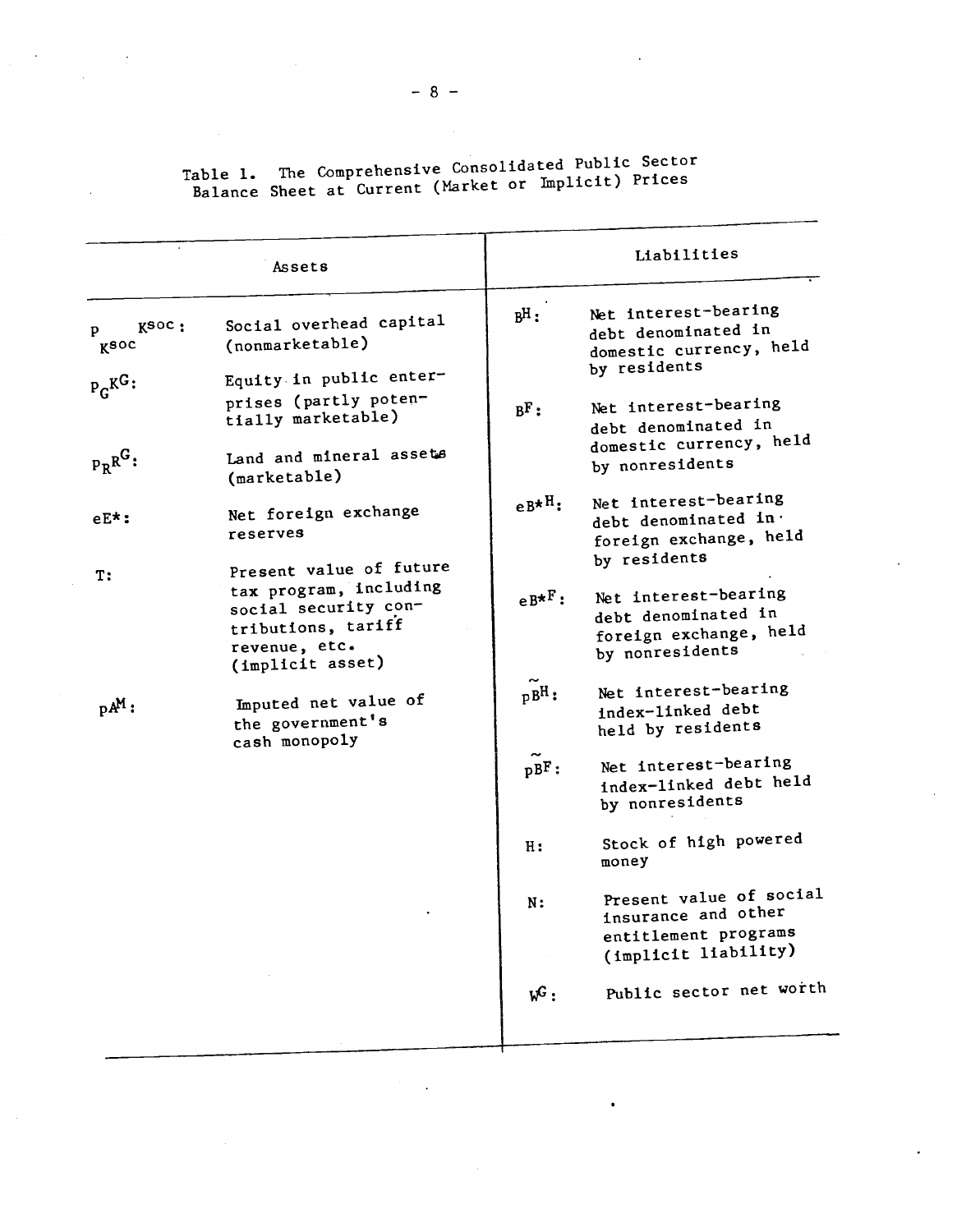Table 1. The Comprehensive Consolidated Public Sector Balance Sheet at Current (Market or Implicit) Prices

| Assets | | Liabilities | |
|---|---|---|---|
| $p_{K^{soc}} K^{soc}$: | Social overhead capital (nonmarketable) | $B^H$: | Net interest-bearing debt denominated in domestic currency, held by residents |
| $p_G K^G$: | Equity in public enterprises (partly potentially marketable) | $B^F$: | Net interest-bearing debt denominated in domestic currency, held by nonresidents |
| $p_R R^G$: | Land and mineral assets (marketable) | $eB^{*H}$: | Net interest-bearing debt denominated in foreign exchange, held by residents |
| $eE^*$: | Net foreign exchange reserves | $eB^{*F}$: | Net interest-bearing debt denominated in foreign exchange, held by nonresidents |
| $T$: | Present value of future tax program, including social security contributions, tariff revenue, etc. (implicit asset) | $p\tilde{B}^H$: | Net interest-bearing index-linked debt held by residents |
| $pA^M$: | Imputed net value of the government's cash monopoly | $p\tilde{B}^F$: | Net interest-bearing index-linked debt held by nonresidents |
| | | $H$: | Stock of high powered money |
| | | $N$: | Present value of social insurance and other entitlement programs (implicit liability) |
| | | $W^G$: | Public sector net worth |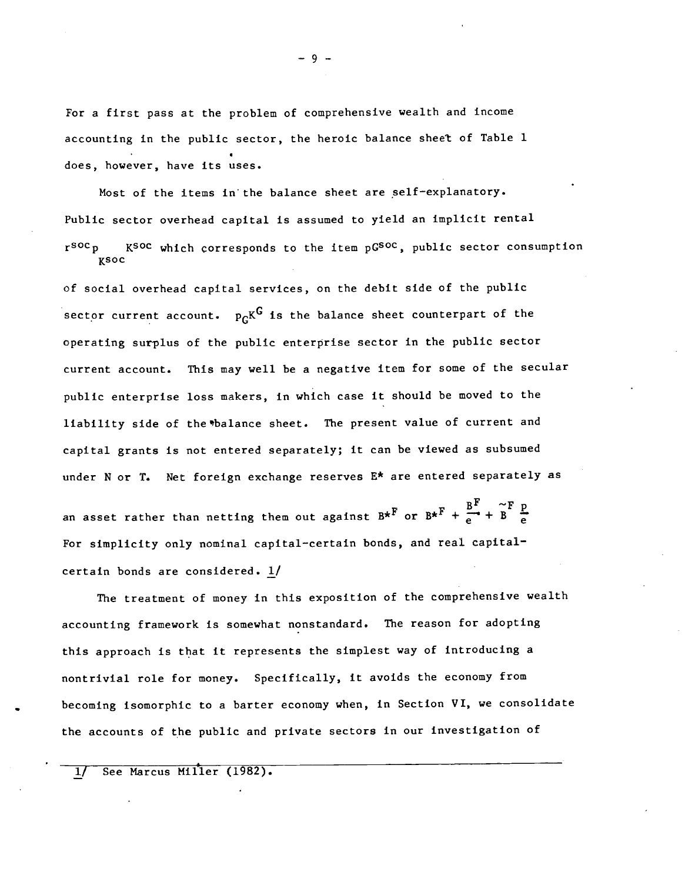For a first pass at the problem of comprehensive wealth and income accounting in the public sector, the heroic balance sheet of Table 1 does, however, have its uses.

Most of the items in the balance sheet are self-explanatory. Public sector overhead capital is assumed to yield an implicit rental $r^{soc} p_{K^{soc}} K^{soc}$ which corresponds to the item $pG^{soc}$, public sector consumption of social overhead capital services, on the debit side of the public sector current account. $p_G K^G$ is the balance sheet counterpart of the operating surplus of the public enterprise sector in the public sector current account. This may well be a negative item for some of the secular public enterprise loss makers, in which case it should be moved to the liability side of the balance sheet. The present value of current and capital grants is not entered separately; it can be viewed as subsumed under N or T. Net foreign exchange reserves $E^*$ are entered separately as an asset rather than netting them out against $B^{*F}$ or $B^{*F} + \frac{B^F}{e} + \tilde{B}^F \frac{p}{e}$ For simplicity only nominal capital-certain bonds, and real capital-certain bonds are considered. 1/

The treatment of money in this exposition of the comprehensive wealth accounting framework is somewhat nonstandard. The reason for adopting this approach is that it represents the simplest way of introducing a nontrivial role for money. Specifically, it avoids the economy from becoming isomorphic to a barter economy when, in Section VI, we consolidate the accounts of the public and private sectors in our investigation of

1/ See Marcus Miller (1982).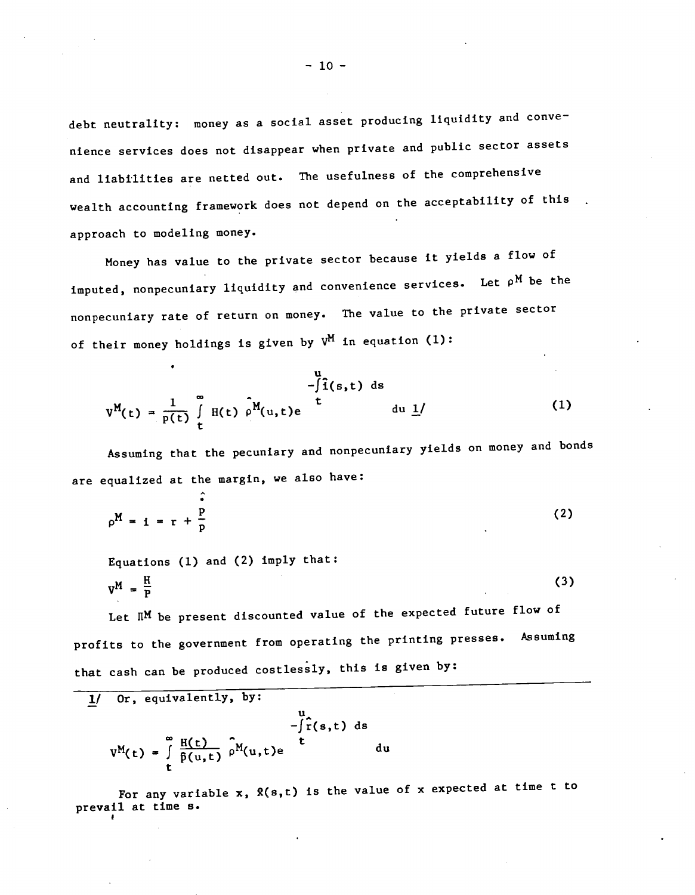debt neutrality: money as a social asset producing liquidity and convenience services does not disappear when private and public sector assets and liabilities are netted out. The usefulness of the comprehensive wealth accounting framework does not depend on the acceptability of this approach to modeling money.

Money has value to the private sector because it yields a flow of imputed, nonpecuniary liquidity and convenience services. Let $\rho^M$ be the nonpecuniary rate of return on money. The value to the private sector of their money holdings is given by $V^M$ in equation (1):

$$V^M(t) = \frac{1}{p(t)} \int_t^{\infty} H(t)\, \hat{\rho}^M(u,t) e^{-\int_t^u \hat{i}(s,t)\, ds} du \quad \text{1/} \tag{1}$$

Assuming that the pecuniary and nonpecuniary yields on money and bonds are equalized at the margin, we also have:

$$\rho^M = i = r + \frac{\hat{\dot{p}}}{p} \tag{2}$$

Equations (1) and (2) imply that:

$$V^M = \frac{H}{P} \tag{3}$$

Let $\Pi^M$ be present discounted value of the expected future flow of profits to the government from operating the printing presses. Assuming that cash can be produced costlessly, this is given by:

---

1/ Or, equivalently, by:

$$V^M(t) = \int_t^{\infty} \frac{H(t)}{\hat{p}(u,t)} \hat{\rho}^M(u,t) e^{-\int_t^u \hat{r}(s,t)\, ds} du$$

For any variable x, $\hat{x}(s,t)$ is the value of x expected at time t to prevail at time s.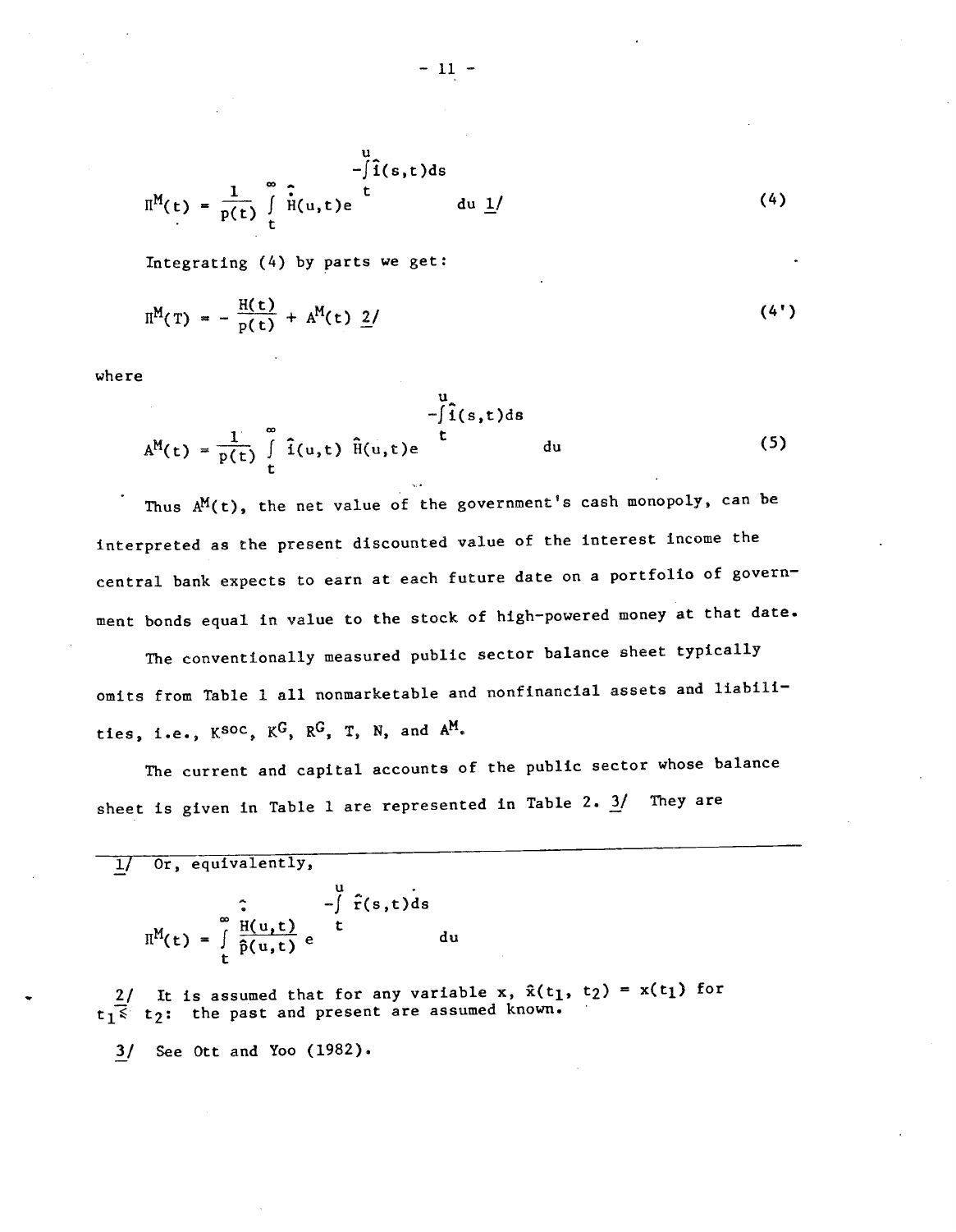$$\Pi^M(t) = \frac{1}{p(t)} \int_t^{\infty} \hat{\dot{H}}(u,t) e^{-\int_t^u \hat{i}(s,t)ds} du \text{ 1/} \tag{4}$$

Integrating (4) by parts we get:

$$\Pi^M(T) = -\frac{H(t)}{p(t)} + A^M(t) \text{ 2/} \tag{4'}$$

where

$$A^M(t) = \frac{1}{p(t)} \int_t^{\infty} \hat{i}(u,t) \hat{H}(u,t) e^{-\int_t^u \hat{i}(s,t)ds} du \tag{5}$$

Thus $A^M(t)$, the net value of the government's cash monopoly, can be interpreted as the present discounted value of the interest income the central bank expects to earn at each future date on a portfolio of government bonds equal in value to the stock of high-powered money at that date.

The conventionally measured public sector balance sheet typically omits from Table 1 all nonmarketable and nonfinancial assets and liabilities, i.e., $K^{soc}$, $K^G$, $R^G$, T, N, and $A^M$.

The current and capital accounts of the public sector whose balance sheet is given in Table 2. 3/ They are

---

1/ Or, equivalently,

$$\Pi^M(t) = \int_t^{\infty} \frac{\hat{\dot{H}}(u,t)}{\hat{p}(u,t)} e^{-\int_t^u \hat{r}(s,t)ds} du$$

2/ It is assumed that for any variable x, $\hat{x}(t_1, t_2) = x(t_1)$ for $t_1 \leq t_2$: the past and present are assumed known.

3/ See Ott and Yoo (1982).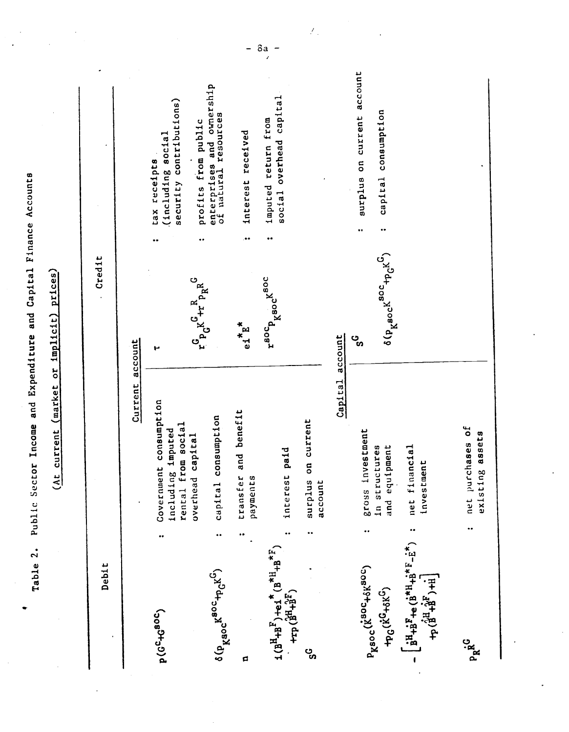Table 2. Public Sector Income and Expenditure and Capital Finance Accounts

(At current (market or implicit) prices)

| Debit | | Credit | |
|---|---|---|---|
| **Current account** | | | |
| $p(G^C+G^{soc})$ | : Government consumption including imputed rental from social overhead capital | $T$ | : tax receipts (including social security contributions) |
| $\delta(p_{K^{soc}}K^{soc}+p_G K^G)$ | : capital consumption | $r^G p_G K^G + r^R p_R R^G$ | : profits from public enterprises and ownership of natural resources |
| $\Omega$ | : transfer and benefit payments | $ei^*E^*$ | : interest received |
| $i(B^H+B^F)+ei^*(B^{*H}+B^{*F}) + rp(\tilde{B}^H+\tilde{B}^F)$ | : interest paid | $r^{soc}p_{K^{soc}}K^{soc}$ | : imputed return from social overhead capital |
| $S^G$ | : surplus on current account | | |
| **Capital account** | | | |
| $p_{K^{soc}}(\dot{K}^{soc}+\delta K^{soc}) + p_G(\dot{K}^G+\delta K^G)$ | : gross investment in structures and equipment | $S^G$ | : surplus on current account |
| $-\left[\dot{B}^H+\dot{B}^F+e(\dot{B}^{*H}+\dot{B}^{*F}-\dot{E}^*) + p(\dot{\tilde{B}}^H+\dot{\tilde{B}}^F)+\dot{H}\right]$ | : net financial investment | $\delta(p_{K^{soc}}K^{soc}+p_G K^G)$ | : capital consumption |
| $p_R\dot{R}^G$ | : net purchases of existing assets | | |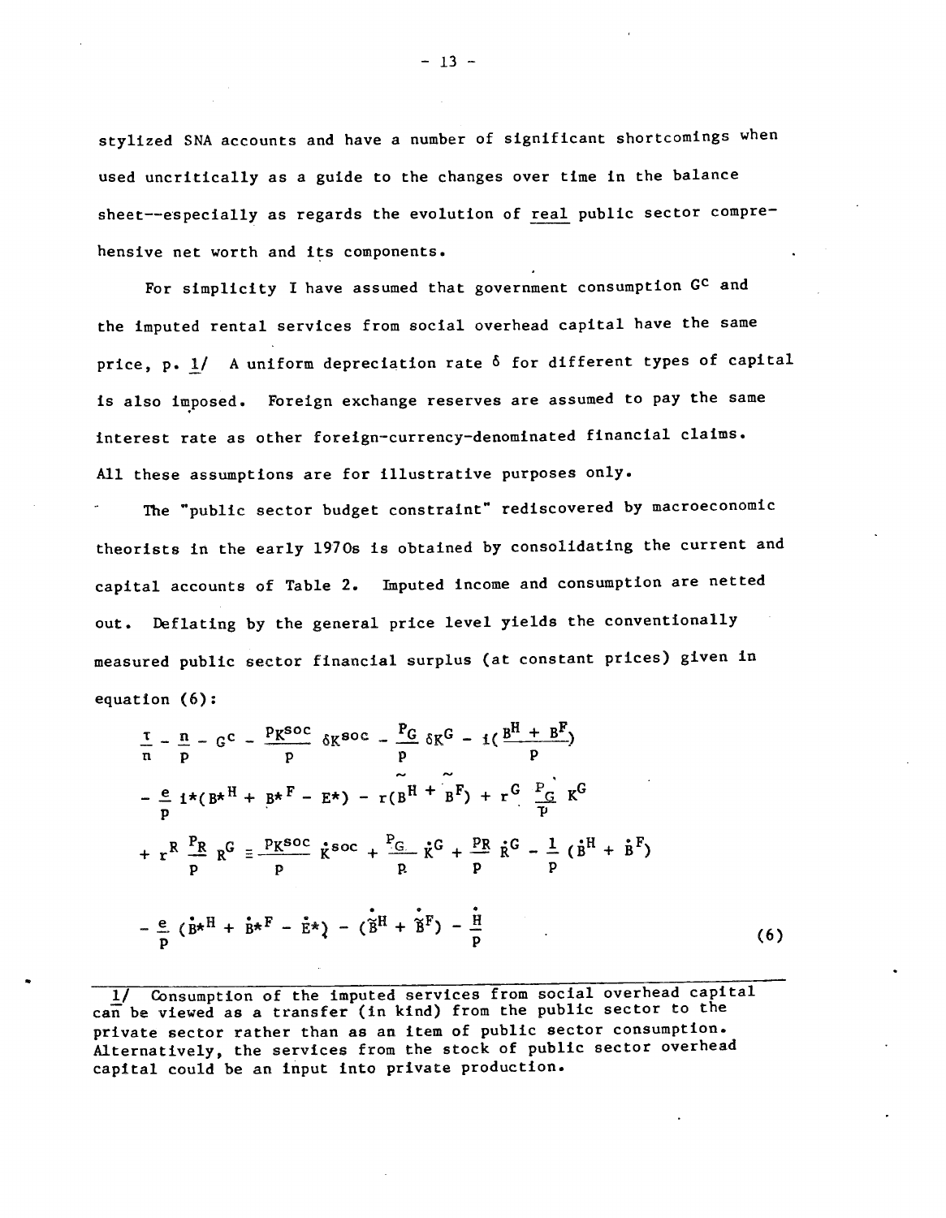stylized SNA accounts and have a number of significant shortcomings when used uncritically as a guide to the changes over time in the balance sheet--especially as regards the evolution of real public sector comprehensive net worth and its components.

For simplicity I have assumed that government consumption $G^c$ and the imputed rental services from social overhead capital have the same price, p. 1/ A uniform depreciation rate $\delta$ for different types of capital is also imposed. Foreign exchange reserves are assumed to pay the same interest rate as other foreign-currency-denominated financial claims. All these assumptions are for illustrative purposes only.

The "public sector budget constraint" rediscovered by macroeconomic theorists in the early 1970s is obtained by consolidating the current and capital accounts of Table 2. Imputed income and consumption are netted out. Deflating by the general price level yields the conventionally measured public sector financial surplus (at constant prices) given in equation (6):

$$
\begin{aligned}
&\frac{\tau}{n} - \frac{n}{p} - G^c - \frac{P_{K^{soc}}}{p}\,\delta K^{soc} - \frac{P_G}{p}\,\delta K^G - i\left(\frac{B^H + B^F}{p}\right) \\
&- \frac{e}{p}\,i^*(B^{*H} + B^{*F} - E^*) - r(\tilde{B}^H + \tilde{B}^F) + r^G\,\frac{P_G}{p}\,K^G \\
&+ r^R\,\frac{P_R}{p}\,R^G \equiv \frac{P_{K^{soc}}}{p}\,\dot{K}^{soc} + \frac{P_G}{p}\,\dot{K}^G + \frac{P_R}{p}\,\dot{R}^G - \frac{1}{p}\,(\dot{B}^H + \dot{B}^F) \\
&- \frac{e}{p}\,(\dot{B}^{*H} + \dot{B}^{*F} - \dot{E}^*) - (\dot{\tilde{B}}^H + \dot{\tilde{B}}^F) - \frac{\dot{H}}{p}
\end{aligned}
\qquad (6)
$$

---

1/ Consumption of the imputed services from social overhead capital can be viewed as a transfer (in kind) from the public sector to the private sector rather than as an item of public sector consumption. Alternatively, the services from the stock of public sector overhead capital could be an input into private production.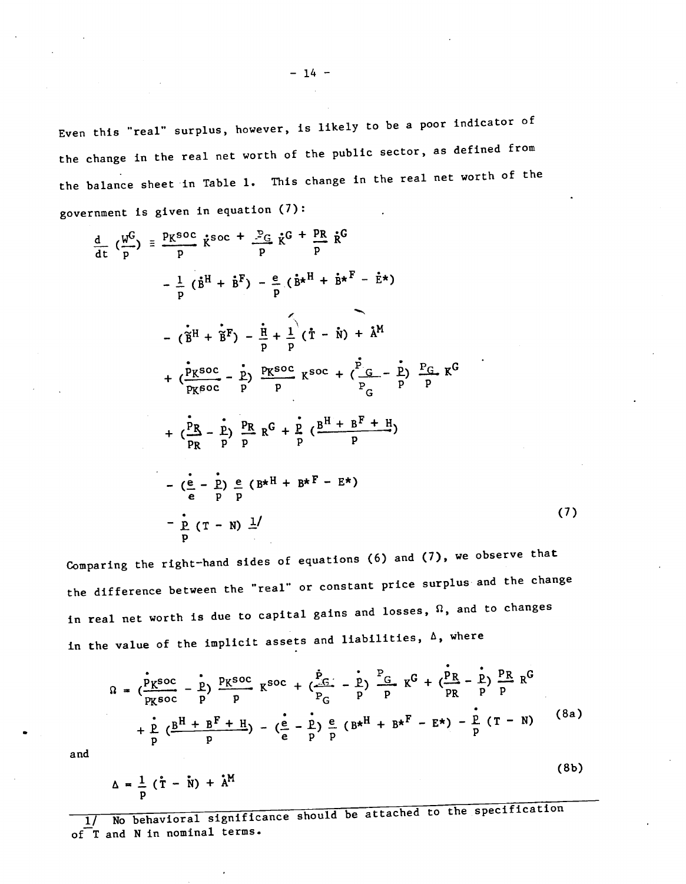Even this "real" surplus, however, is likely to be a poor indicator of the change in the real net worth of the public sector, as defined from the balance sheet in Table 1. This change in the real net worth of the government is given in equation (7):

$$
\begin{aligned}
\frac{d}{dt}\left(\frac{W^G}{p}\right) \equiv\ & \frac{p_{K^{soc}}}{p}\dot{K}^{soc} + \frac{P_G}{p}\dot{K}^G + \frac{p_R}{p}\dot{R}^G \\
& - \frac{1}{p}(\dot{B}^H + \dot{B}^F) - \frac{e}{p}(\dot{B}^{*H} + \dot{B}^{*F} - \dot{E}^*) \\
& - (\dot{\overline{B}}^H + \dot{\overline{B}}^F) - \frac{\dot{H}}{p} + \frac{1}{p}(\dot{T} - \dot{N}) + \dot{A}^M \\
& + \left(\frac{\dot{p}_{K^{soc}}}{p_{K^{soc}}} - \frac{\dot{p}}{p}\right)\frac{p_{K^{soc}}}{p}K^{soc} + \left(\frac{\dot{P}_G}{P_G} - \frac{\dot{p}}{p}\right)\frac{P_G}{p}K^G \\
& + \left(\frac{\dot{p}_R}{p_R} - \frac{\dot{p}}{p}\right)\frac{p_R}{p}R^G + \frac{\dot{p}}{p}\left(\frac{B^H + B^F + H}{p}\right) \\
& - \left(\frac{\dot{e}}{e} - \frac{\dot{p}}{p}\right)\frac{e}{p}(B^{*H} + B^{*F} - E^*) \\
& - \frac{\dot{p}}{p}(T - N) \text{ [1]}
\end{aligned} \tag{7}
$$

Comparing the right-hand sides of equations (6) and (7), we observe that the difference between the "real" or constant price surplus and the change in real net worth is due to capital gains and losses, $\Omega$, and to changes in the value of the implicit assets and liabilities, $\Delta$, where

$$
\begin{aligned}
\Omega =\ & \left(\frac{\dot{p}_{K^{soc}}}{p_{K^{soc}}} - \frac{\dot{p}}{p}\right)\frac{p_{K^{soc}}}{p}K^{soc} + \left(\frac{\dot{P}_G}{P_G} - \frac{\dot{p}}{p}\right)\frac{P_G}{p}K^G + \left(\frac{\dot{p}_R}{p_R} - \frac{\dot{p}}{p}\right)\frac{p_R}{p}R^G \\
& + \frac{\dot{p}}{p}\left(\frac{B^H + B^F + H}{p}\right) - \left(\frac{\dot{e}}{e} - \frac{\dot{p}}{p}\right)\frac{e}{p}(B^{*H} + B^{*F} - E^*) - \frac{\dot{p}}{p}(T - N)
\end{aligned} \tag{8a}
$$

and

$$
\Delta = \frac{1}{p}(\dot{T} - \dot{N}) + \dot{A}^M \tag{8b}
$$

---

[1] No behavioral significance should be attached to the specification of T and N in nominal terms.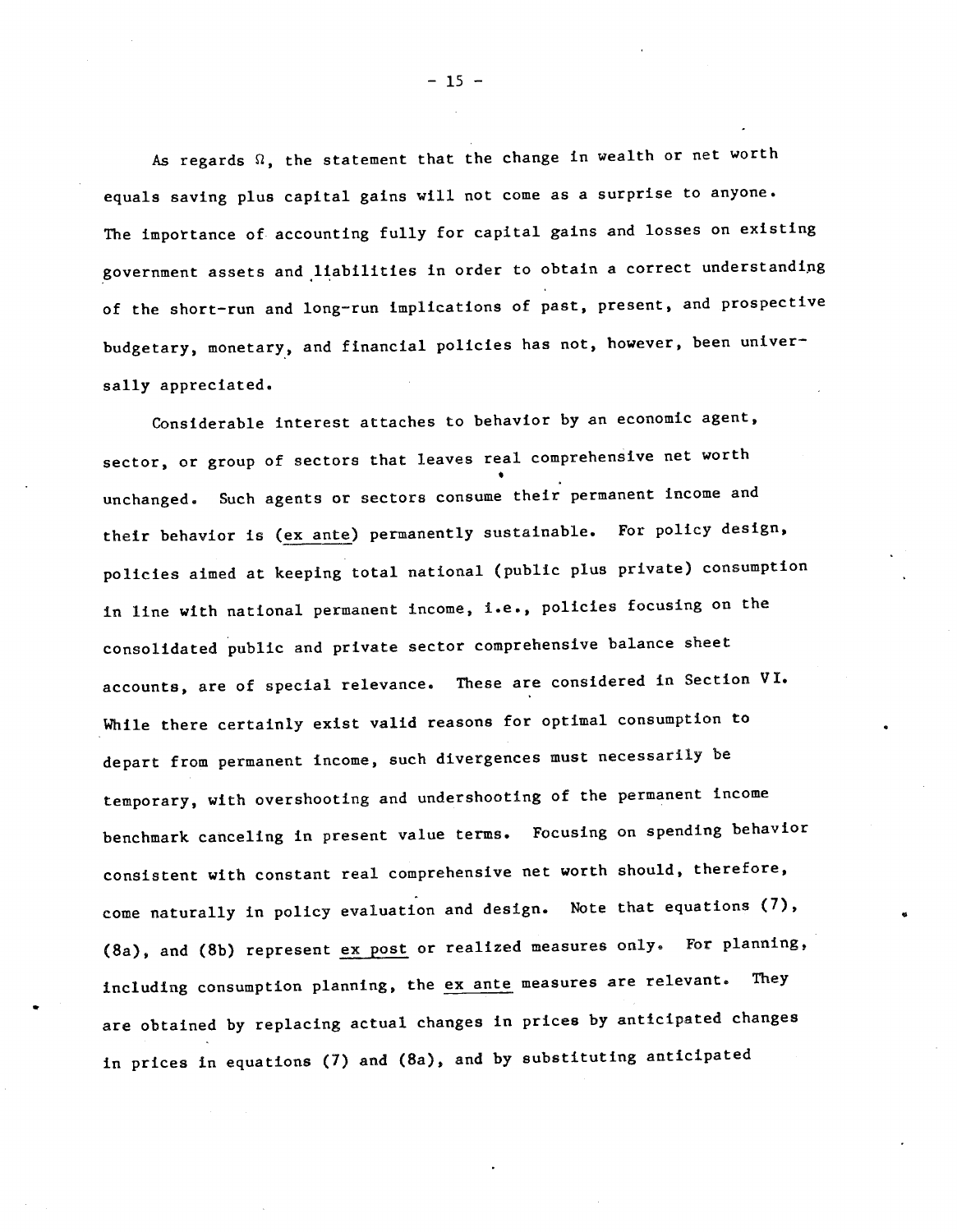As regards $\Omega$, the statement that the change in wealth or net worth equals saving plus capital gains will not come as a surprise to anyone. The importance of accounting fully for capital gains and losses on existing government assets and liabilities in order to obtain a correct understanding of the short-run and long-run implications of past, present, and prospective budgetary, monetary, and financial policies has not, however, been universally appreciated.

Considerable interest attaches to behavior by an economic agent, sector, or group of sectors that leaves real comprehensive net worth unchanged. Such agents or sectors consume their permanent income and their behavior is (<u>ex ante</u>) permanently sustainable. For policy design, policies aimed at keeping total national (public plus private) consumption in line with national permanent income, i.e., policies focusing on the consolidated public and private sector comprehensive balance sheet accounts, are of special relevance. These are considered in Section VI. While there certainly exist valid reasons for optimal consumption to depart from permanent income, such divergences must necessarily be temporary, with overshooting and undershooting of the permanent income benchmark canceling in present value terms. Focusing on spending behavior consistent with constant real comprehensive net worth should, therefore, come naturally in policy evaluation and design. Note that equations (7), (8a), and (8b) represent <u>ex post</u> or realized measures only. For planning, including consumption planning, the <u>ex ante</u> measures are relevant. They are obtained by replacing actual changes in prices by anticipated changes in prices in equations (7) and (8a), and by substituting anticipated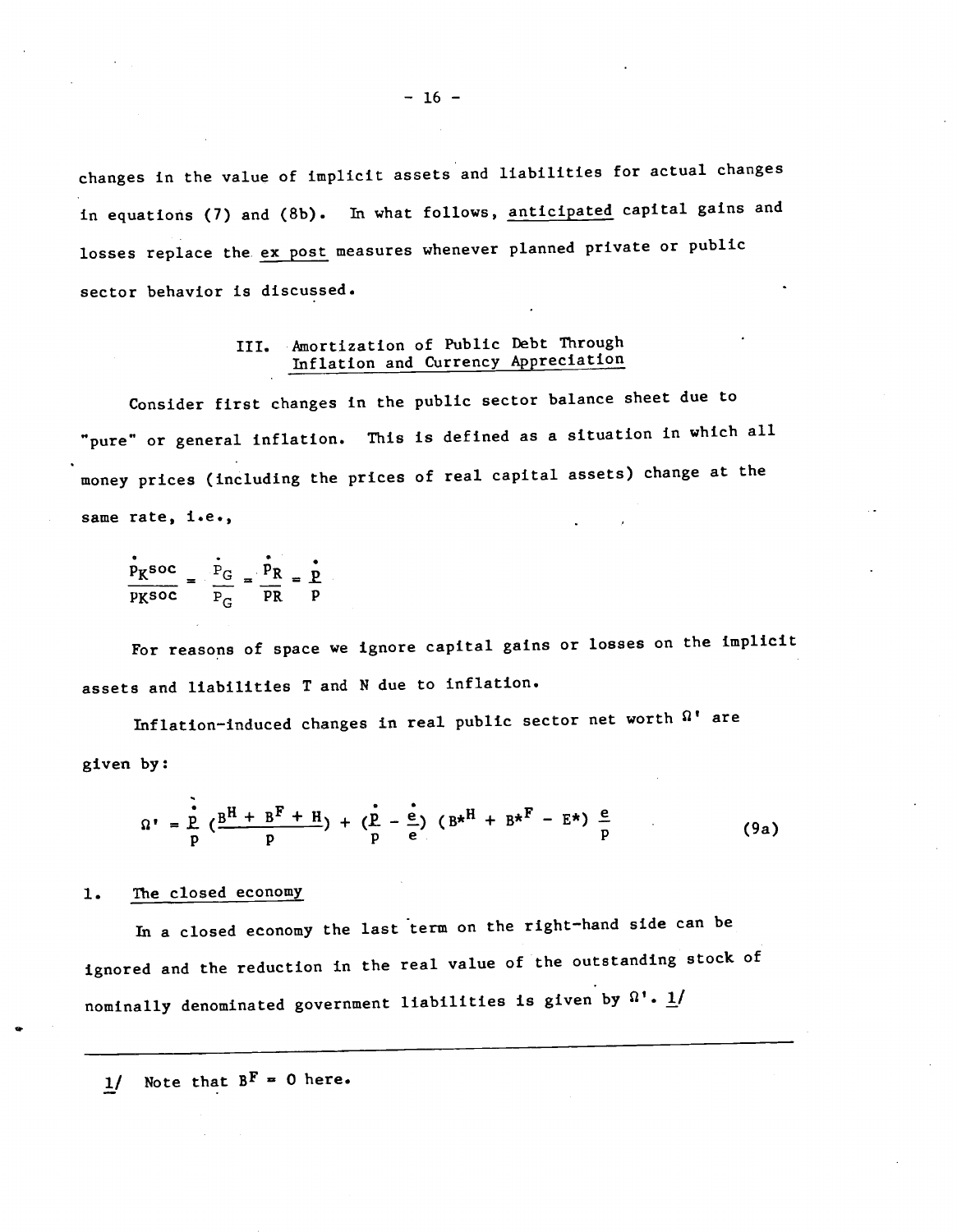changes in the value of implicit assets and liabilities for actual changes in equations (7) and (8b). In what follows, anticipated capital gains and losses replace the *ex post* measures whenever planned private or public sector behavior is discussed.

## III. Amortization of Public Debt Through Inflation and Currency Appreciation

Consider first changes in the public sector balance sheet due to "pure" or general inflation. This is defined as a situation in which all money prices (including the prices of real capital assets) change at the same rate, i.e.,

$$\frac{\dot{p}_{K^{soc}}}{p_{K^{soc}}} = \frac{\dot{P}_G}{P_G} = \frac{\dot{P}_R}{PR} = \frac{\dot{p}}{p}$$

For reasons of space we ignore capital gains or losses on the implicit assets and liabilities T and N due to inflation.

Inflation-induced changes in real public sector net worth $\Omega'$ are given by:

$$\dot{\Omega}' = \frac{\dot{p}}{p}\left(\frac{B^H + B^F + H}{p}\right) + \left(\frac{\dot{p}}{p} - \frac{\dot{e}}{e}\right)\left(B^{*H} + B^{*F} - E^*\right)\frac{e}{p} \tag{9a}$$

### 1. The closed economy

In a closed economy the last term on the right-hand side can be ignored and the reduction in the real value of the outstanding stock of nominally denominated government liabilities is given by $\dot{\Omega}'$. 1/

---

1/ Note that $B^F = 0$ here.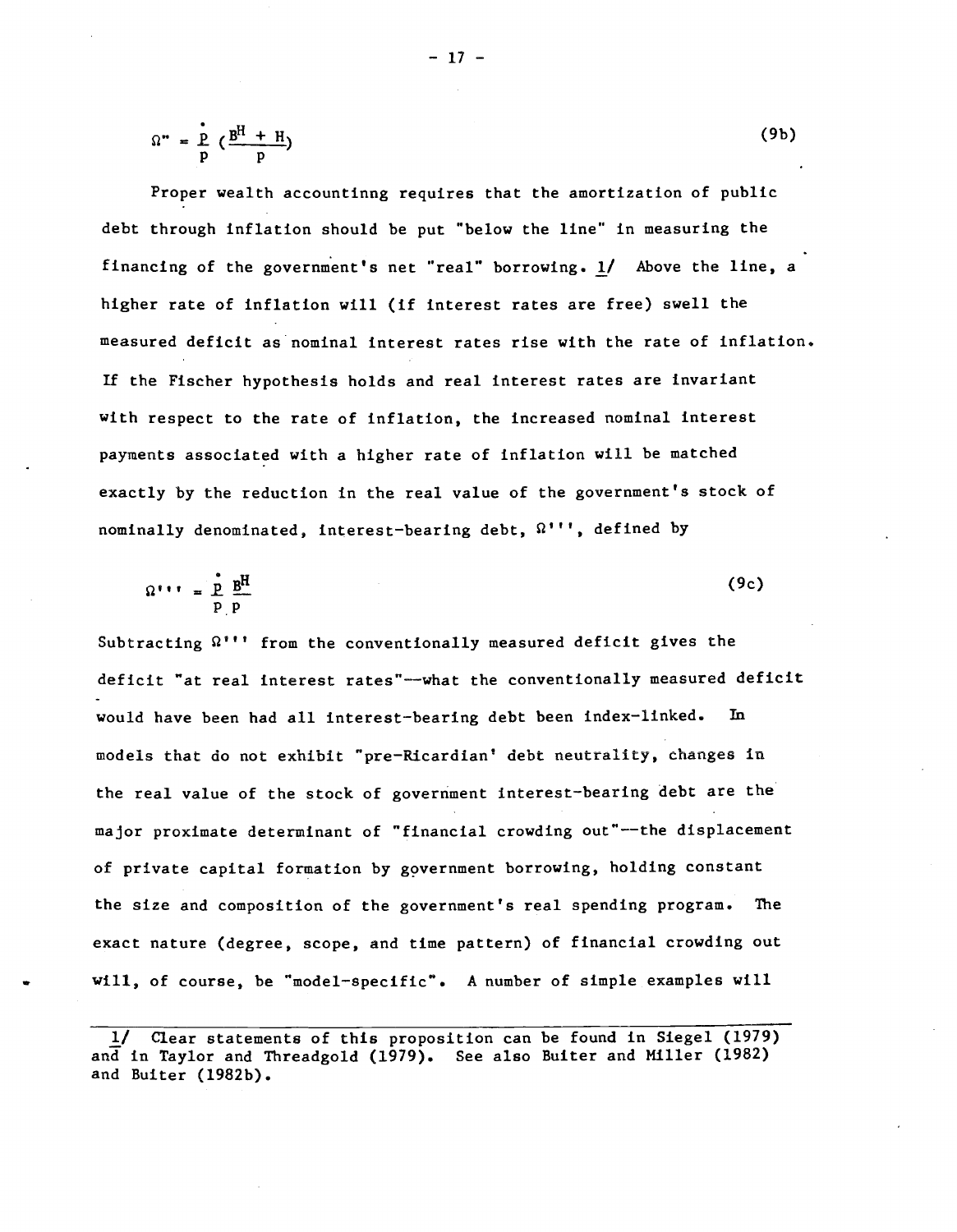$$\Omega'' = \frac{\dot{P}}{P} \left( \frac{B^H + H}{P} \right) \tag{9b}$$

Proper wealth accountinng requires that the amortization of public debt through inflation should be put "below the line" in measuring the financing of the government's net "real" borrowing. 1/ Above the line, a higher rate of inflation will (if interest rates are free) swell the measured deficit as nominal interest rates rise with the rate of inflation. If the Fischer hypothesis holds and real interest rates are invariant with respect to the rate of inflation, the increased nominal interest payments associated with a higher rate of inflation will be matched exactly by the reduction in the real value of the government's stock of nominally denominated, interest-bearing debt, $\Omega'''$, defined by

$$\Omega''' = \frac{\dot{P}}{P} \frac{B^H}{P} \tag{9c}$$

Subtracting $\Omega'''$ from the conventionally measured deficit gives the deficit "at real interest rates"—what the conventionally measured deficit would have been had all interest-bearing debt been index-linked. In models that do not exhibit "pre-Ricardian' debt neutrality, changes in the real value of the stock of government interest-bearing debt are the major proximate determinant of "financial crowding out"—the displacement of private capital formation by government borrowing, holding constant the size and composition of the government's real spending program. The exact nature (degree, scope, and time pattern) of financial crowding out will, of course, be "model-specific". A number of simple examples will

---

1/ Clear statements of this proposition can be found in Siegel (1979) and in Taylor and Threadgold (1979). See also Buiter and Miller (1982) and Buiter (1982b).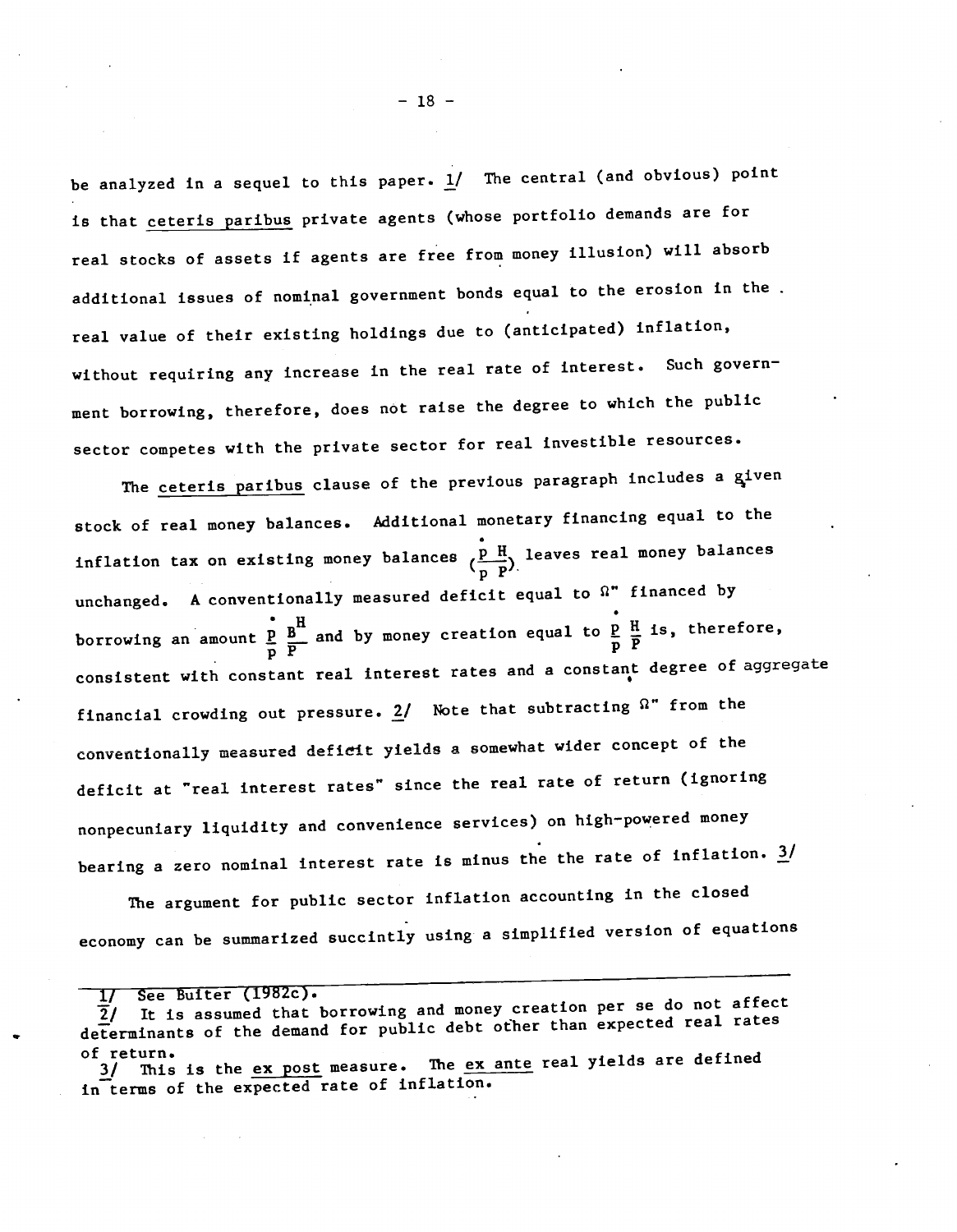be analyzed in a sequel to this paper. [1] The central (and obvious) point is that *ceteris paribus* private agents (whose portfolio demands are for real stocks of assets if agents are free from money illusion) will absorb additional issues of nominal government bonds equal to the erosion in the real value of their existing holdings due to (anticipated) inflation, without requiring any increase in the real rate of interest. Such government borrowing, therefore, does not raise the degree to which the public sector competes with the private sector for real investible resources.

The *ceteris paribus* clause of the previous paragraph includes a given stock of real money balances. Additional monetary financing equal to the inflation tax on existing money balances $(\frac{\dot{p}}{p}\frac{H}{P})$ leaves real money balances unchanged. A conventionally measured deficit equal to $\Omega''$ financed by borrowing an amount $\frac{\dot{p}}{p}\frac{B^H}{P}$ and by money creation equal to $\frac{\dot{p}}{p}\frac{H}{P}$ is, therefore, consistent with constant real interest rates and a constant degree of aggregate financial crowding out pressure. [2] Note that subtracting $\Omega''$ from the conventionally measured deficit yields a somewhat wider concept of the deficit at "real interest rates" since the real rate of return (ignoring nonpecuniary liquidity and convenience services) on high-powered money bearing a zero nominal interest rate is minus the the rate of inflation. [3]

The argument for public sector inflation accounting in the closed economy can be summarized succintly using a simplified version of equations

---

[1] See Buiter (1982c).

[2] It is assumed that borrowing and money creation per se do not affect determinants of the demand for public debt other than expected real rates of return.

[3] This is the *ex post* measure. The *ex ante* real yields are defined in terms of the expected rate of inflation.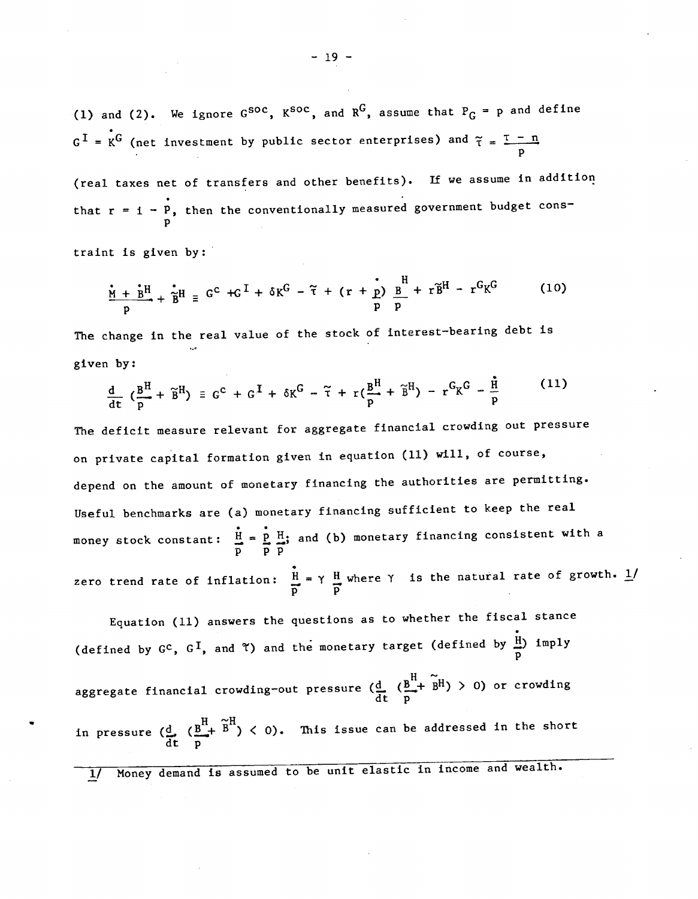(1) and (2). We ignore $G^{soc}$, $K^{soc}$, and $R^G$, assume that $P_G = p$ and define $G^I = \dot{K}^G$ (net investment by public sector enterprises) and $\tilde{\tau} = \frac{T - n}{p}$ (real taxes net of transfers and other benefits). If we assume in addition that $r = i - \frac{\dot{P}}{p}$, then the conventionally measured government budget constraint is given by:

$$\frac{\dot{M} + \dot{B}^H}{p} + \dot{\tilde{B}}^H \equiv G^c + G^I + \delta K^G - \tilde{\tau} + (r + \frac{\dot{p}}{p}) \frac{B^H}{p} + r\tilde{B}^H - r^G K^G \tag{10}$$

The change in the real value of the stock of interest-bearing debt is given by:

$$\frac{d}{dt}(\frac{B^H}{p} + \tilde{B}^H) \equiv G^c + G^I + \delta K^G - \tilde{\tau} + r(\frac{B^H}{p} + \tilde{B}^H) - r^G K^G - \frac{\dot{H}}{p} \tag{11}$$

The deficit measure relevant for aggregate financial crowding out pressure on private capital formation given in equation (11) will, of course, depend on the amount of monetary financing the authorities are permitting. Useful benchmarks are (a) monetary financing sufficient to keep the real money stock constant: $\frac{\dot{H}}{p} = \frac{\dot{p}}{p}\frac{H}{p}$; and (b) monetary financing consistent with a zero trend rate of inflation: $\frac{\dot{H}}{p} = \gamma \frac{H}{p}$ where $\gamma$ is the natural rate of growth. 1/

Equation (11) answers the questions as to whether the fiscal stance (defined by $G^c$, $G^I$, and $\tilde{\tau}$) and the monetary target (defined by $\frac{\dot{H}}{p}$) imply aggregate financial crowding-out pressure $(\frac{d}{dt}(\frac{B^H}{p} + \tilde{B}^H) > 0)$ or crowding in pressure $(\frac{d}{dt}(\frac{B^H}{p} + \tilde{B}^H) < 0)$. This issue can be addressed in the short

---

1/ Money demand is assumed to be unit elastic in income and wealth.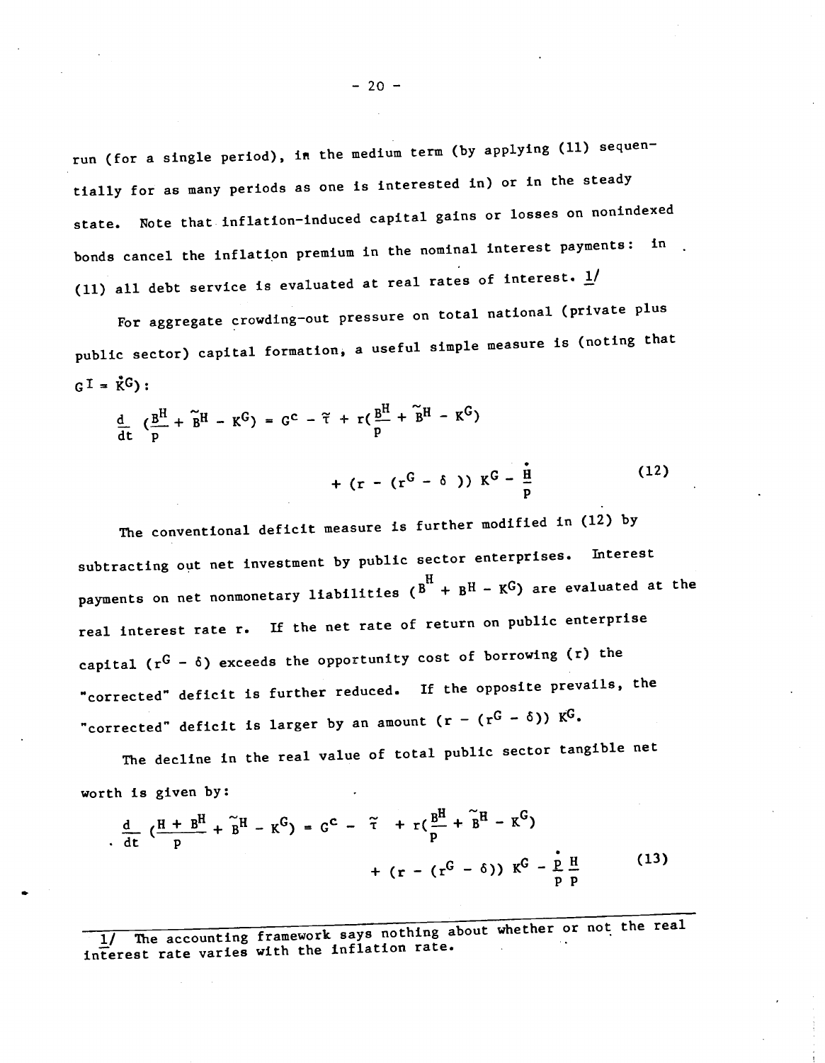run (for a single period), in the medium term (by applying (11) sequentially for as many periods as one is interested in) or in the steady state. Note that inflation-induced capital gains or losses on nonindexed bonds cancel the inflation premium in the nominal interest payments: in (11) all debt service is evaluated at real rates of interest. 1/

For aggregate crowding-out pressure on total national (private plus public sector) capital formation, a useful simple measure is (noting that $G^I = \dot{K}^G$):

$$\frac{d}{dt}\left(\frac{B^H}{p} + \tilde{B}^H - K^G\right) = G^c - \tilde{\tau} + r\left(\frac{B^H}{p} + \tilde{B}^H - K^G\right)$$

$$+ \left(r - \left(r^G - \delta\right)\right) K^G - \frac{\dot{H}}{p} \tag{12}$$

The conventional deficit measure is further modified in (12) by subtracting out net investment by public sector enterprises. Interest payments on net nonmonetary liabilities ($B^H + B^H - K^G$) are evaluated at the real interest rate $r$. If the net rate of return on public enterprise capital ($r^G - \delta$) exceeds the opportunity cost of borrowing ($r$) the "corrected" deficit is further reduced. If the opposite prevails, the "corrected" deficit is larger by an amount $(r - (r^G - \delta)) K^G$.

The decline in the real value of total public sector tangible net worth is given by:

$$\frac{d}{dt}\left(\frac{H + B^H}{p} + \tilde{B}^H - K^G\right) = G^c - \tilde{\tau} + r\left(\frac{B^H}{p} + \tilde{B}^H - K^G\right)$$

$$+ \left(r - \left(r^G - \delta\right)\right) K^G - \frac{\dot{p}}{p}\frac{H}{p} \tag{13}$$

---

1/ The accounting framework says nothing about whether or not the real interest rate varies with the inflation rate.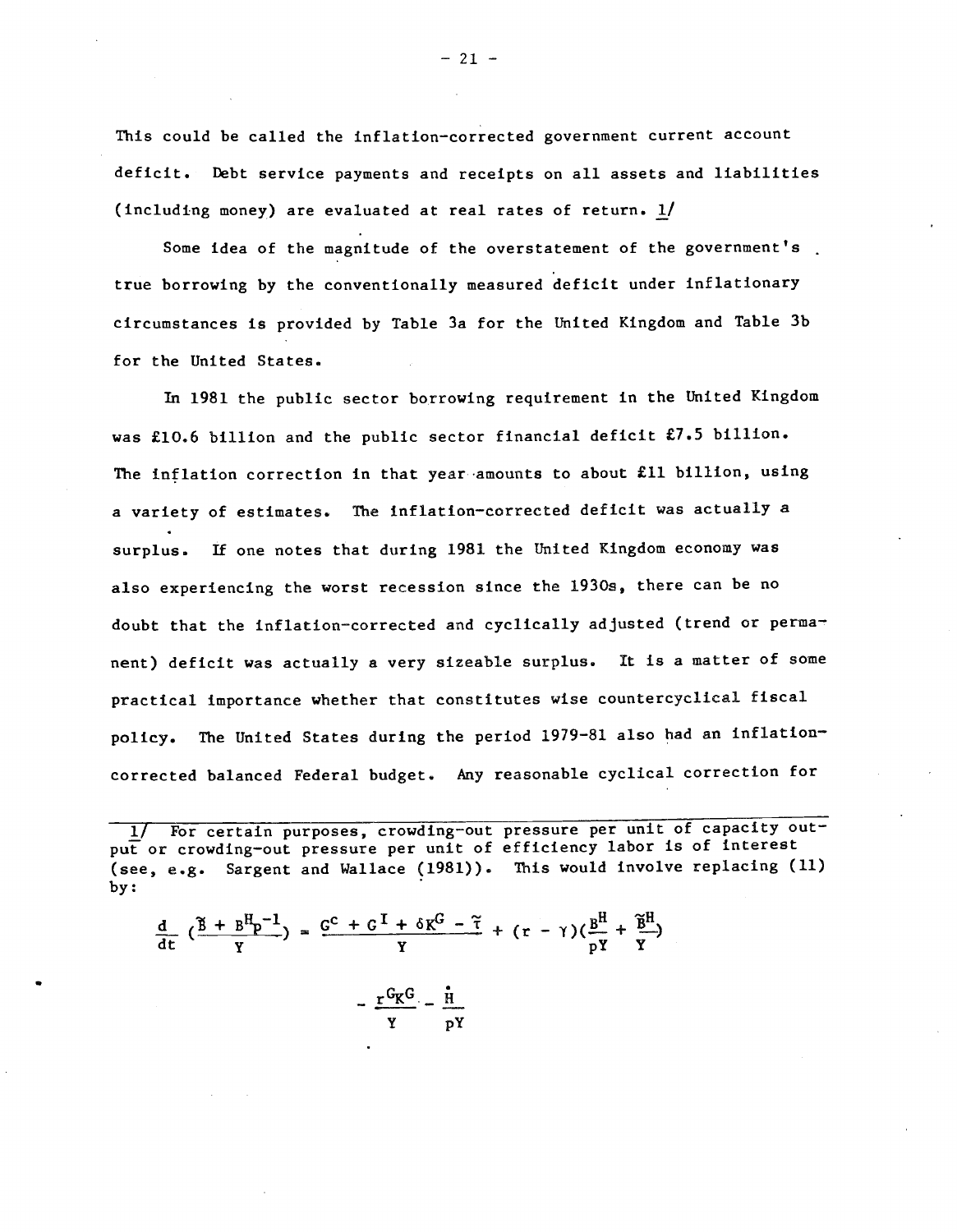This could be called the inflation-corrected government current account deficit. Debt service payments and receipts on all assets and liabilities (including money) are evaluated at real rates of return. 1/

Some idea of the magnitude of the overstatement of the government's true borrowing by the conventionally measured deficit under inflationary circumstances is provided by Table 3a for the United Kingdom and Table 3b for the United States.

In 1981 the public sector borrowing requirement in the United Kingdom was £10.6 billion and the public sector financial deficit £7.5 billion. The inflation correction in that year amounts to about £11 billion, using a variety of estimates. The inflation-corrected deficit was actually a surplus. If one notes that during 1981 the United Kingdom economy was also experiencing the worst recession since the 1930s, there can be no doubt that the inflation-corrected and cyclically adjusted (trend or permanent) deficit was actually a very sizeable surplus. It is a matter of some practical importance whether that constitutes wise countercyclical fiscal policy. The United States during the period 1979-81 also had an inflation-corrected balanced Federal budget. Any reasonable cyclical correction for

---

1/ For certain purposes, crowding-out pressure per unit of capacity output or crowding-out pressure per unit of efficiency labor is of interest (see, e.g. Sargent and Wallace (1981)). This would involve replacing (11) by:

$$\frac{d}{dt}\left(\frac{\tilde{B} + B^H p^{-1}}{Y}\right) = \frac{G^C + G^I + \delta K^G - \tilde{\tau}}{Y} + (r - \gamma)\left(\frac{B^H}{pY} + \frac{\tilde{B}^H}{Y}\right)$$

$$- \frac{r^{G_K} G}{Y} - \frac{\dot{H}}{pY}$$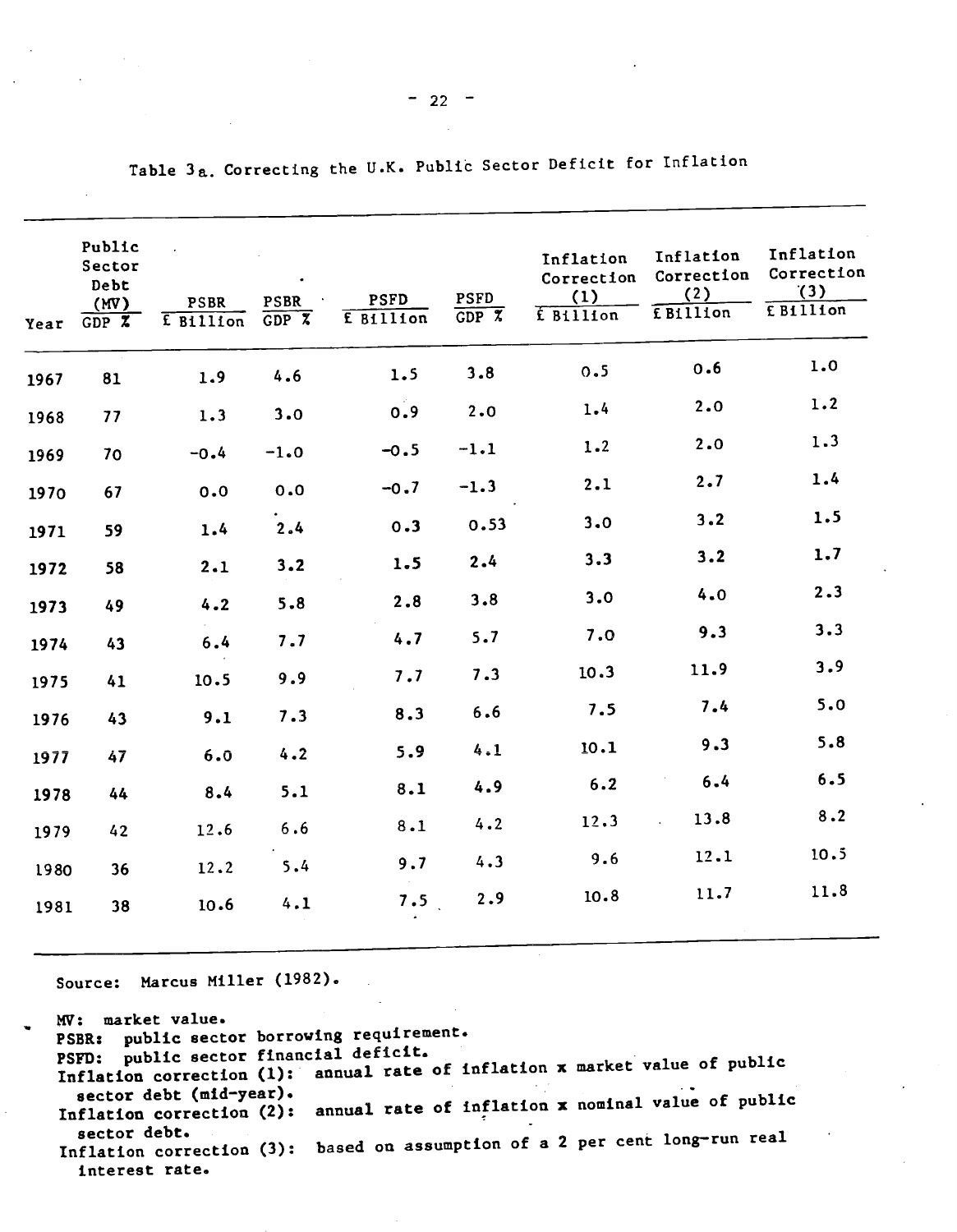Table 3a. Correcting the U.K. Public Sector Deficit for Inflation

| Year | Public Sector Debt (MV) GDP % | PSBR £ Billion | PSBR GDP % | PSFD £ Billion | PSFD GDP % | Inflation Correction (1) £ Billion | Inflation Correction (2) £ Billion | Inflation Correction (3) £ Billion |
|---|---|---|---|---|---|---|---|---|
| 1967 | 81 | 1.9 | 4.6 | 1.5 | 3.8 | 0.5 | 0.6 | 1.0 |
| 1968 | 77 | 1.3 | 3.0 | 0.9 | 2.0 | 1.4 | 2.0 | 1.2 |
| 1969 | 70 | -0.4 | -1.0 | -0.5 | -1.1 | 1.2 | 2.0 | 1.3 |
| 1970 | 67 | 0.0 | 0.0 | -0.7 | -1.3 | 2.1 | 2.7 | 1.4 |
| 1971 | 59 | 1.4 | 2.4 | 0.3 | 0.53 | 3.0 | 3.2 | 1.5 |
| 1972 | 58 | 2.1 | 3.2 | 1.5 | 2.4 | 3.3 | 3.2 | 1.7 |
| 1973 | 49 | 4.2 | 5.8 | 2.8 | 3.8 | 3.0 | 4.0 | 2.3 |
| 1974 | 43 | 6.4 | 7.7 | 4.7 | 5.7 | 7.0 | 9.3 | 3.3 |
| 1975 | 41 | 10.5 | 9.9 | 7.7 | 7.3 | 10.3 | 11.9 | 3.9 |
| 1976 | 43 | 9.1 | 7.3 | 8.3 | 6.6 | 7.5 | 7.4 | 5.0 |
| 1977 | 47 | 6.0 | 4.2 | 5.9 | 4.1 | 10.1 | 9.3 | 5.8 |
| 1978 | 44 | 8.4 | 5.1 | 8.1 | 4.9 | 6.2 | 6.4 | 6.5 |
| 1979 | 42 | 12.6 | 6.6 | 8.1 | 4.2 | 12.3 | 13.8 | 8.2 |
| 1980 | 36 | 12.2 | 5.4 | 9.7 | 4.3 | 9.6 | 12.1 | 10.5 |
| 1981 | 38 | 10.6 | 4.1 | 7.5 | 2.9 | 10.8 | 11.7 | 11.8 |

Source: Marcus Miller (1982).

MV: market value.
PSBR: public sector borrowing requirement.
PSFD: public sector financial deficit.
Inflation correction (1): annual rate of inflation x market value of public sector debt (mid-year).
Inflation correction (2): annual rate of inflation x nominal value of public sector debt.
Inflation correction (3): based on assumption of a 2 per cent long-run real interest rate.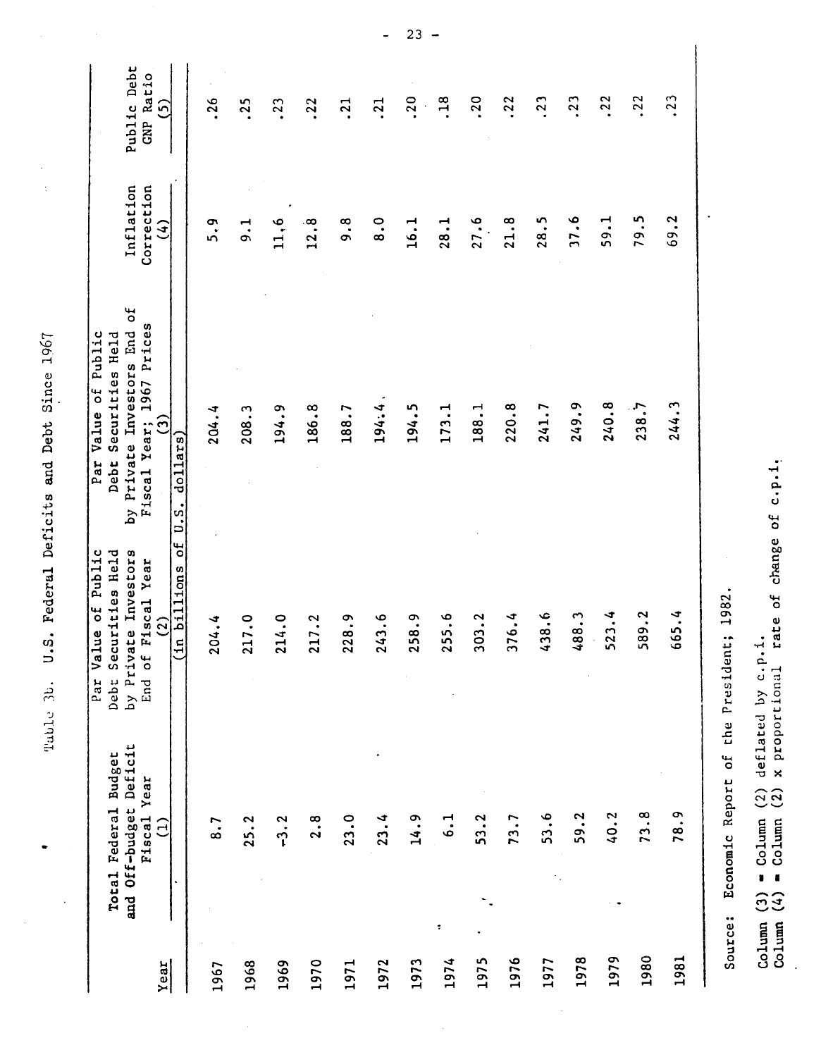Table 3b. U.S. Federal Deficits and Debt Since 1967

| Year | Total Federal Budget and Off-budget Deficit Fiscal Year (1) | Par Value of Public Debt Securities Held by Private Investors End of Fiscal Year (2) | Par Value of Public Debt Securities Held by Private Investors End of Fiscal Year; 1967 Prices (3) | Inflation Correction (4) | Public Debt GNP Ratio (5) |
|---|---|---|---|---|---|
| | | (In billions of U.S. dollars) | | | |
| 1967 | 8.7 | 204.4 | 204.4 | 5.9 | .26 |
| 1968 | 25.2 | 217.0 | 208.3 | 9.1 | .25 |
| 1969 | -3.2 | 214.0 | 194.9 | 11.6 | .23 |
| 1970 | 2.8 | 217.2 | 186.8 | 12.8 | .22 |
| 1971 | 23.0 | 228.9 | 188.7 | 9.8 | .21 |
| 1972 | 23.4 | 243.6 | 194.4 | 8.0 | .21 |
| 1973 | 14.9 | 258.9 | 194.5 | 16.1 | .20 |
| 1974 | 6.1 | 255.6 | 173.1 | 28.1 | .18 |
| 1975 | 53.2 | 303.2 | 188.1 | 27.6 | .20 |
| 1976 | 73.7 | 376.4 | 220.8 | 21.8 | .22 |
| 1977 | 53.6 | 438.6 | 241.7 | 28.5 | .23 |
| 1978 | 59.2 | 488.3 | 249.9 | 37.6 | .23 |
| 1979 | 40.2 | 523.4 | 240.8 | 59.1 | .22 |
| 1980 | 73.8 | 589.2 | 238.7 | 79.5 | .22 |
| 1981 | 78.9 | 665.4 | 244.3 | 69.2 | .23 |

Source: Economic Report of the President; 1982.

Column (3) = Column (2) deflated by c.p.i.
Column (4) = Column (2) x proportional rate of change of c.p.i.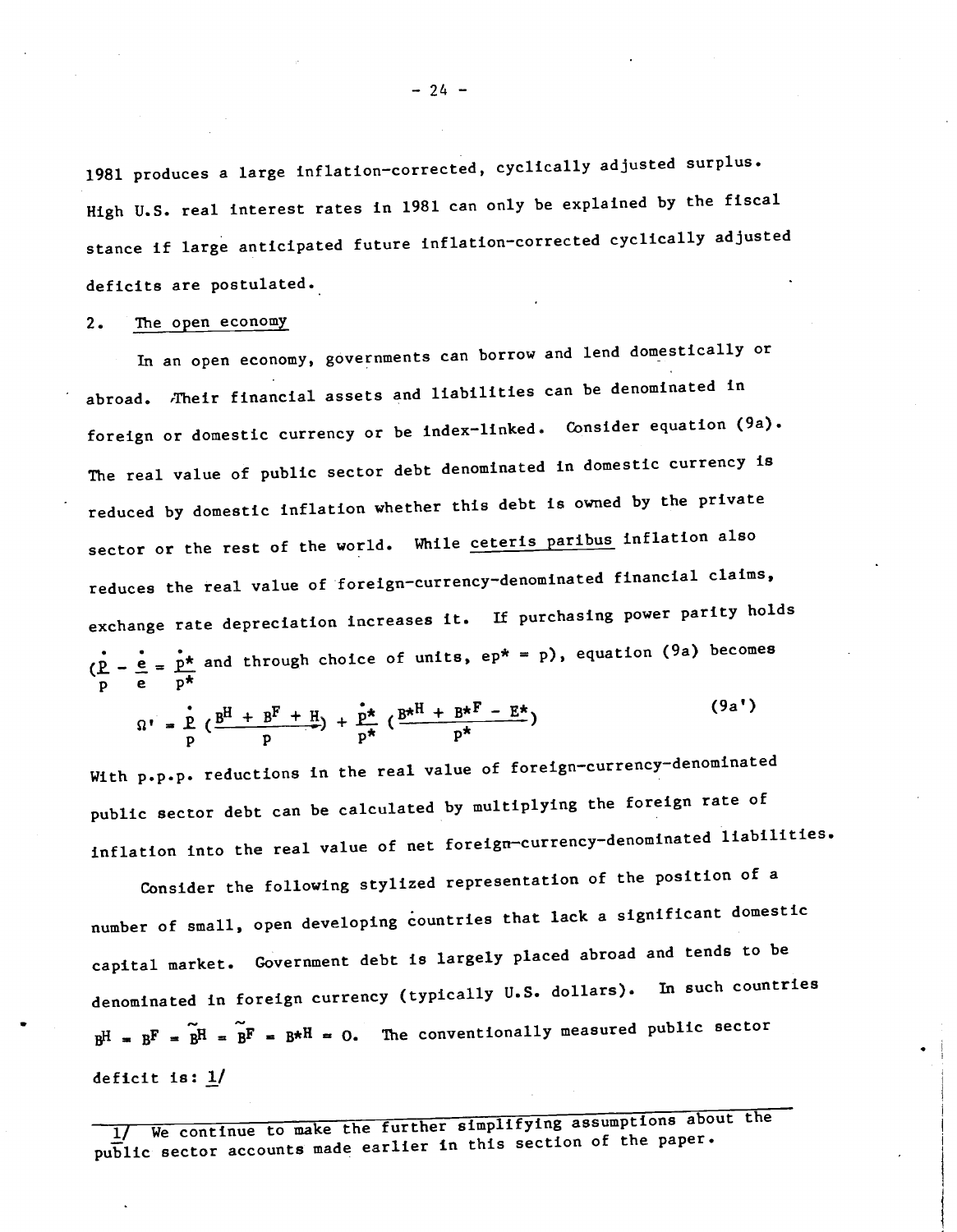1981 produces a large inflation-corrected, cyclically adjusted surplus. High U.S. real interest rates in 1981 can only be explained by the fiscal stance if large anticipated future inflation-corrected cyclically adjusted deficits are postulated.

## 2. The open economy

In an open economy, governments can borrow and lend domestically or abroad. Their financial assets and liabilities can be denominated in foreign or domestic currency or be index-linked. Consider equation (9a). The real value of public sector debt denominated in domestic currency is reduced by domestic inflation whether this debt is owned by the private sector or the rest of the world. While *ceteris paribus* inflation also reduces the real value of foreign-currency-denominated financial claims, exchange rate depreciation increases it. If purchasing power parity holds ($\frac{\dot{p}}{p} - \frac{\dot{e}}{e} = \frac{\dot{p}^*}{p^*}$ and through choice of units, $ep^* = p$), equation (9a) becomes

$$\Omega' = \frac{\dot{p}}{p}\left(\frac{B^H + B^F + H}{p}\right) + \frac{\dot{p}^*}{p^*}\left(\frac{B^{*H} + B^{*F} - E^*}{p^*}\right) \tag{9a'}$$

With p.p.p. reductions in the real value of foreign-currency-denominated public sector debt can be calculated by multiplying the foreign rate of inflation into the real value of net foreign-currency-denominated liabilities.

Consider the following stylized representation of the position of a number of small, open developing countries that lack a significant domestic capital market. Government debt is largely placed abroad and tends to be denominated in foreign currency (typically U.S. dollars). In such countries $B^H = B^F = \tilde{B}^H = \tilde{B}^F = B^{*H} = 0$. The conventionally measured public sector deficit is: 1/

---

1/ We continue to make the further simplifying assumptions about the public sector accounts made earlier in this section of the paper.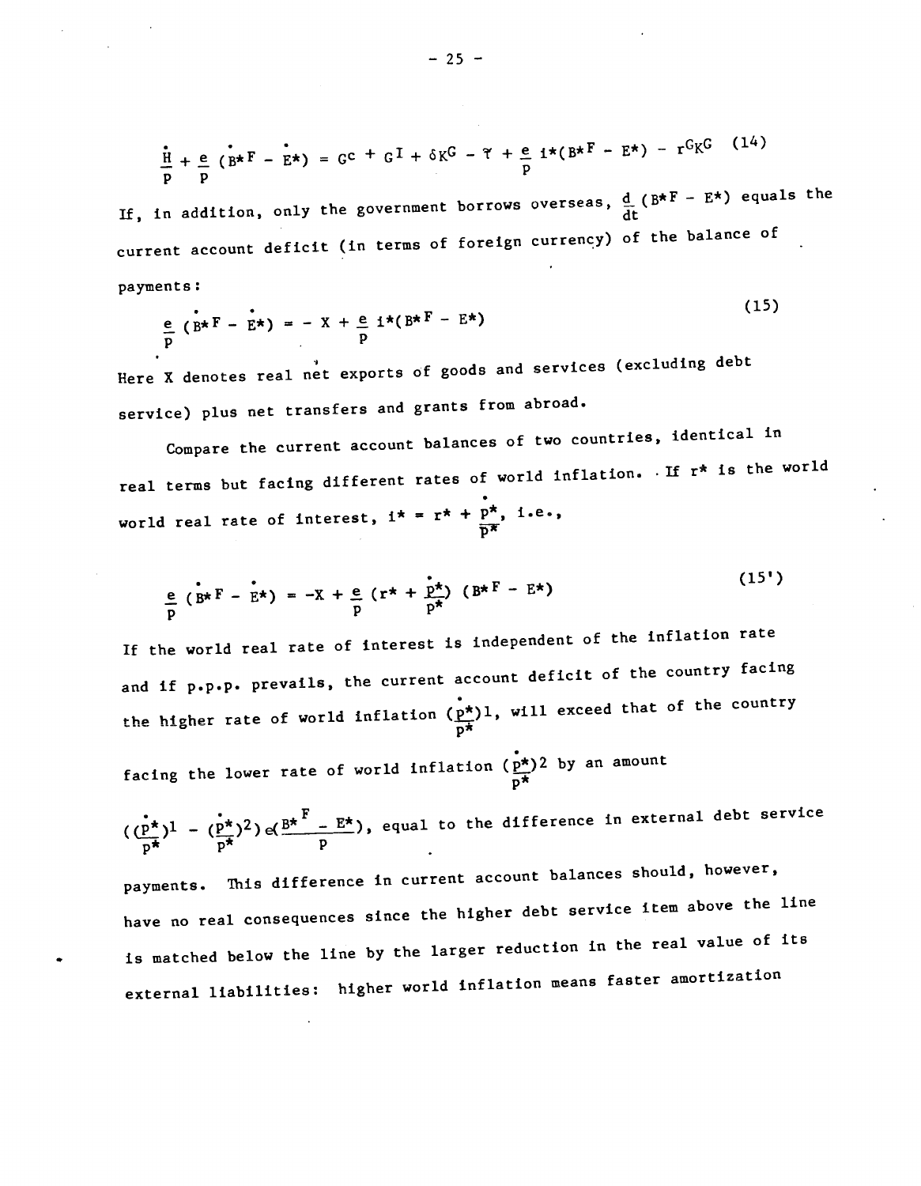$$\frac{\dot{H}}{p} + \frac{e}{p}(\dot{B}^{*F} - \dot{E}^{*}) = G^{c} + G^{I} + \delta K^{G} - \Upsilon + \frac{e}{p} i^{*}(B^{*F} - E^{*}) - r^{G}K^{G} \quad (14)$$

If, in addition, only the government borrows overseas, $\frac{d}{dt}(B^{*F} - E^{*})$ equals the current account deficit (in terms of foreign currency) of the balance of payments:

$$\frac{e}{p}(\dot{B}^{*F} - \dot{E}^{*}) = -X + \frac{e}{p} i^{*}(B^{*F} - E^{*}) \quad (15)$$

Here X denotes real net exports of goods and services (excluding debt service) plus net transfers and grants from abroad.

Compare the current account balances of two countries, identical in real terms but facing different rates of world inflation. If $r^{*}$ is the world world real rate of interest, $i^{*} = r^{*} + \frac{\dot{p}^{*}}{p^{*}}$, i.e.,

$$\frac{e}{p}(\dot{B}^{*F} - \dot{E}^{*}) = -X + \frac{e}{p}\left(r^{*} + \frac{\dot{p}^{*}}{p^{*}}\right)(B^{*F} - E^{*}) \quad (15')$$

If the world real rate of interest is independent of the inflation rate and if p.p.p. prevails, the current account deficit of the country facing the higher rate of world inflation $\left(\frac{\dot{p}^{*}}{p^{*}}\right)^{1}$, will exceed that of the country facing the lower rate of world inflation $\left(\frac{\dot{p}^{*}}{p^{*}}\right)^{2}$ by an amount $\left(\left(\frac{\dot{p}^{*}}{p^{*}}\right)^{1} - \left(\frac{\dot{p}^{*}}{p^{*}}\right)^{2}\right) e \left(\frac{B^{*F} - E^{*}}{p}\right)$, equal to the difference in external debt service payments. This difference in current account balances should, however, have no real consequences since the higher debt service item above the line is matched below the line by the larger reduction in the real value of its external liabilities: higher world inflation means faster amortization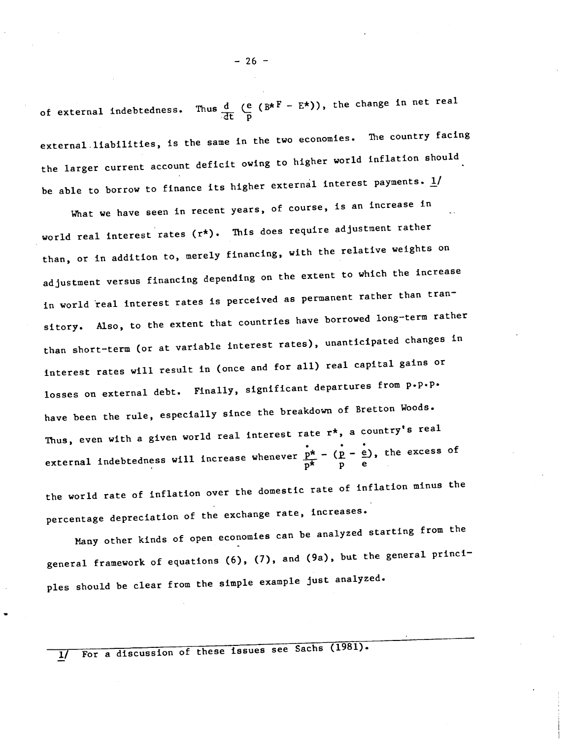of external indebtedness. Thus $\frac{d}{dt}\left(\frac{e}{p}\left(B^{*F} - E^{*}\right)\right)$, the change in net real external liabilities, is the same in the two economies. The country facing the larger current account deficit owing to higher world inflation should be able to borrow to finance its higher external interest payments. 1/

What we have seen in recent years, of course, is an increase in world real interest rates ($r^*$). This does require adjustment rather than, or in addition to, merely financing, with the relative weights on adjustment versus financing depending on the extent to which the increase in world real interest rates is perceived as permanent rather than transitory. Also, to the extent that countries have borrowed long-term rather than short-term (or at variable interest rates), unanticipated changes in interest rates will result in (once and for all) real capital gains or losses on external debt. Finally, significant departures from p.p.p. have been the rule, especially since the breakdown of Bretton Woods. Thus, even with a given world real interest rate $r^*$, a country's real external indebtedness will increase whenever $\frac{\dot{p}^*}{p^*} - \left(\frac{\dot{p}}{p} - \frac{\dot{e}}{e}\right)$, the excess of the world rate of inflation over the domestic rate of inflation minus the percentage depreciation of the exchange rate, increases.

Many other kinds of open economies can be analyzed starting from the general framework of equations (6), (7), and (9a), but the general principles should be clear from the simple example just analyzed.

---

1/ For a discussion of these issues see Sachs (1981).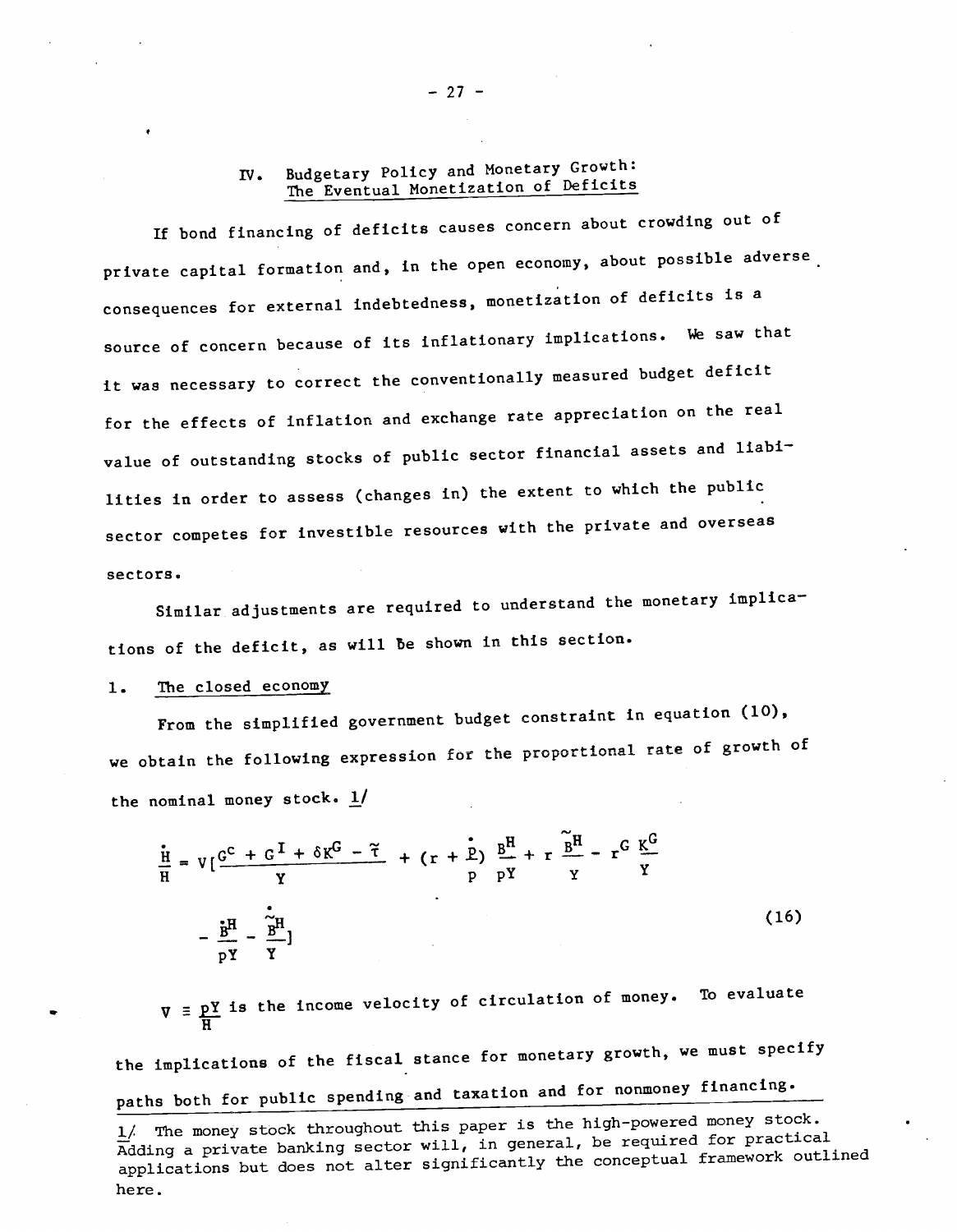## IV. Budgetary Policy and Monetary Growth: The Eventual Monetization of Deficits

If bond financing of deficits causes concern about crowding out of private capital formation and, in the open economy, about possible adverse consequences for external indebtedness, monetization of deficits is a source of concern because of its inflationary implications. We saw that it was necessary to correct the conventionally measured budget deficit for the effects of inflation and exchange rate appreciation on the real value of outstanding stocks of public sector financial assets and liabilities in order to assess (changes in) the extent to which the public sector competes for investible resources with the private and overseas sectors.

Similar adjustments are required to understand the monetary implications of the deficit, as will be shown in this section.

### 1. The closed economy

From the simplified government budget constraint in equation (10), we obtain the following expression for the proportional rate of growth of the nominal money stock. 1/

$$\frac{\dot{H}}{H} = V\left[\frac{G^C + G^I + \delta K^G - \tilde{\tau}}{Y} + \left(r + \frac{\dot{p}}{p}\right)\frac{B^H}{pY} + r\,\frac{\tilde{B}^H}{Y} - r^G\,\frac{K^G}{Y} - \frac{\dot{B}^H}{pY} - \frac{\dot{\tilde{B}}^H}{Y}\right] \tag{16}$$

$V \equiv \frac{pY}{H}$ is the income velocity of circulation of money. To evaluate the implications of the fiscal stance for monetary growth, we must specify paths both for public spending and taxation and for nonmoney financing.

1/ The money stock throughout this paper is the high-powered money stock. Adding a private banking sector will, in general, be required for practical applications but does not alter significantly the conceptual framework outlined here.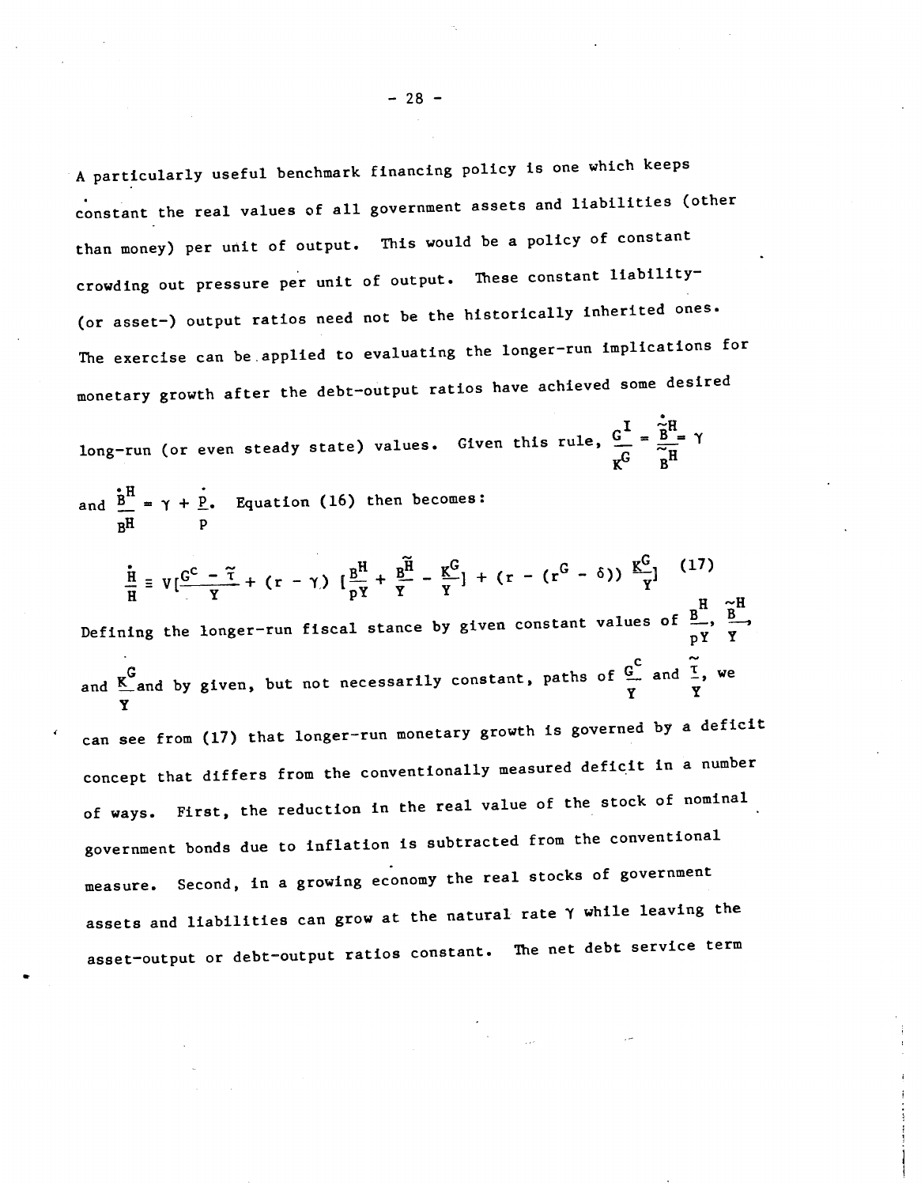A particularly useful benchmark financing policy is one which keeps constant the real values of all government assets and liabilities (other than money) per unit of output. This would be a policy of constant crowding out pressure per unit of output. These constant liability- (or asset-) output ratios need not be the historically inherited ones. The exercise can be applied to evaluating the longer-run implications for monetary growth after the debt-output ratios have achieved some desired long-run (or even steady state) values. Given this rule, $\frac{G^I}{K^G} = \frac{\dot{\tilde{B}}^H}{\tilde{B}^H} = \gamma$ and $\frac{\dot{B}^H}{B^H} = \gamma + \frac{\dot{P}}{P}$. Equation (16) then becomes:

$$\frac{\dot{H}}{H} \equiv V\left[\frac{G^C - \tilde{\tau}}{Y} + (r - \gamma)\left[\frac{B^H}{pY} + \frac{\tilde{B}^H}{Y} - \frac{K^G}{Y}\right] + (r - (r^G - \delta))\frac{K^G}{Y}\right] \quad (17)$$

Defining the longer-run fiscal stance by given constant values of $\frac{B^H}{pY}$, $\frac{\tilde{B}^H}{Y}$, and $\frac{K^G}{Y}$ and by given, but not necessarily constant, paths of $\frac{G^C}{Y}$ and $\frac{\tilde{\tau}}{Y}$, we can see from (17) that longer-run monetary growth is governed by a deficit concept that differs from the conventionally measured deficit in a number of ways. First, the reduction in the real value of the stock of nominal government bonds due to inflation is subtracted from the conventional measure. Second, in a growing economy the real stocks of government assets and liabilities can grow at the natural rate $\gamma$ while leaving the asset-output or debt-output ratios constant. The net debt service term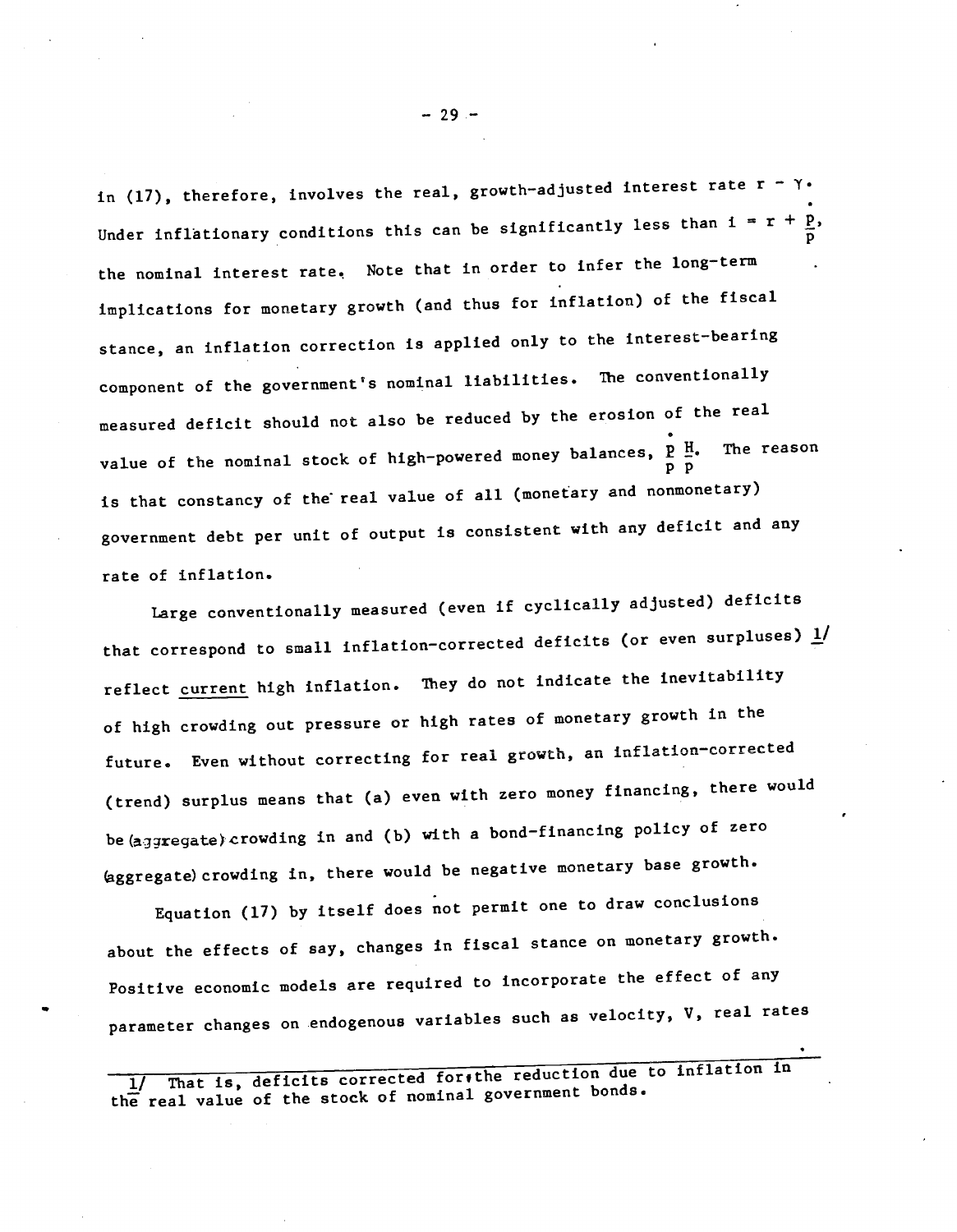in (17), therefore, involves the real, growth-adjusted interest rate $r - \gamma$. Under inflationary conditions this can be significantly less than $i = r + \frac{\dot{P}}{P}$, the nominal interest rate. Note that in order to infer the long-term implications for monetary growth (and thus for inflation) of the fiscal stance, an inflation correction is applied only to the interest-bearing component of the government's nominal liabilities. The conventionally measured deficit should not also be reduced by the erosion of the real value of the nominal stock of high-powered money balances, $\frac{\dot{P}}{P}\frac{H}{P}$. The reason is that constancy of the real value of all (monetary and nonmonetary) government debt per unit of output is consistent with any deficit and any rate of inflation.

Large conventionally measured (even if cyclically adjusted) deficits that correspond to small inflation-corrected deficits (or even surpluses) [1] reflect <u>current</u> high inflation. They do not indicate the inevitability of high crowding out pressure or high rates of monetary growth in the future. Even without correcting for real growth, an inflation-corrected (trend) surplus means that (a) even with zero money financing, there would be (aggregate) crowding in and (b) with a bond-financing policy of zero (aggregate) crowding in, there would be negative monetary base growth.

Equation (17) by itself does not permit one to draw conclusions about the effects of say, changes in fiscal stance on monetary growth. Positive economic models are required to incorporate the effect of any parameter changes on endogenous variables such as velocity, V, real rates

---

1/ That is, deficits corrected for the reduction due to inflation in the real value of the stock of nominal government bonds.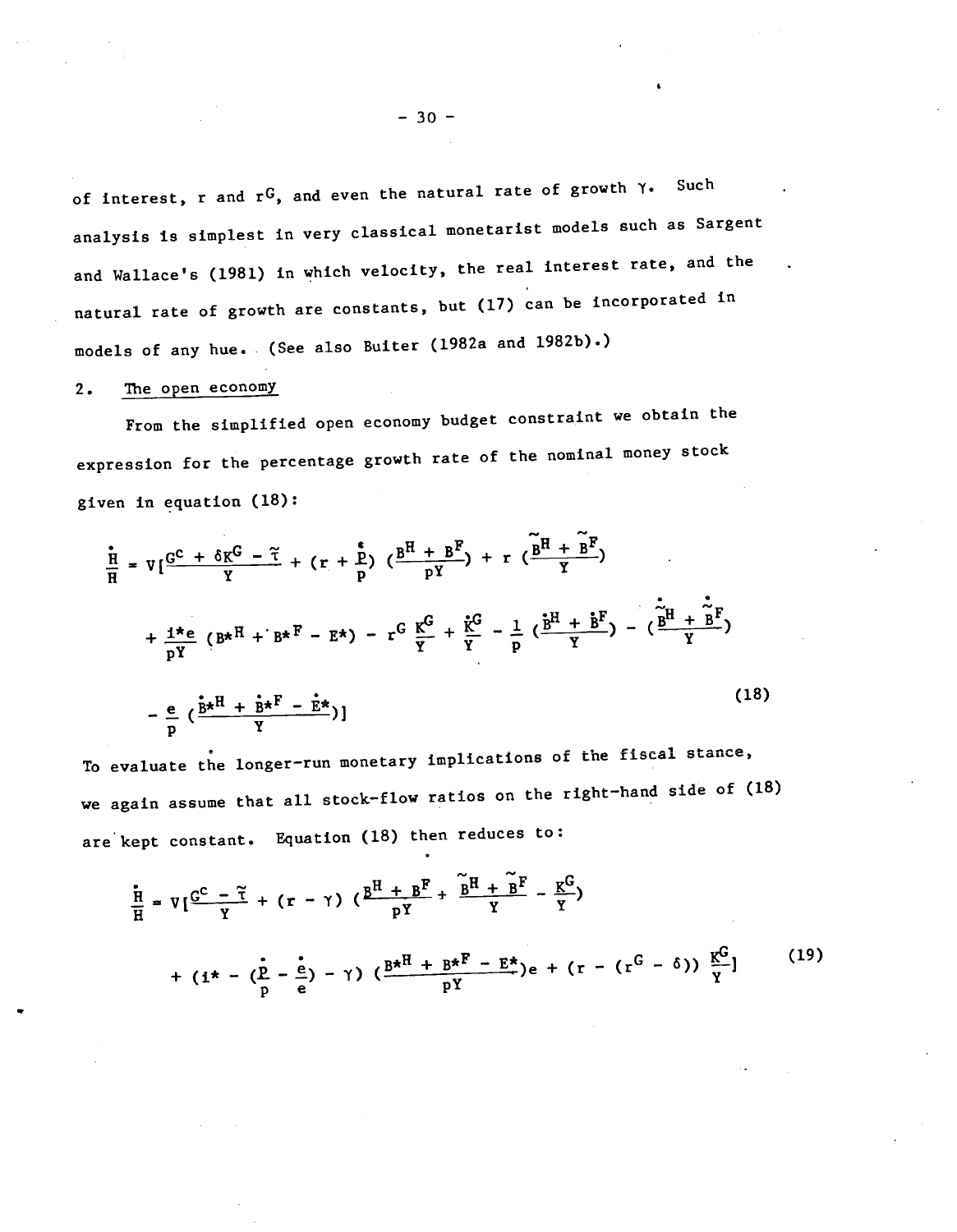of interest, r and $r^G$, and even the natural rate of growth $\gamma$. Such analysis is simplest in very classical monetarist models such as Sargent and Wallace's (1981) in which velocity, the real interest rate, and the natural rate of growth are constants, but (17) can be incorporated in models of any hue. (See also Buiter (1982a and 1982b).)

## 2. The open economy

From the simplified open economy budget constraint we obtain the expression for the percentage growth rate of the nominal money stock given in equation (18):

$$
\begin{aligned}
\frac{\dot{H}}{H} = V[&\frac{G^C + \delta K^G - \tilde{\tau}}{Y} + (r + \frac{\dot{P}}{P})\left(\frac{B^H + B^F}{pY}\right) + r\left(\frac{\tilde{B}^H + \tilde{B}^F}{Y}\right) \\
&+ \frac{i^* e}{pY}(B^{*H} + B^{*F} - E^*) - r^G \frac{K^G}{Y} + \frac{\dot{K}^G}{Y} - \frac{1}{p}\left(\frac{\dot{B}^H + \dot{B}^F}{Y}\right) - \left(\frac{\dot{\tilde{B}}^H + \dot{\tilde{B}}^F}{Y}\right) \\
&- \frac{e}{p}\left(\frac{\dot{B}^{*H} + \dot{B}^{*F} - \dot{E}^*}{Y}\right)]
\end{aligned}
\tag{18}
$$

To evaluate the longer-run monetary implications of the fiscal stance, we again assume that all stock-flow ratios on the right-hand side of (18) are kept constant. Equation (18) then reduces to:

$$
\begin{aligned}
\frac{\dot{H}}{H} = V[&\frac{G^C - \tilde{\tau}}{Y} + (r - \gamma)\left(\frac{B^H + B^F}{pY} + \frac{\tilde{B}^H + \tilde{B}^F}{Y} - \frac{K^G}{Y}\right) \\
&+ \left(i^* - \left(\frac{\dot{P}}{P} - \frac{\dot{e}}{e}\right) - \gamma\right)\left(\frac{B^{*H} + B^{*F} - E^*}{pY}\right)e + (r - (r^G - \delta))\frac{K^G}{Y}]
\end{aligned}
\tag{19}
$$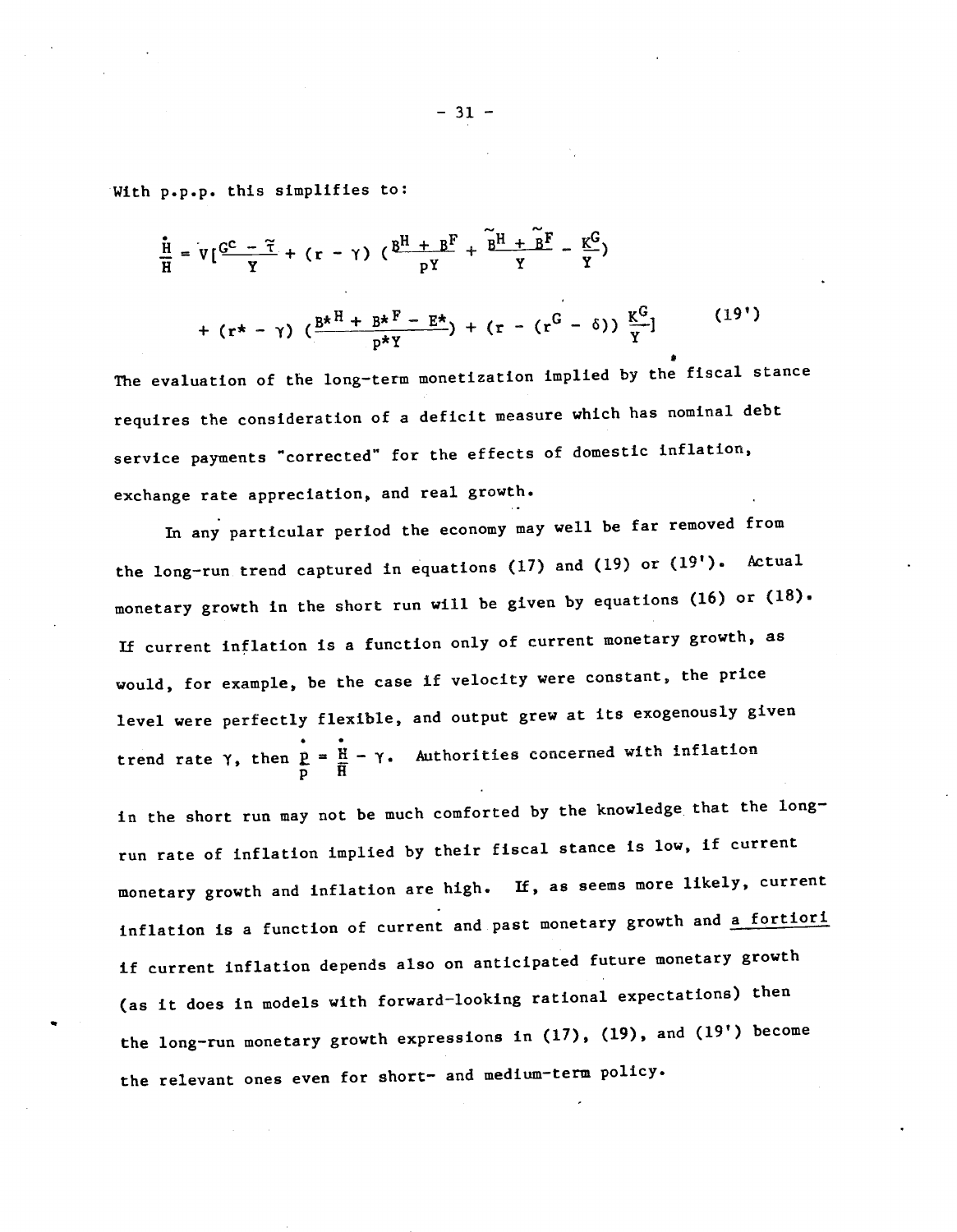With p.p.p. this simplifies to:

$$\frac{\dot{H}}{H} = V\left[\frac{G^C - \tilde{\tau}}{Y} + (r - \gamma)\left(\frac{B^H + B^F}{pY} + \frac{\tilde{B}^H + \tilde{B}^F}{Y} - \frac{K^G}{Y}\right)\right.$$

$$\left. + (r^* - \gamma)\left(\frac{B^{*H} + B^{*F} - E^*}{p^*Y}\right) + (r - (r^G - \delta))\frac{K^G}{Y}\right] \qquad (19')$$

The evaluation of the long-term monetization implied by the fiscal stance requires the consideration of a deficit measure which has nominal debt service payments "corrected" for the effects of domestic inflation, exchange rate appreciation, and real growth.

In any particular period the economy may well be far removed from the long-run trend captured in equations (17) and (19) or (19'). Actual monetary growth in the short run will be given by equations (16) or (18). If current inflation is a function only of current monetary growth, as would, for example, be the case if velocity were constant, the price level were perfectly flexible, and output grew at its exogenously given trend rate $\gamma$, then $\frac{\dot{p}}{p} = \frac{\dot{H}}{H} - \gamma$. Authorities concerned with inflation in the short run may not be much comforted by the knowledge that the long-run rate of inflation implied by their fiscal stance is low, if current monetary growth and inflation are high. If, as seems more likely, current inflation is a function of current and past monetary growth and *a fortiori* if current inflation depends also on anticipated future monetary growth (as it does in models with forward-looking rational expectations) then the long-run monetary growth expressions in (17), (19), and (19') become the relevant ones even for short- and medium-term policy.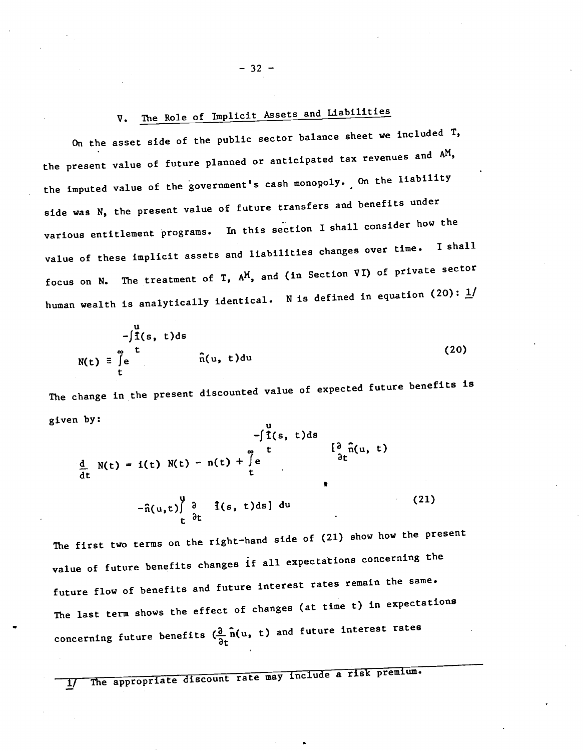## V. The Role of Implicit Assets and Liabilities

On the asset side of the public sector balance sheet we included $T$, the present value of future planned or anticipated tax revenues and $A^M$, the imputed value of the government's cash monopoly. On the liability side was $N$, the present value of future transfers and benefits under various entitlement programs. In this section I shall consider how the value of these implicit assets and liabilities changes over time. I shall focus on $N$. The treatment of $T$, $A^M$, and (in Section VI) of private sector human wealth is analytically identical. $N$ is defined in equation (20): 1/

$$N(t) \equiv \int_t^{\infty} e^{-\int_t^u \hat{i}(s,\, t)ds} \hat{n}(u,\, t)du \tag{20}$$

The change in the present discounted value of expected future benefits is given by:

$$\frac{d}{dt} N(t) = i(t)\, N(t) - n(t) + \int_t^{\infty} e^{-\int_t^u \hat{i}(s,\, t)ds} \left[\frac{\partial}{\partial t} \hat{n}(u,\, t) - \hat{n}(u,t)\int_t^u \frac{\partial}{\partial t} \hat{i}(s,\, t)ds\right] du \tag{21}$$

The first two terms on the right-hand side of (21) show how the present value of future benefits changes if all expectations concerning the future flow of benefits and future interest rates remain the same. The last term shows the effect of changes (at time $t$) in expectations concerning future benefits ($\frac{\partial}{\partial t} \hat{n}(u,\, t)$) and future interest rates

---

1/ The appropriate discount rate may include a risk premium.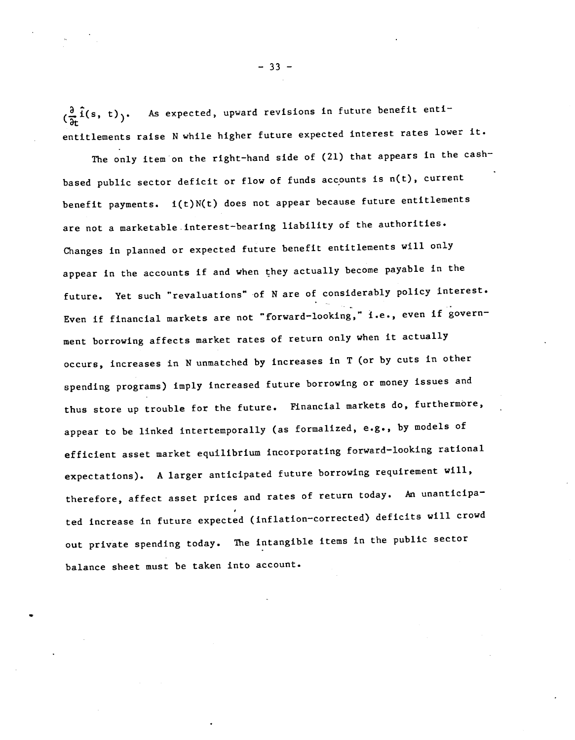$(\frac{\partial}{\partial t}\hat{i}(s, t))$. As expected, upward revisions in future benefit enti-entitlements raise N while higher future expected interest rates lower it.

The only item on the right-hand side of (21) that appears in the cash-based public sector deficit or flow of funds accounts is $n(t)$, current benefit payments. $i(t)N(t)$ does not appear because future entitlements are not a marketable interest-bearing liability of the authorities. Changes in planned or expected future benefit entitlements will only appear in the accounts if and when they actually become payable in the future. Yet such "revaluations" of N are of considerably policy interest. Even if financial markets are not "forward-looking," i.e., even if government borrowing affects market rates of return only when it actually occurs, increases in N unmatched by increases in T (or by cuts in other spending programs) imply increased future borrowing or money issues and thus store up trouble for the future. Financial markets do, furthermore, appear to be linked intertemporally (as formalized, e.g., by models of efficient asset market equilibrium incorporating forward-looking rational expectations). A larger anticipated future borrowing requirement will, therefore, affect asset prices and rates of return today. An unanticipated increase in future expected (inflation-corrected) deficits will crowd out private spending today. The intangible items in the public sector balance sheet must be taken into account.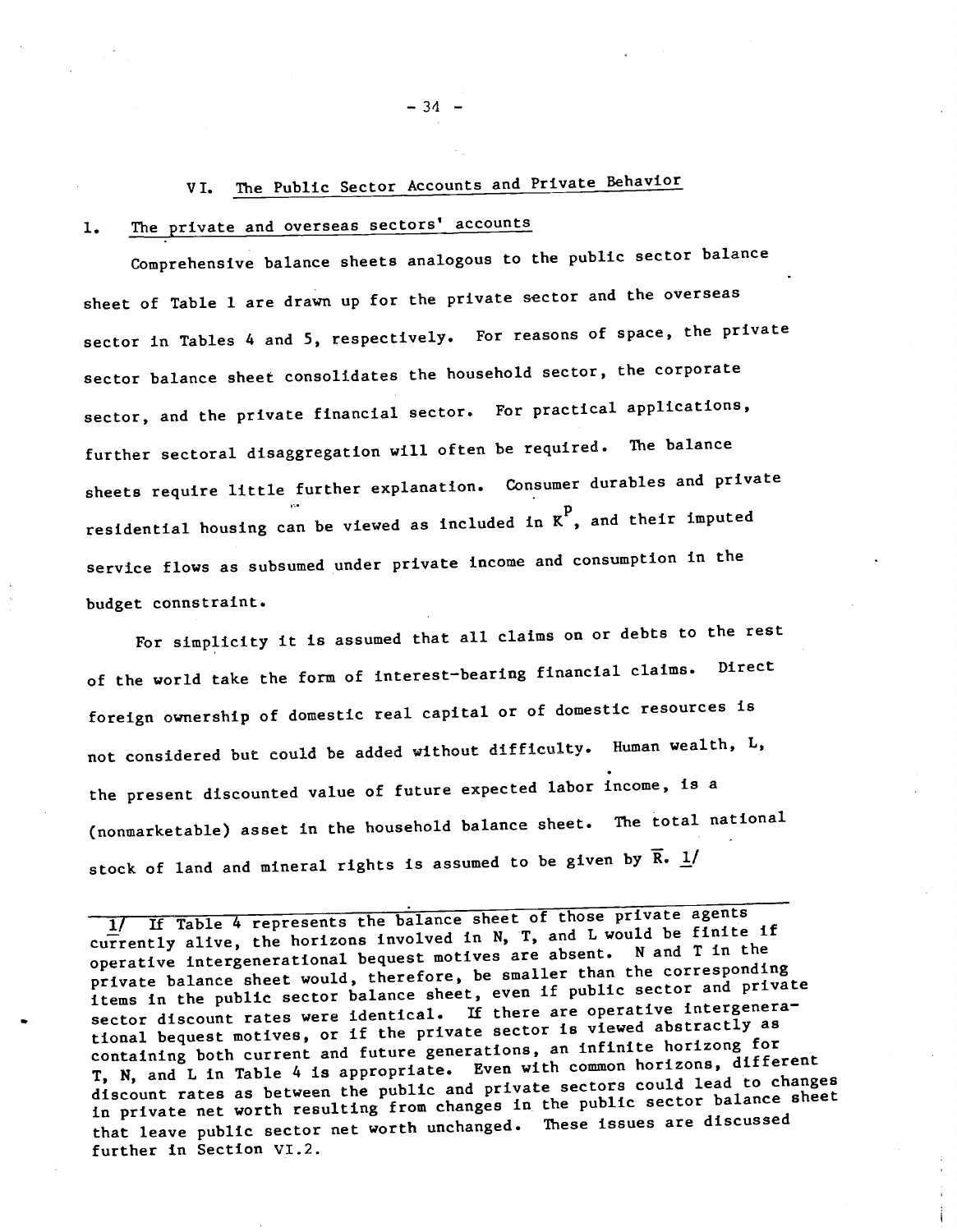## VI. The Public Sector Accounts and Private Behavior

### 1. The private and overseas sectors' accounts

Comprehensive balance sheets analogous to the public sector balance sheet of Table 1 are drawn up for the private sector and the overseas sector in Tables 4 and 5, respectively. For reasons of space, the private sector balance sheet consolidates the household sector, the corporate sector, and the private financial sector. For practical applications, further sectoral disaggregation will often be required. The balance sheets require little further explanation. Consumer durables and private residential housing can be viewed as included in $K^p$, and their imputed service flows as subsumed under private income and consumption in the budget connstraint.

For simplicity it is assumed that all claims on or debts to the rest of the world take the form of interest-bearing financial claims. Direct foreign ownership of domestic real capital or of domestic resources is not considered but could be added without difficulty. Human wealth, L, the present discounted value of future expected labor income, is a (nonmarketable) asset in the household balance sheet. The total national stock of land and mineral rights is assumed to be given by $\bar{R}$. 1/

---

1/ If Table 4 represents the balance sheet of those private agents currently alive, the horizons involved in N, T, and L would be finite if operative intergenerational bequest motives are absent. N and T in the private balance sheet would, therefore, be smaller than the corresponding items in the public sector balance sheet, even if public sector and private sector discount rates were identical. If there are operative intergenerational bequest motives, or if the private sector is viewed abstractly as containing both current and future generations, an infinite horizong for T, N, and L in Table 4 is appropriate. Even with common horizons, different discount rates as between the public and private sectors could lead to changes in private net worth resulting from changes in the public sector balance sheet that leave public sector net worth unchanged. These issues are discussed further in Section VI.2.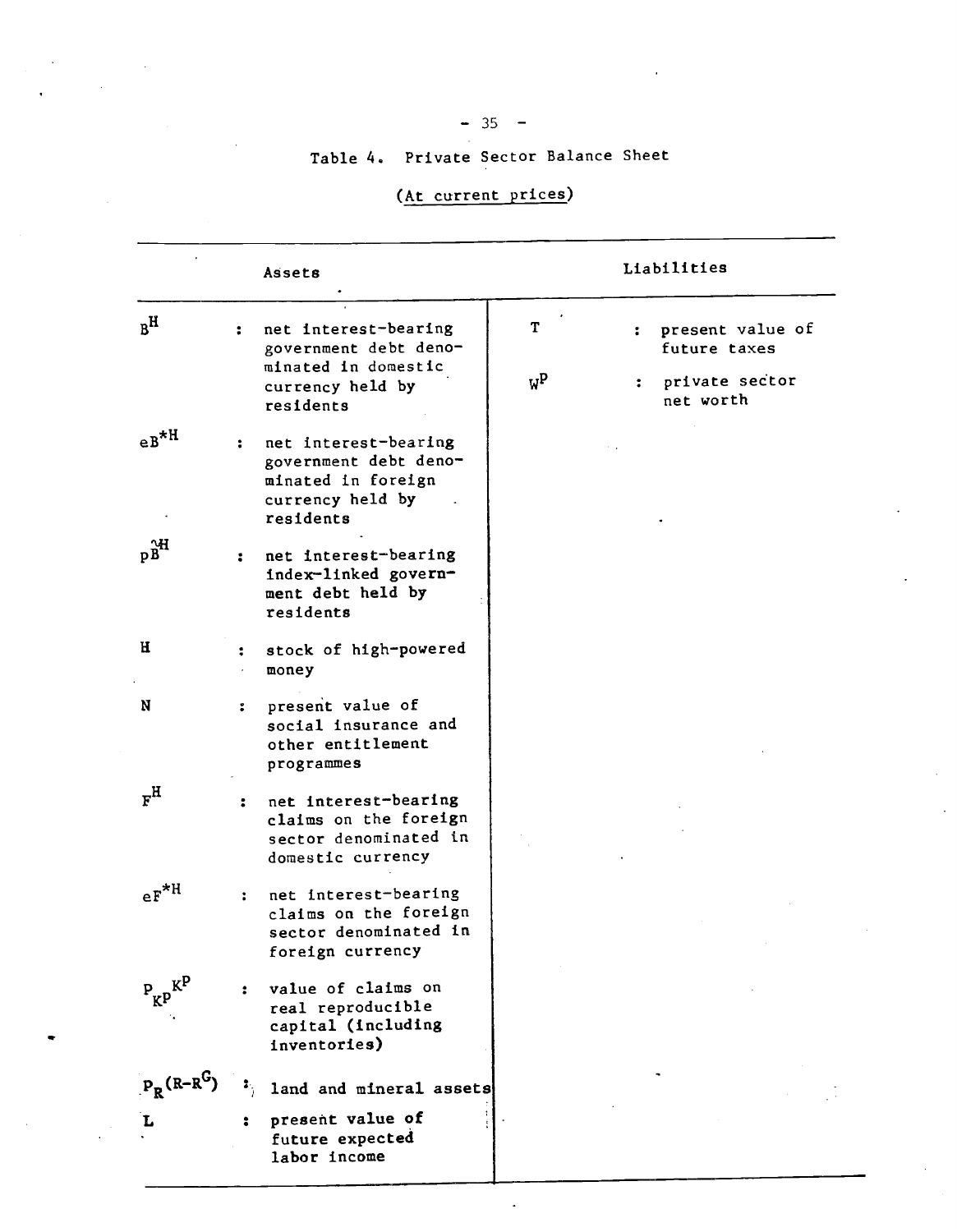Table 4. Private Sector Balance Sheet

(At current prices)

| Assets | | Liabilities | |
|---|---|---|---|
| $B^H$ | : net interest-bearing government debt denominated in domestic currency held by residents | $T$ | : present value of future taxes |
| $eB^{*H}$ | : net interest-bearing government debt denominated in foreign currency held by residents | $W^P$ | : private sector net worth |
| $p\tilde{B}^H$ | : net interest-bearing index-linked government debt held by residents | | |
| $H$ | : stock of high-powered money | | |
| $N$ | : present value of social insurance and other entitlement programmes | | |
| $F^H$ | : net interest-bearing claims on the foreign sector denominated in domestic currency | | |
| $eF^{*H}$ | : net interest-bearing claims on the foreign sector denominated in foreign currency | | |
| $P_{K^P}K^P$ | : value of claims on real reproducible capital (including inventories) | | |
| $P_R(R-R^G)$ | : land and mineral assets | | |
| $L$ | : present value of future expected labor income | | |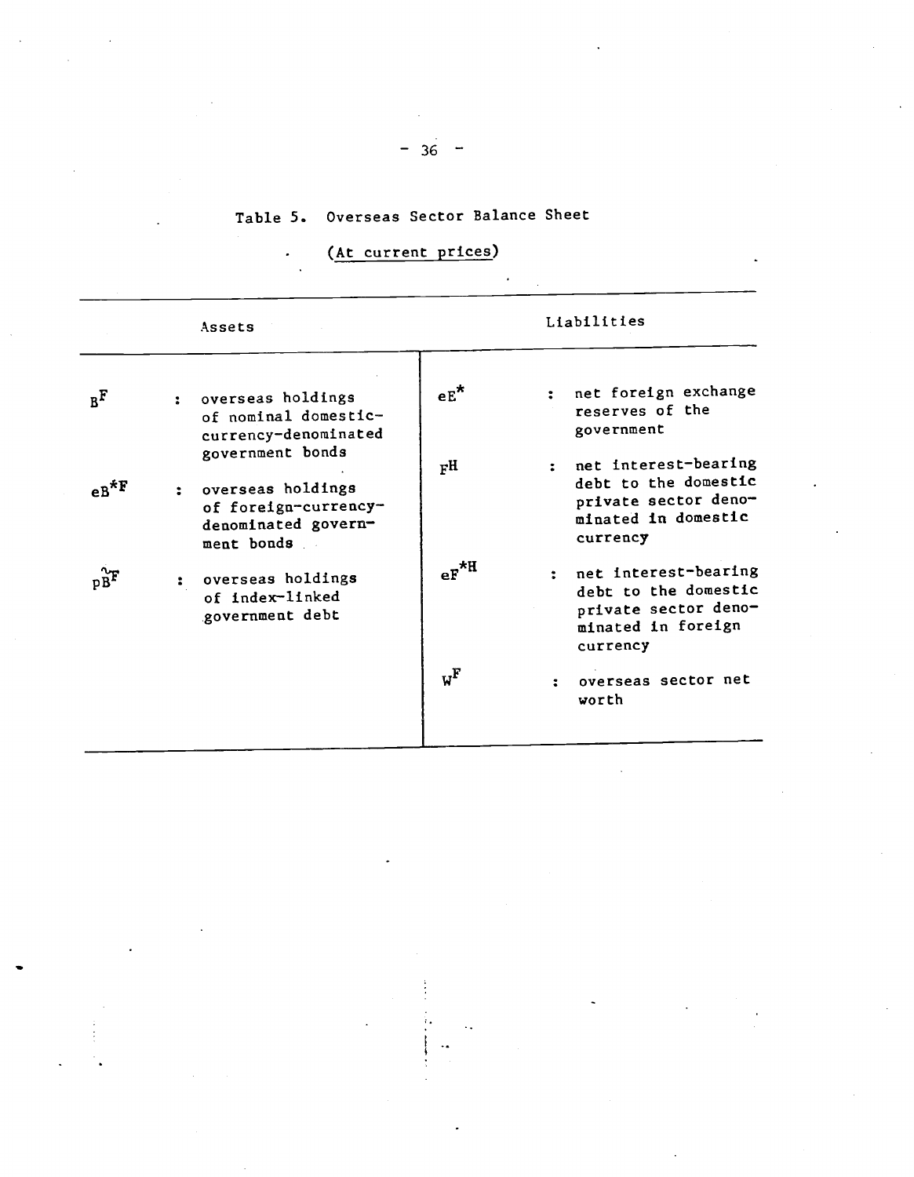Table 5. Overseas Sector Balance Sheet

(At current prices)

| Assets | | Liabilities | |
|---|---|---|---|
| $B^F$ | : overseas holdings of nominal domestic-currency-denominated government bonds | $eE^*$ | : net foreign exchange reserves of the government |
| $eB^{*F}$ | : overseas holdings of foreign-currency-denominated government bonds | $F^H$ | : net interest-bearing debt to the domestic private sector denominated in domestic currency |
| $p\tilde{B}^F$ | : overseas holdings of index-linked government debt | $eF^{*H}$ | : net interest-bearing debt to the domestic private sector denominated in foreign currency |
| | | $W^F$ | : overseas sector net worth |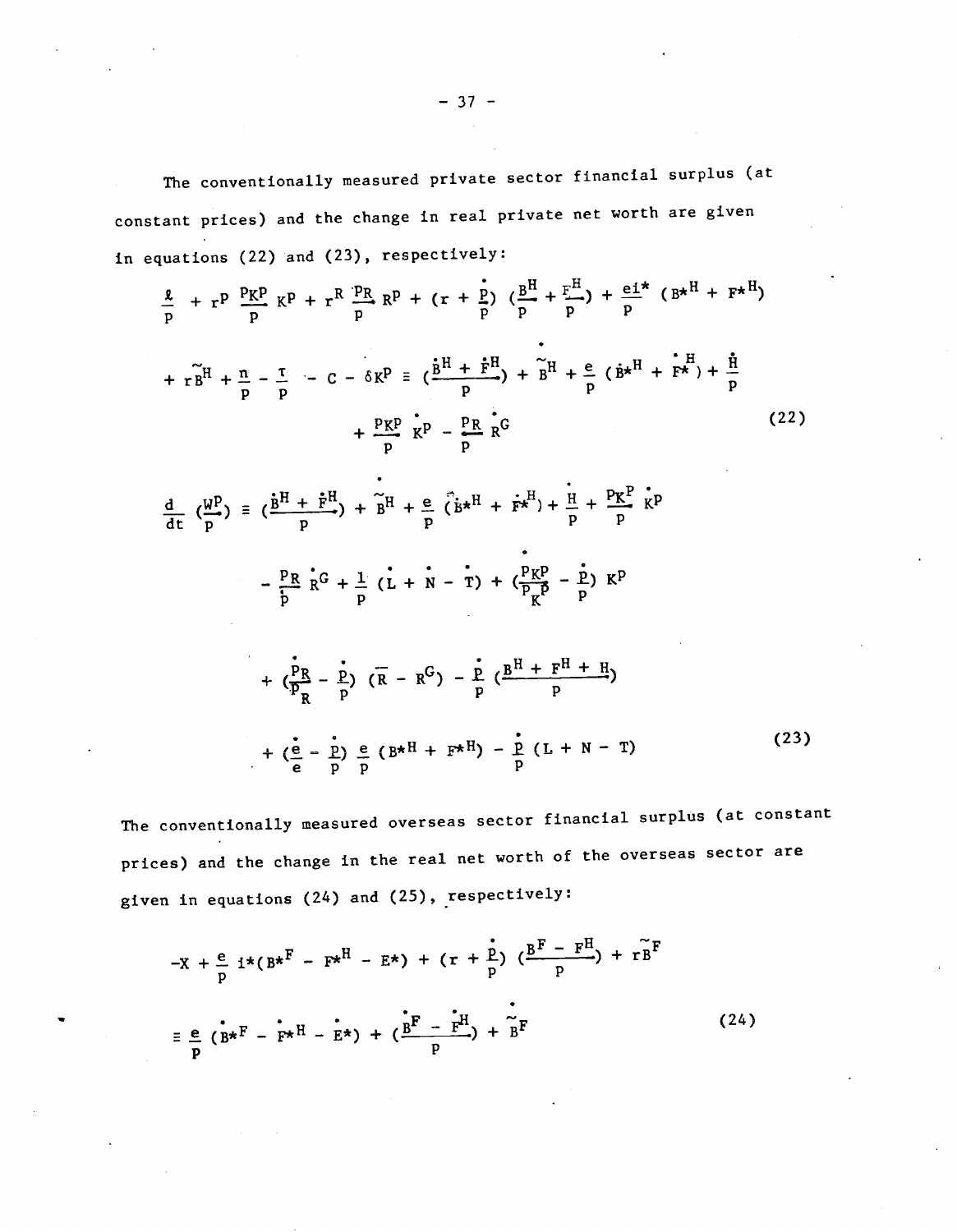The conventionally measured private sector financial surplus (at constant prices) and the change in real private net worth are given in equations (22) and (23), respectively:

$$
\begin{aligned}
&\frac{\ell}{p} + r^P \frac{p_{K^P}}{p} K^P + r^R \frac{p_R}{p} R^P + \left(r + \frac{\dot{p}}{p}\right)\left(\frac{B^H}{p} + \frac{F^H}{p}\right) + \frac{ei^*}{p}(B^{*H} + F^{*H}) \\
&+ r\tilde{B}^H + \frac{n}{p} - \frac{\tau}{p} - C - \delta K^P \equiv \left(\frac{\dot{B}^H + \dot{F}^H}{p}\right) + \dot{\tilde{B}}^H + \frac{e}{p}(\dot{B}^{*H} + \dot{F}^{*H}) + \frac{\dot{H}}{p} \\
&\qquad + \frac{p_{K^P}}{p}\dot{K}^P - \frac{p_R}{p}\dot{R}^G
\end{aligned}
\tag{22}
$$

$$
\begin{aligned}
\frac{d}{dt}\left(\frac{W^P}{p}\right) \equiv\ & \left(\frac{\dot{B}^H + \dot{F}^H}{p}\right) + \dot{\tilde{B}}^H + \frac{e}{p}(\dot{B}^{*H} + \dot{F}^{*H}) + \frac{\dot{H}}{p} + \frac{p_{K^P}}{p}\dot{K}^P \\
& - \frac{p_R}{p}\dot{R}^G + \frac{1}{p}(\dot{L} + \dot{N} - \dot{T}) + \left(\frac{\dot{p}_{K^P}}{p_{K^P}} - \frac{\dot{p}}{p}\right)K^P \\
& + \left(\frac{\dot{p}_R}{p_R} - \frac{\dot{p}}{p}\right)(\bar{R} - R^G) - \frac{\dot{p}}{p}\left(\frac{B^H + F^H + H}{p}\right) \\
& + \left(\frac{\dot{e}}{e} - \frac{\dot{p}}{p}\right)\frac{e}{p}(B^{*H} + F^{*H}) - \frac{\dot{p}}{p}(L + N - T)
\end{aligned}
\tag{23}
$$

The conventionally measured overseas sector financial surplus (at constant prices) and the change in the real net worth of the overseas sector are given in equations (24) and (25), respectively:

$$
\begin{aligned}
&-X + \frac{e}{p} i^*(B^{*F} - F^{*H} - E^*) + \left(r + \frac{\dot{p}}{p}\right)\left(\frac{B^F - F^H}{p}\right) + r\tilde{B}^F \\
&\equiv \frac{e}{p}(\dot{B}^{*F} - \dot{F}^{*H} - \dot{E}^*) + \left(\frac{\dot{B}^F - \dot{F}^H}{p}\right) + \dot{\tilde{B}}^F
\end{aligned}
\tag{24}
$$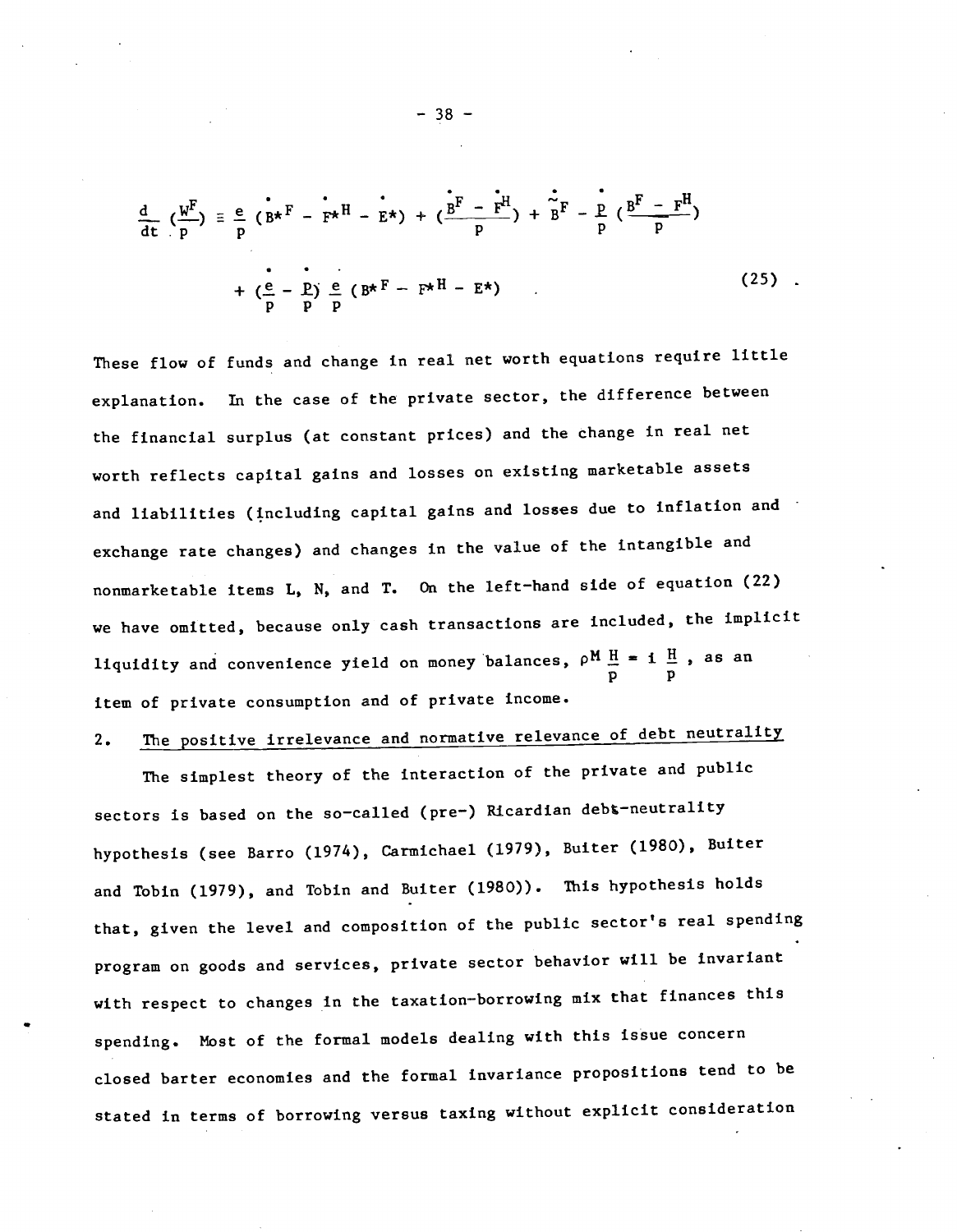$$\frac{d}{dt}\left(\frac{W^F}{p}\right) \equiv \frac{e}{p}\left(\dot{B}^{*F} - \dot{F}^{*H} - \dot{E}^*\right) + \left(\frac{\dot{B}^F - \dot{F}^H}{p}\right) + \dot{\tilde{B}}^F - \frac{\dot{p}}{p}\left(\frac{B^F - F^H}{p}\right)$$

$$+ \left(\frac{\dot{e}}{p} - \frac{\dot{p}}{p}\right)\frac{e}{p}\left(B^{*F} - F^{*H} - E^*\right) \qquad (25)$$

These flow of funds and change in real net worth equations require little explanation. In the case of the private sector, the difference between the financial surplus (at constant prices) and the change in real net worth reflects capital gains and losses on existing marketable assets and liabilities (including capital gains and losses due to inflation and exchange rate changes) and changes in the value of the intangible and nonmarketable items L, N, and T. On the left-hand side of equation (22) we have omitted, because only cash transactions are included, the implicit liquidity and convenience yield on money balances, $\rho^M \frac{H}{p} = i\,\frac{H}{p}$, as an item of private consumption and of private income.

## 2. The positive irrelevance and normative relevance of debt neutrality

The simplest theory of the interaction of the private and public sectors is based on the so-called (pre-) Ricardian debt-neutrality hypothesis (see Barro (1974), Carmichael (1979), Buiter (1980), Buiter and Tobin (1979), and Tobin and Buiter (1980)). This hypothesis holds that, given the level and composition of the public sector's real spending program on goods and services, private sector behavior will be invariant with respect to changes in the taxation-borrowing mix that finances this spending. Most of the formal models dealing with this issue concern closed barter economies and the formal invariance propositions tend to be stated in terms of borrowing versus taxing without explicit consideration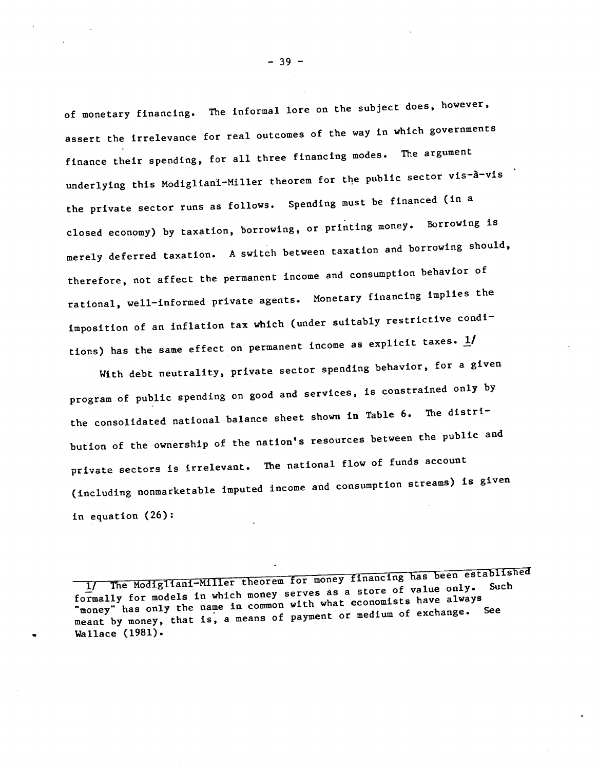of monetary financing. The informal lore on the subject does, however, assert the irrelevance for real outcomes of the way in which governments finance their spending, for all three financing modes. The argument underlying this Modigliani-Miller theorem for the public sector vis-à-vis the private sector runs as follows. Spending must be financed (in a closed economy) by taxation, borrowing, or printing money. Borrowing is merely deferred taxation. A switch between taxation and borrowing should, therefore, not affect the permanent income and consumption behavior of rational, well-informed private agents. Monetary financing implies the imposition of an inflation tax which (under suitably restrictive conditions) has the same effect on permanent income as explicit taxes. 1/

With debt neutrality, private sector spending behavior, for a given program of public spending on good and services, is constrained only by the consolidated national balance sheet shown in Table 6. The distribution of the ownership of the nation's resources between the public and private sectors is irrelevant. The national flow of funds account (including nonmarketable imputed income and consumption streams) is given in equation (26):

---

1/ The Modigliani-Miller theorem for money financing has been established formally for models in which money serves as a store of value only. Such "money" has only the name in common with what economists have always meant by money, that is, a means of payment or medium of exchange. See Wallace (1981).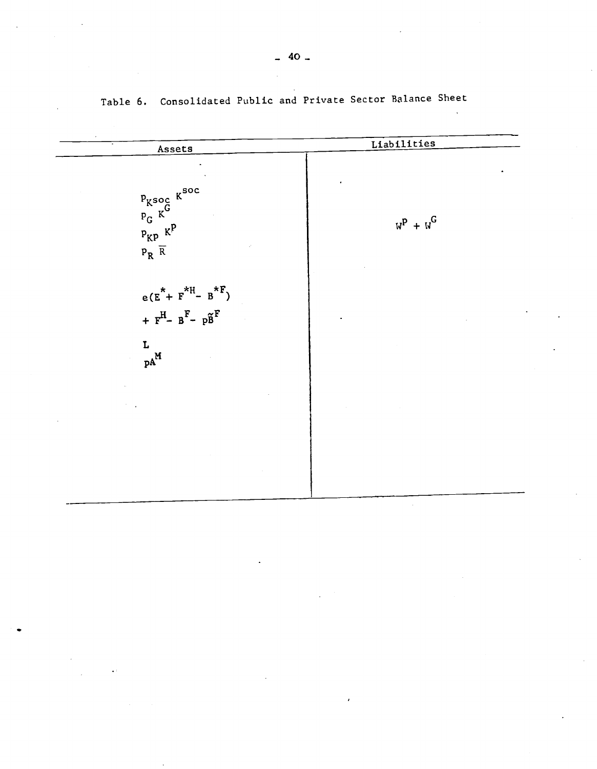Table 6. Consolidated Public and Private Sector Balance Sheet

| Assets | Liabilities |
|---|---|
| $p_{K^{soc}} K^{soc}$ | |
| $p_G K^G$ | $W^P + W^G$ |
| $p_{KP} K^P$ | |
| $p_R \bar{R}$ | |
| | |
| $e(E^* + F^{*H} - B^{*F})$ | |
| $+ F^H - B^F - p\tilde{B}^F$ | |
| | |
| $L$ | |
| $pA^M$ | |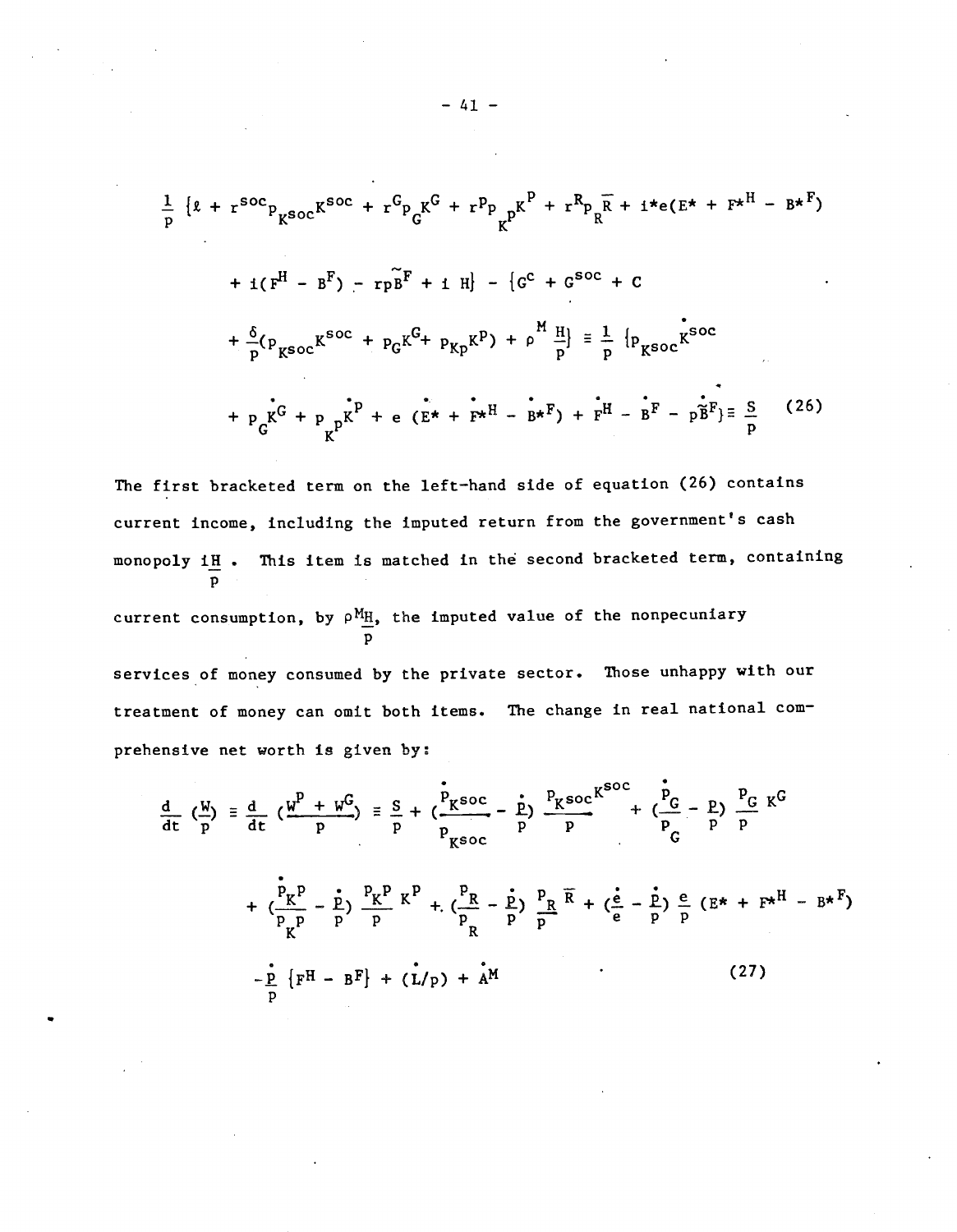$$\frac{1}{p}\{\ell + r^{soc}p_{K^{soc}}K^{soc} + r^G p_G K^G + r^P p_{K^P} K^P + r^R p_R \bar{R} + i^* e(E^* + F^{*H} - B^{*F})$$

$$+ i(F^H - B^F) - rp\tilde{B}^F + i\,H\} - \{G^c + G^{soc} + C$$

$$+ \frac{\delta}{p}(p_{K^{soc}}K^{soc} + p_G K^G + p_{K^P}K^P) + \rho^M \frac{H}{p}\} \equiv \frac{1}{p}\{p_{K^{soc}}\dot{K}^{soc}$$

$$+ p_G \dot{K}^G + p_{K^P}\dot{K}^P + e(\dot{E}^* + \dot{F}^{*H} - \dot{B}^{*F}) + \dot{F}^H - \dot{B}^F - p\dot{\tilde{B}}^F\} \equiv \frac{S}{p} \qquad (26)$$

The first bracketed term on the left-hand side of equation (26) contains current income, including the imputed return from the government's cash monopoly $i\frac{H}{p}$. This item is matched in the second bracketed term, containing current consumption, by $\rho^M\frac{H}{p}$, the imputed value of the nonpecuniary services of money consumed by the private sector. Those unhappy with our treatment of money can omit both items. The change in real national comprehensive net worth is given by:

$$\frac{d}{dt}\left(\frac{W}{p}\right) \equiv \frac{d}{dt}\left(\frac{W^P + W^G}{p}\right) \equiv \frac{S}{p} + \left(\frac{\dot{p}_{K^{soc}}}{p_{K^{soc}}} - \frac{\dot{p}}{p}\right)\frac{p_{K^{soc}}K^{soc}}{p} + \left(\frac{\dot{p}_G}{p_G} - \frac{\dot{p}}{p}\right)\frac{p_G}{p}K^G$$

$$+ \left(\frac{\dot{p}_{K^P}}{p_{K^P}} - \frac{\dot{p}}{p}\right)\frac{p_{K^P}}{p}K^P + \left(\frac{\dot{p}_R}{p_R} - \frac{\dot{p}}{p}\right)\frac{p_R}{p}\bar{R} + \left(\frac{\dot{e}}{e} - \frac{\dot{p}}{p}\right)\frac{e}{p}(E^* + F^{*H} - B^{*F})$$

$$- \frac{\dot{p}}{p}\{F^H - B^F\} + (\dot{L/p}) + \dot{A}^M \qquad (27)$$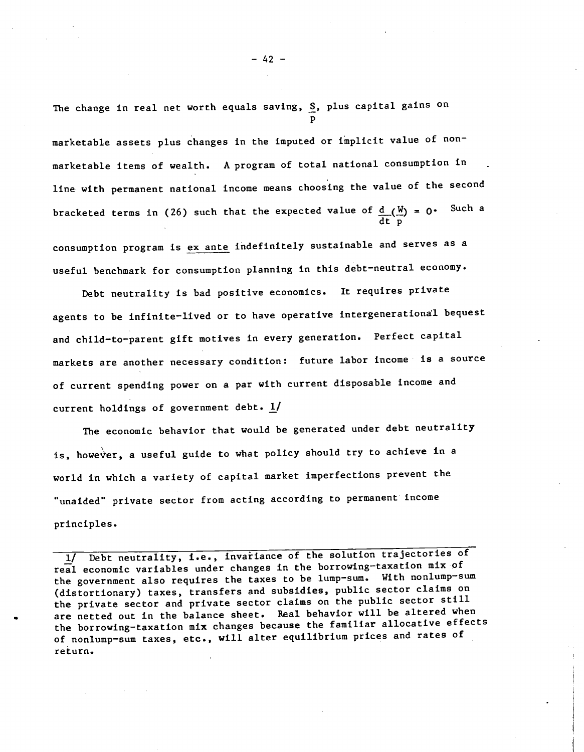The change in real net worth equals saving, $\frac{S}{p}$, plus capital gains on marketable assets plus changes in the imputed or implicit value of non-marketable items of wealth. A program of total national consumption in line with permanent national income means choosing the value of the second bracketed terms in (26) such that the expected value of $\frac{d}{dt}(\frac{W}{p}) = 0$. Such a consumption program is ex ante indefinitely sustainable and serves as a useful benchmark for consumption planning in this debt-neutral economy.

Debt neutrality is bad positive economics. It requires private agents to be infinite-lived or to have operative intergenerational bequest and child-to-parent gift motives in every generation. Perfect capital markets are another necessary condition: future labor income is a source of current spending power on a par with current disposable income and current holdings of government debt. [1]

The economic behavior that would be generated under debt neutrality is, however, a useful guide to what policy should try to achieve in a world in which a variety of capital market imperfections prevent the "unaided" private sector from acting according to permanent income principles.

---

[1] Debt neutrality, i.e., invariance of the solution trajectories of real economic variables under changes in the borrowing-taxation mix of the government also requires the taxes to be lump-sum. With nonlump-sum (distortionary) taxes, transfers and subsidies, public sector claims on the private sector and private sector claims on the public sector still are netted out in the balance sheet. Real behavior will be altered when the borrowing-taxation mix changes because the familiar allocative effects of nonlump-sum taxes, etc., will alter equilibrium prices and rates of return.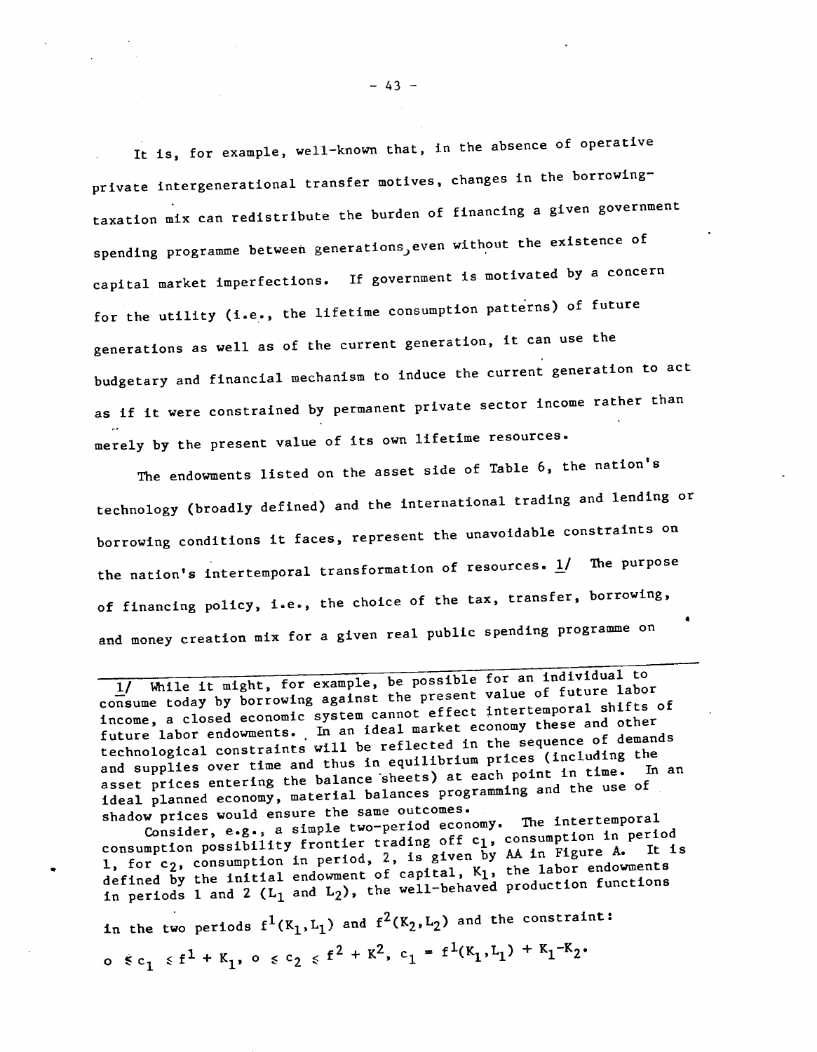It is, for example, well-known that, in the absence of operative private intergenerational transfer motives, changes in the borrowing-taxation mix can redistribute the burden of financing a given government spending programme between generations, even without the existence of capital market imperfections. If government is motivated by a concern for the utility (i.e., the lifetime consumption patterns) of future generations as well as of the current generation, it can use the budgetary and financial mechanism to induce the current generation to act as if it were constrained by permanent private sector income rather than merely by the present value of its own lifetime resources.

The endowments listed on the asset side of Table 6, the nation's technology (broadly defined) and the international trading and lending or borrowing conditions it faces, represent the unavoidable constraints on the nation's intertemporal transformation of resources. 1/ The purpose of financing policy, i.e., the choice of the tax, transfer, borrowing, and money creation mix for a given real public spending programme on

---

1/ While it might, for example, be possible for an individual to consume today by borrowing against the present value of future labor income, a closed economic system cannot effect intertemporal shifts of future labor endowments. In an ideal market economy these and other technological constraints will be reflected in the sequence of demands and supplies over time and thus in equilibrium prices (including the asset prices entering the balance sheets) at each point in time. In an ideal planned economy, material balances programming and the use of shadow prices would ensure the same outcomes.

Consider, e.g., a simple two-period economy. The intertemporal consumption possibility frontier trading off $c_1$, consumption in period 1, for $c_2$, consumption in period, 2, is given by AA in Figure A. It is defined by the initial endowment of capital, $K_1$, the labor endowments in periods 1 and 2 ($L_1$ and $L_2$), the well-behaved production functions in the two periods $f^1(K_1,L_1)$ and $f^2(K_2,L_2)$ and the constraint:

$$o \leq c_1 \leq f^1 + K_1,\ o \leq c_2 \leq f^2 + K^2,\ c_1 = f^1(K_1,L_1) + K_1 - K_2.$$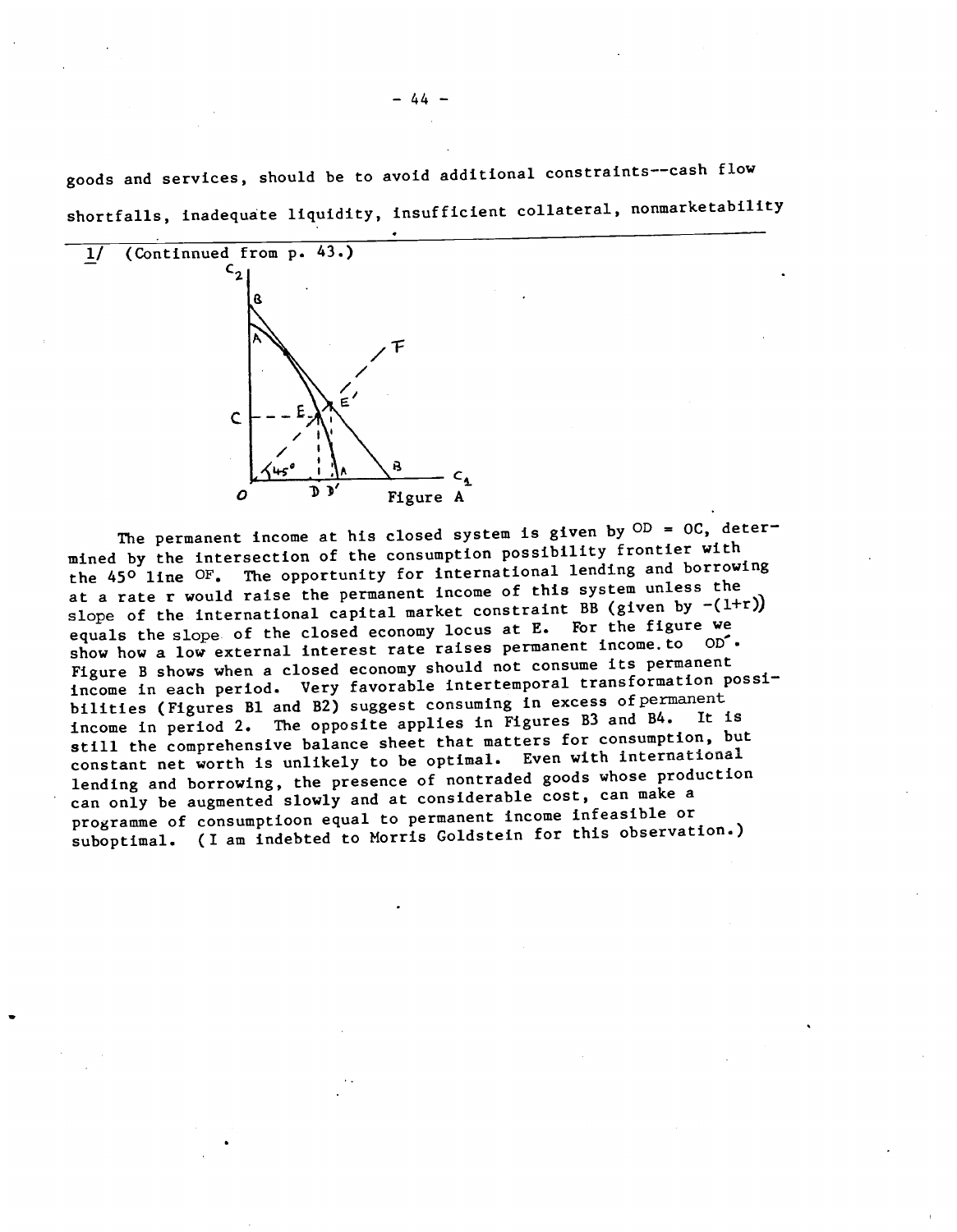goods and services, should be to avoid additional constraints--cash flow shortfalls, inadequate liquidity, insufficient collateral, nonmarketability

---

1/ (Continnued from p. 43.)

Figure A

The permanent income at his closed system is given by OD = OC, determined by the intersection of the consumption possibility frontier with the 45° line OF. The opportunity for international lending and borrowing at a rate r would raise the permanent income of this system unless the slope of the international capital market constraint BB (given by $-(1+r)$) equals the slope of the closed economy locus at E. For the figure we show how a low external interest rate raises permanent income to OD′. Figure B shows when a closed economy should not consume its permanent income in each period. Very favorable intertemporal transformation possibilities (Figures B1 and B2) suggest consuming in excess of permanent income in period 2. The opposite applies in Figures B3 and B4. It is still the comprehensive balance sheet that matters for consumption, but constant net worth is unlikely to be optimal. Even with international lending and borrowing, the presence of nontraded goods whose production can only be augmented slowly and at considerable cost, can make a programme of consumptioon equal to permanent income infeasible or suboptimal. (I am indebted to Morris Goldstein for this observation.)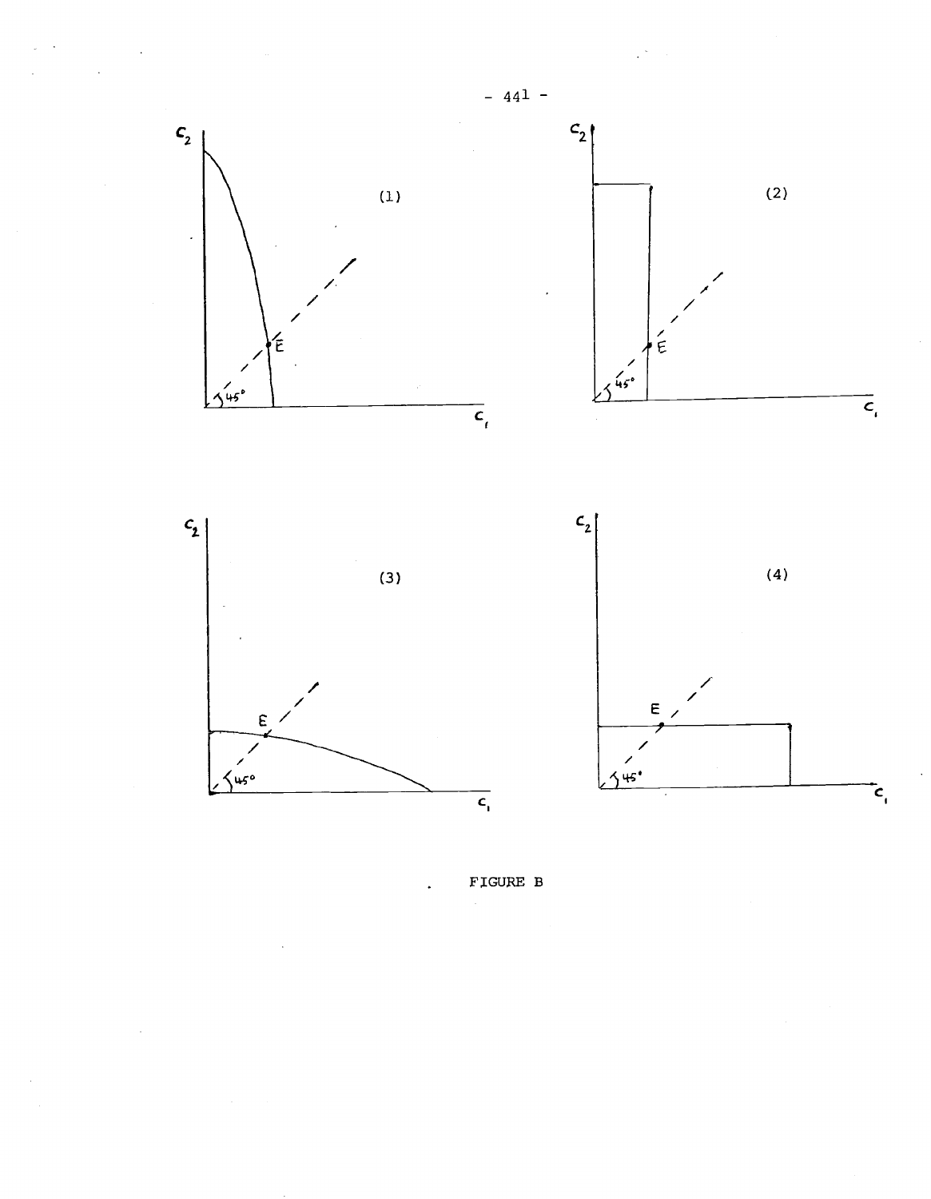FIGURE B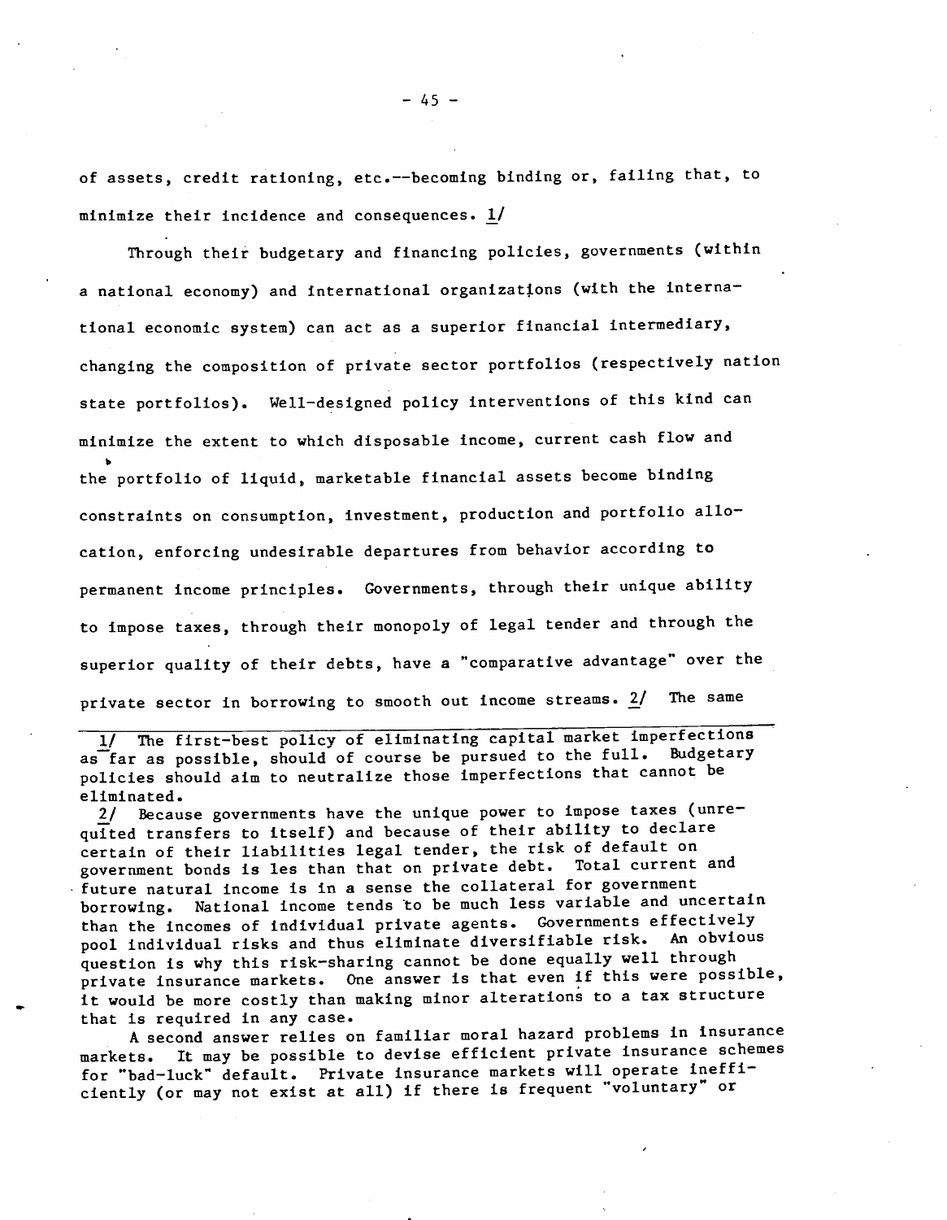of assets, credit rationing, etc.--becoming binding or, failing that, to minimize their incidence and consequences. 1/

Through their budgetary and financing policies, governments (within a national economy) and international organizations (with the international economic system) can act as a superior financial intermediary, changing the composition of private sector portfolios (respectively nation state portfolios). Well-designed policy interventions of this kind can minimize the extent to which disposable income, current cash flow and the portfolio of liquid, marketable financial assets become binding constraints on consumption, investment, production and portfolio allocation, enforcing undesirable departures from behavior according to permanent income principles. Governments, through their unique ability to impose taxes, through their monopoly of legal tender and through the superior quality of their debts, have a "comparative advantage" over the private sector in borrowing to smooth out income streams. 2/ The same

---

1/ The first-best policy of eliminating capital market imperfections as far as possible, should of course be pursued to the full. Budgetary policies should aim to neutralize those imperfections that cannot be eliminated.

2/ Because governments have the unique power to impose taxes (unrequited transfers to itself) and because of their ability to declare certain of their liabilities legal tender, the risk of default on government bonds is les than that on private debt. Total current and future natural income is in a sense the collateral for government borrowing. National income tends to be much less variable and uncertain than the incomes of individual private agents. Governments effectively pool individual risks and thus eliminate diversifiable risk. An obvious question is why this risk-sharing cannot be done equally well through private insurance markets. One answer is that even if this were possible, it would be more costly than making minor alterations to a tax structure that is required in any case.

A second answer relies on familiar moral hazard problems in insurance markets. It may be possible to devise efficient private insurance schemes for "bad-luck" default. Private insurance markets will operate inefficiently (or may not exist at all) if there is frequent "voluntary" or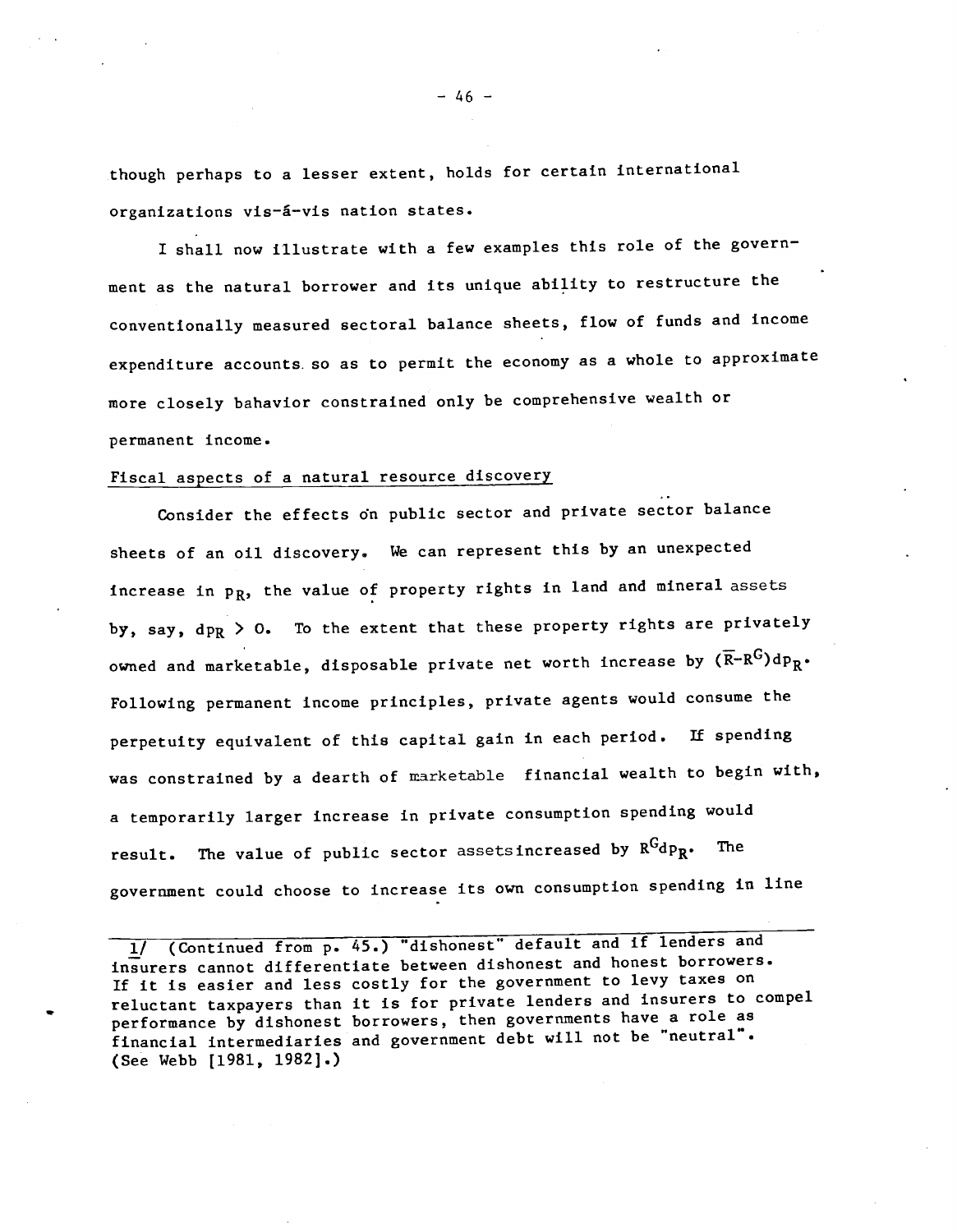though perhaps to a lesser extent, holds for certain international organizations vis-á-vis nation states.

I shall now illustrate with a few examples this role of the government as the natural borrower and its unique ability to restructure the conventionally measured sectoral balance sheets, flow of funds and income expenditure accounts so as to permit the economy as a whole to approximate more closely bahavior constrained only be comprehensive wealth or permanent income.

Fiscal aspects of a natural resource discovery

Consider the effects on public sector and private sector balance sheets of an oil discovery. We can represent this by an unexpected increase in $p_R$, the value of property rights in land and mineral assets by, say, $dp_R > 0$. To the extent that these property rights are privately owned and marketable, disposable private net worth increase by $(\bar{R}-R^G)dp_R$. Following permanent income principles, private agents would consume the perpetuity equivalent of this capital gain in each period. If spending was constrained by a dearth of marketable financial wealth to begin with, a temporarily larger increase in private consumption spending would result. The value of public sector assetsincreased by $R^G dp_R$. The government could choose to increase its own consumption spending in line

---

1/ (Continued from p. 45.) "dishonest" default and if lenders and insurers cannot differentiate between dishonest and honest borrowers. If it is easier and less costly for the government to levy taxes on reluctant taxpayers than it is for private lenders and insurers to compel performance by dishonest borrowers, then governments have a role as financial intermediaries and government debt will not be "neutral". (See Webb [1981, 1982].)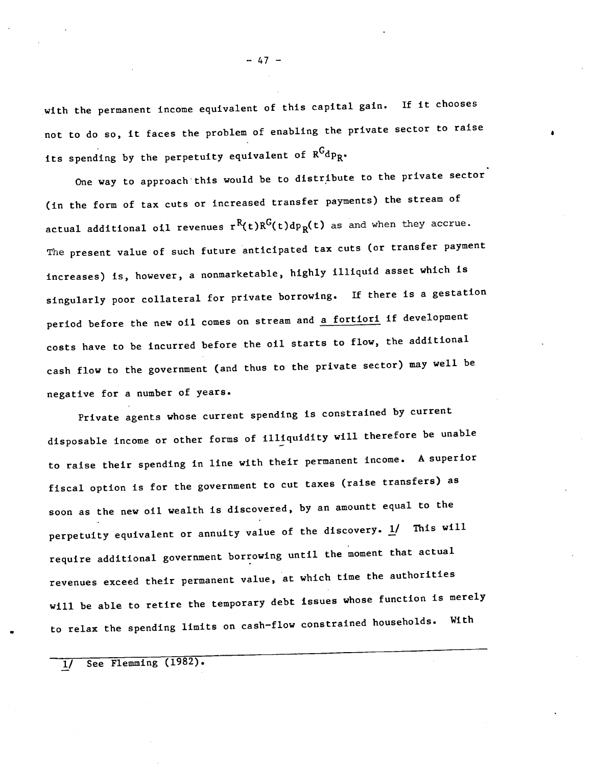with the permanent income equivalent of this capital gain. If it chooses not to do so, it faces the problem of enabling the private sector to raise its spending by the perpetuity equivalent of $R^G dp_R$.

One way to approach this would be to distribute to the private sector (in the form of tax cuts or increased transfer payments) the stream of actual additional oil revenues $r^R(t)R^G(t)dp_R(t)$ as and when they accrue. The present value of such future anticipated tax cuts (or transfer payment increases) is, however, a nonmarketable, highly illiquid asset which is singularly poor collateral for private borrowing. If there is a gestation period before the new oil comes on stream and a fortiori if development costs have to be incurred before the oil starts to flow, the additional cash flow to the government (and thus to the private sector) may well be negative for a number of years.

Private agents whose current spending is constrained by current disposable income or other forms of illiquidity will therefore be unable to raise their spending in line with their permanent income. A superior fiscal option is for the government to cut taxes (raise transfers) as soon as the new oil wealth is discovered, by an amountt equal to the perpetuity equivalent or annuity value of the discovery. 1/ This will require additional government borrowing until the moment that actual revenues exceed their permanent value, at which time the authorities will be able to retire the temporary debt issues whose function is merely to relax the spending limits on cash-flow constrained households. With

---

1/ See Flemming (1982).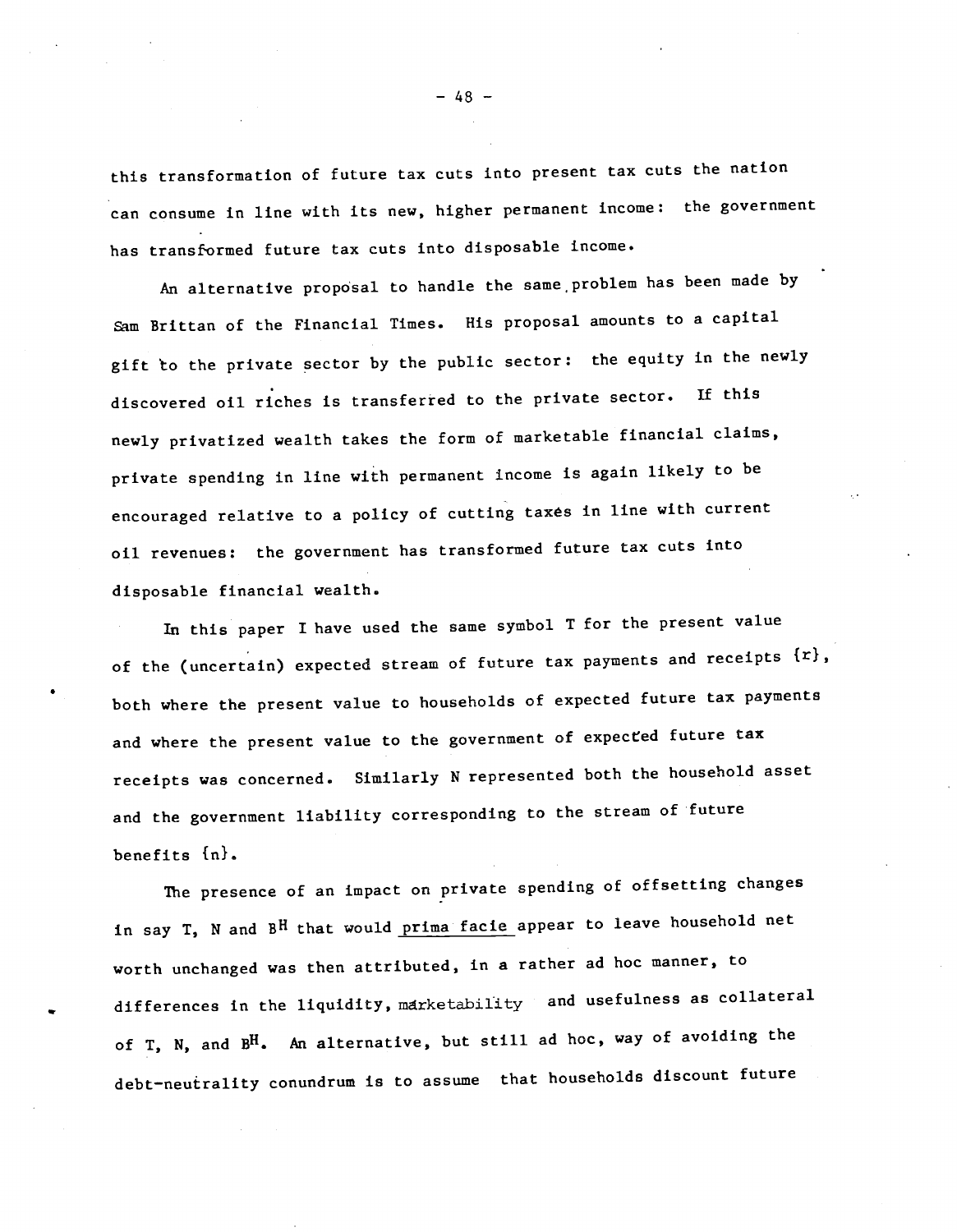this transformation of future tax cuts into present tax cuts the nation can consume in line with its new, higher permanent income: the government has transformed future tax cuts into disposable income.

An alternative proposal to handle the same problem has been made by Sam Brittan of the Financial Times. His proposal amounts to a capital gift to the private sector by the public sector: the equity in the newly discovered oil riches is transferred to the private sector. If this newly privatized wealth takes the form of marketable financial claims, private spending in line with permanent income is again likely to be encouraged relative to a policy of cutting taxes in line with current oil revenues: the government has transformed future tax cuts into disposable financial wealth.

In this paper I have used the same symbol T for the present value of the (uncertain) expected stream of future tax payments and receipts $\{r\}$, both where the present value to households of expected future tax payments and where the present value to the government of expected future tax receipts was concerned. Similarly N represented both the household asset and the government liability corresponding to the stream of future benefits $\{n\}$.

The presence of an impact on private spending of offsetting changes in say T, N and $B^H$ that would *prima facie* appear to leave household net worth unchanged was then attributed, in a rather ad hoc manner, to differences in the liquidity, marketability and usefulness as collateral of T, N, and $B^H$. An alternative, but still ad hoc, way of avoiding the debt-neutrality conundrum is to assume that households discount future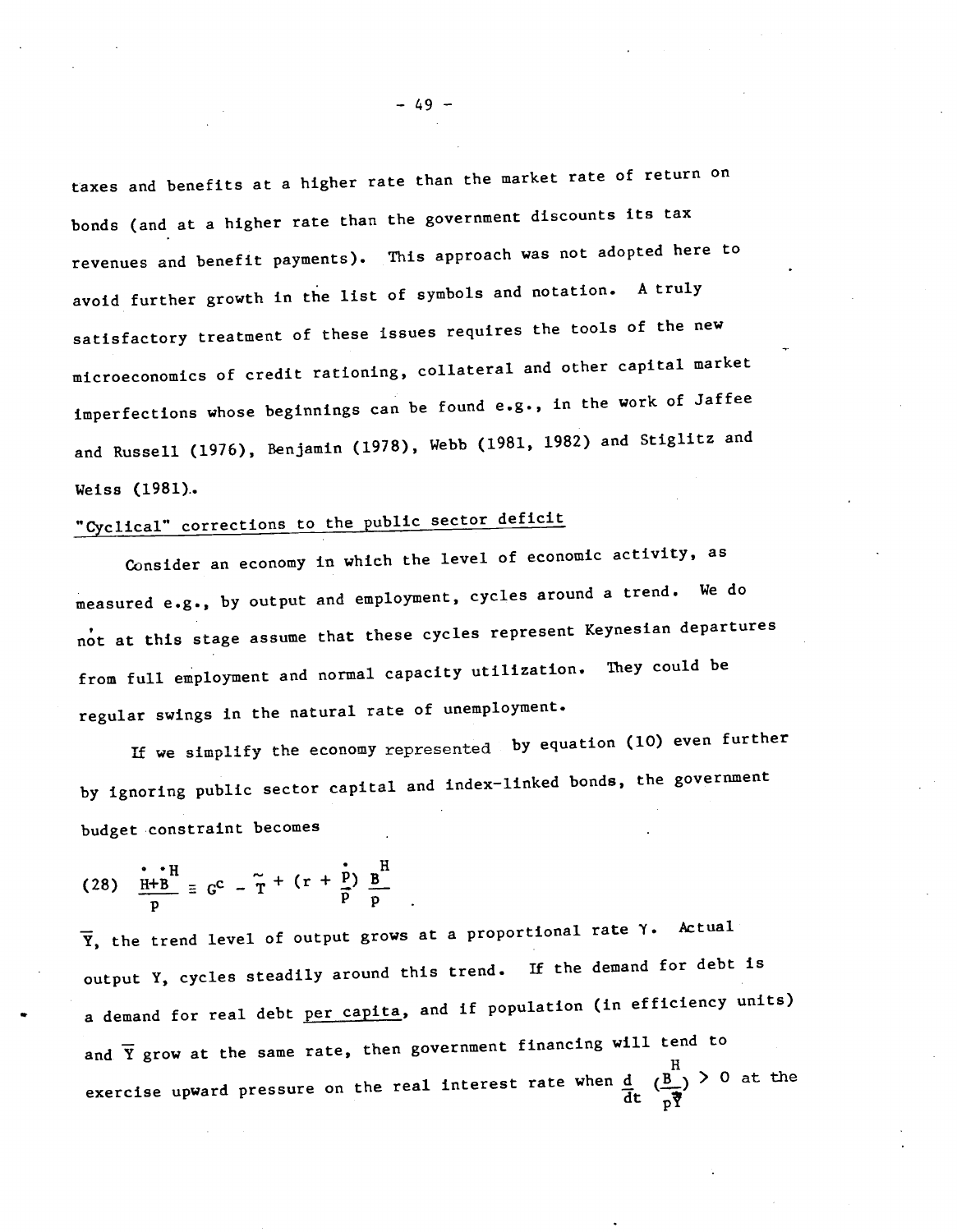taxes and benefits at a higher rate than the market rate of return on bonds (and at a higher rate than the government discounts its tax revenues and benefit payments). This approach was not adopted here to avoid further growth in the list of symbols and notation. A truly satisfactory treatment of these issues requires the tools of the new microeconomics of credit rationing, collateral and other capital market imperfections whose beginnings can be found e.g., in the work of Jaffee and Russell (1976), Benjamin (1978), Webb (1981, 1982) and Stiglitz and Weiss (1981).

## "Cyclical" corrections to the public sector deficit

Consider an economy in which the level of economic activity, as measured e.g., by output and employment, cycles around a trend. We do not at this stage assume that these cycles represent Keynesian departures from full employment and normal capacity utilization. They could be regular swings in the natural rate of unemployment.

If we simplify the economy represented by equation (10) even further by ignoring public sector capital and index-linked bonds, the government budget constraint becomes

$$(28) \quad \frac{\dot{H}+\dot{B}^H}{p} \equiv G^c - \tilde{T} + \left(r + \frac{\dot{p}}{p}\right)\frac{B^H}{p} .$$

$\bar{Y}$, the trend level of output grows at a proportional rate $\gamma$. Actual output $Y$, cycles steadily around this trend. If the demand for debt is a demand for real debt per capita, and if population (in efficiency units) and $\bar{Y}$ grow at the same rate, then government financing will tend to exercise upward pressure on the real interest rate when $\frac{d}{dt}\left(\frac{B^H}{p\bar{Y}}\right) > 0$ at the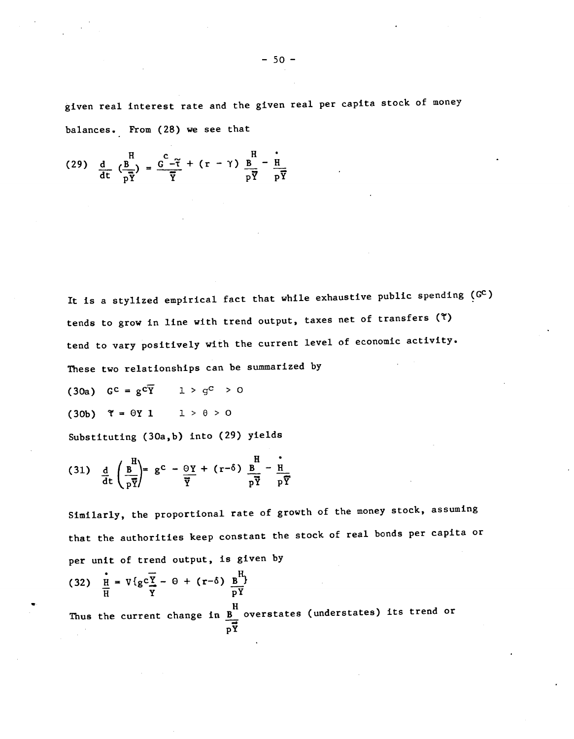given real interest rate and the given real per capita stock of money balances. From (28) we see that

$$(29)\quad \frac{d}{dt}\left(\frac{B^H}{p\bar{\bar{Y}}}\right) = \frac{G^c - \tilde{\tau}}{\bar{\bar{Y}}} + (r - \gamma)\frac{B^H}{p\bar{\bar{Y}}} - \frac{\dot{H}}{p\bar{\bar{Y}}}$$

It is a stylized empirical fact that while exhaustive public spending ($G^c$) tends to grow in line with trend output, taxes net of transfers ($\tilde{\tau}$) tend to vary positively with the current level of economic activity. These two relationships can be summarized by

$$(30a)\quad G^c = g^c\bar{Y} \qquad 1 > g^c > 0$$

$$(30b)\quad \tilde{\tau} = \theta Y \; 1 \qquad 1 > \theta > 0$$

Substituting (30a,b) into (29) yields

$$(31)\quad \frac{d}{dt}\left(\frac{B^H}{p\bar{\bar{Y}}}\right) = g^c - \frac{\theta Y}{\bar{\bar{Y}}} + (r-\delta)\frac{B^H}{p\bar{\bar{Y}}} - \frac{\dot{H}}{p\bar{\bar{Y}}}$$

Similarly, the proportional rate of growth of the money stock, assuming that the authorities keep constant the stock of real bonds per capita or per unit of trend output, is given by

$$(32)\quad \frac{\dot{H}}{H} = V\{g^c\frac{\bar{Y}}{Y} - \theta + (r-\delta)\frac{B^H}{pY}\}$$

Thus the current change in $\frac{B^H}{p\bar{\bar{Y}}}$ overstates (understates) its trend or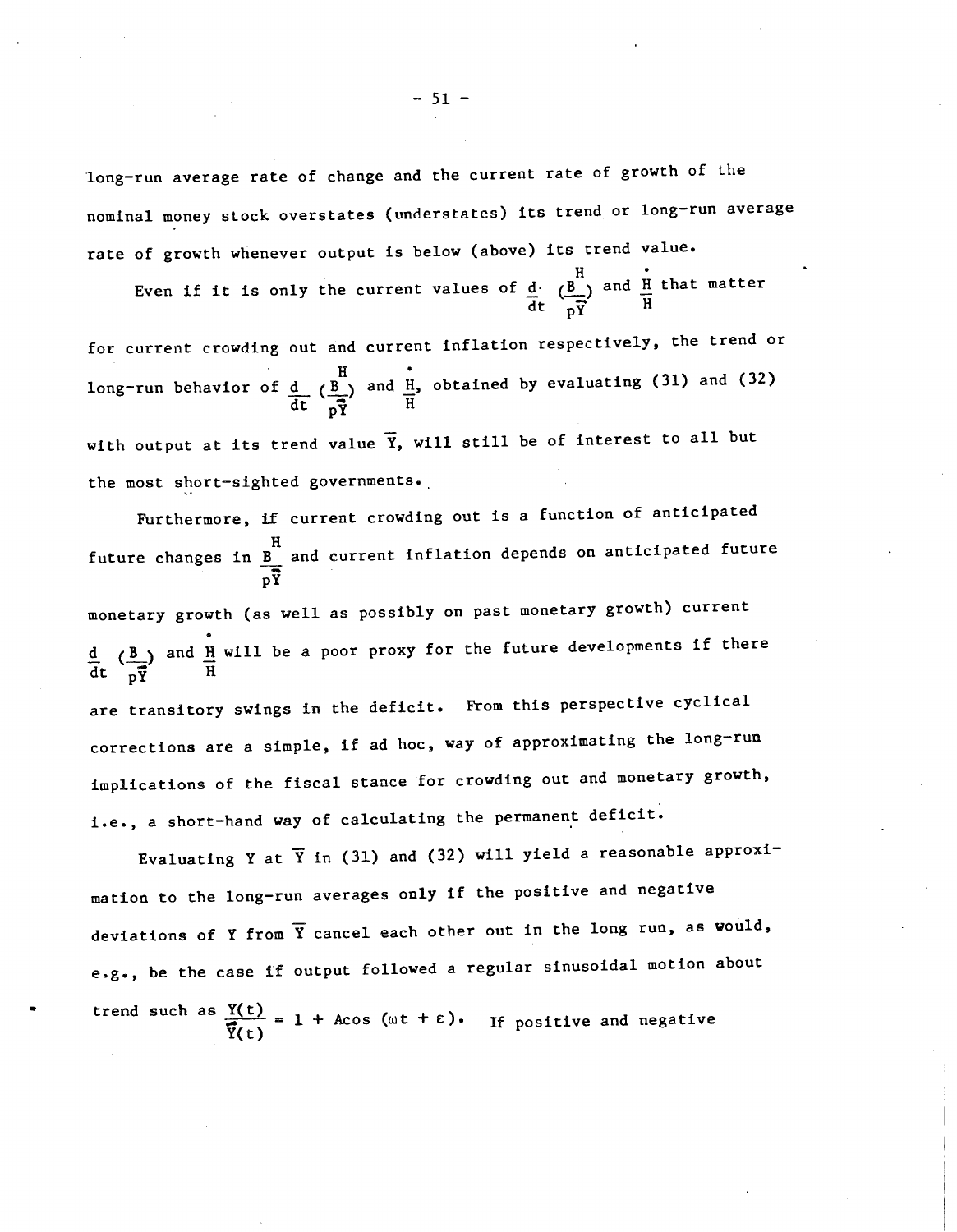long-run average rate of change and the current rate of growth of the nominal money stock overstates (understates) its trend or long-run average rate of growth whenever output is below (above) its trend value.

Even if it is only the current values of $\frac{d}{dt}\left(\frac{B^H}{p\bar{Y}}\right)$ and $\frac{\dot{H}}{H}$ that matter for current crowding out and current inflation respectively, the trend or long-run behavior of $\frac{d}{dt}\left(\frac{B^H}{p\bar{Y}}\right)$ and $\frac{\dot{H}}{H}$, obtained by evaluating (31) and (32) with output at its trend value $\bar{Y}$, will still be of interest to all but the most short-sighted governments.

Furthermore, if current crowding out is a function of anticipated future changes in $\frac{B^H}{p\bar{Y}}$ and current inflation depends on anticipated future monetary growth (as well as possibly on past monetary growth) current $\frac{d}{dt}\left(\frac{B^H}{p\bar{Y}}\right)$ and $\frac{\dot{H}}{H}$ will be a poor proxy for the future developments if there are transitory swings in the deficit. From this perspective cyclical corrections are a simple, if ad hoc, way of approximating the long-run implications of the fiscal stance for crowding out and monetary growth, i.e., a short-hand way of calculating the permanent deficit.

Evaluating $Y$ at $\bar{Y}$ in (31) and (32) will yield a reasonable approximation to the long-run averages only if the positive and negative deviations of $Y$ from $\bar{Y}$ cancel each other out in the long run, as would, e.g., be the case if output followed a regular sinusoidal motion about trend such as $\frac{Y(t)}{\bar{Y}(t)} = 1 + A\cos(\omega t + \varepsilon)$. If positive and negative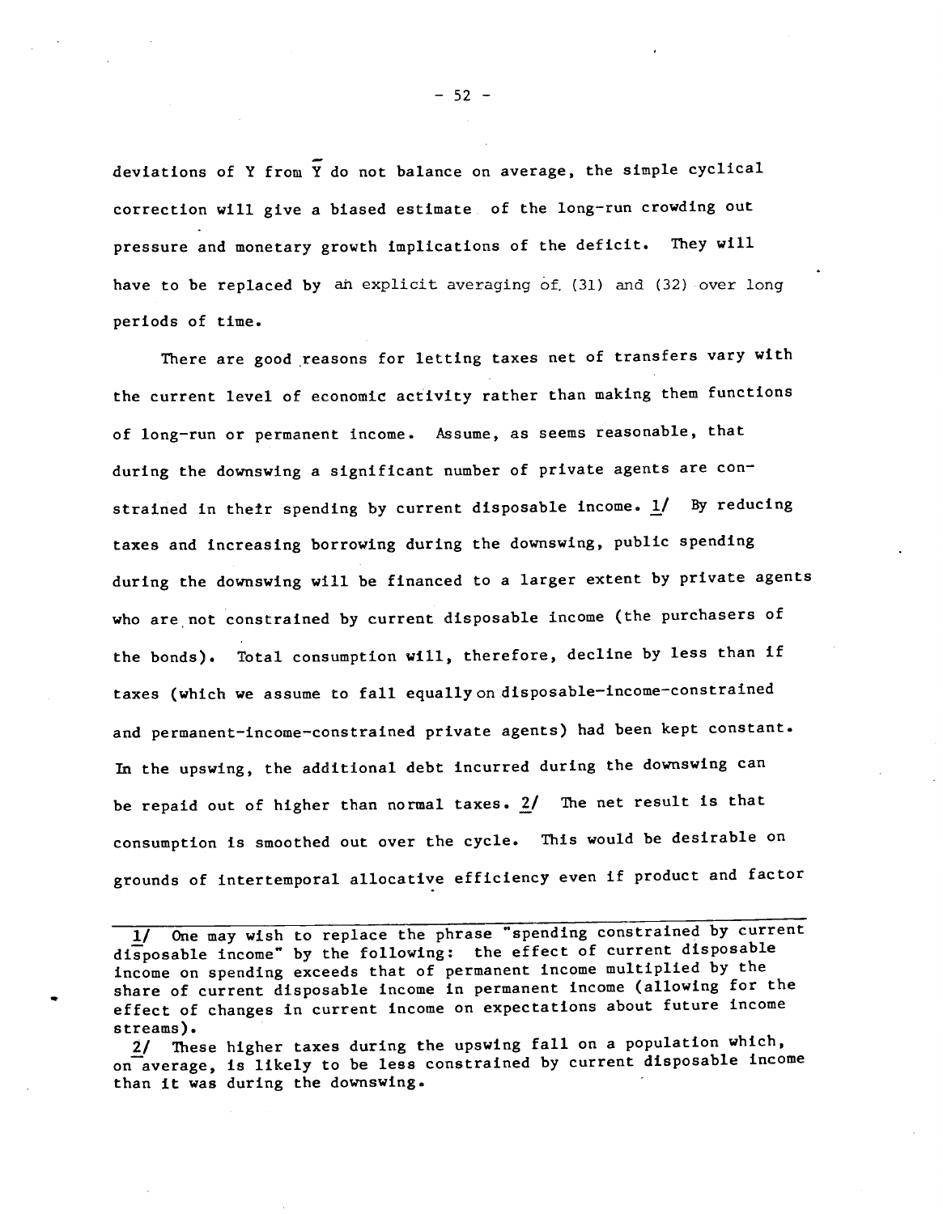deviations of $Y$ from $\bar{Y}$ do not balance on average, the simple cyclical correction will give a biased estimate of the long-run crowding out pressure and monetary growth implications of the deficit. They will have to be replaced by an explicit averaging of (31) and (32) over long periods of time.

There are good reasons for letting taxes net of transfers vary with the current level of economic activity rather than making them functions of long-run or permanent income. Assume, as seems reasonable, that during the downswing a significant number of private agents are constrained in their spending by current disposable income. 1/ By reducing taxes and increasing borrowing during the downswing, public spending during the downswing will be financed to a larger extent by private agents who are not constrained by current disposable income (the purchasers of the bonds). Total consumption will, therefore, decline by less than if taxes (which we assume to fall equally on disposable-income-constrained and permanent-income-constrained private agents) had been kept constant. In the upswing, the additional debt incurred during the downswing can be repaid out of higher than normal taxes. 2/ The net result is that consumption is smoothed out over the cycle. This would be desirable on grounds of intertemporal allocative efficiency even if product and factor

---

1/ One may wish to replace the phrase "spending constrained by current disposable income" by the following: the effect of current disposable income on spending exceeds that of permanent income multiplied by the share of current disposable income in permanent income (allowing for the effect of changes in current income on expectations about future income streams).

2/ These higher taxes during the upswing fall on a population which, on average, is likely to be less constrained by current disposable income than it was during the downswing.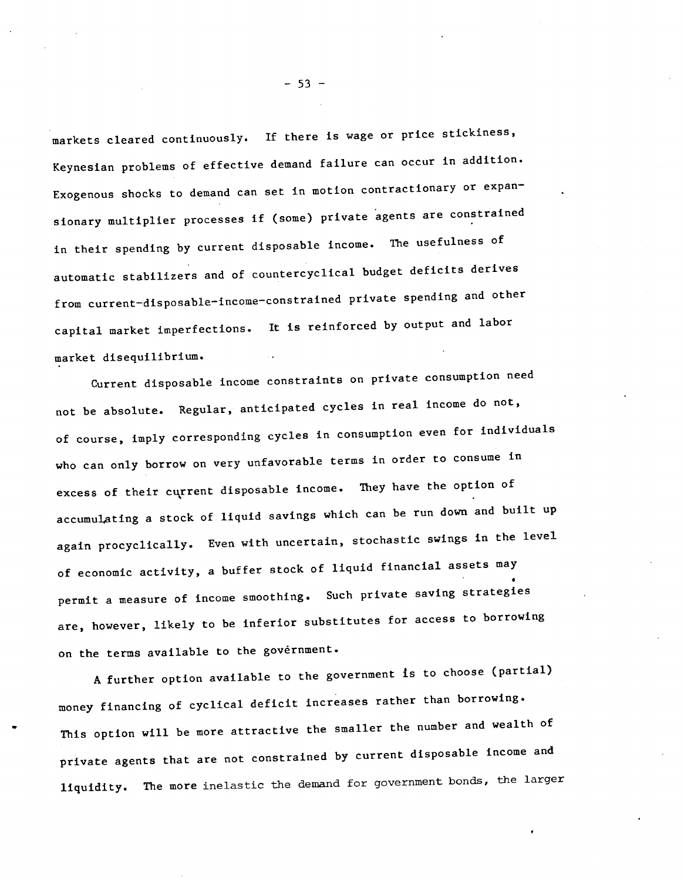markets cleared continuously. If there is wage or price stickiness, Keynesian problems of effective demand failure can occur in addition. Exogenous shocks to demand can set in motion contractionary or expansionary multiplier processes if (some) private agents are constrained in their spending by current disposable income. The usefulness of automatic stabilizers and of countercyclical budget deficits derives from current-disposable-income-constrained private spending and other capital market imperfections. It is reinforced by output and labor market disequilibrium.

Current disposable income constraints on private consumption need not be absolute. Regular, anticipated cycles in real income do not, of course, imply corresponding cycles in consumption even for individuals who can only borrow on very unfavorable terms in order to consume in excess of their current disposable income. They have the option of accumulating a stock of liquid savings which can be run down and built up again procyclically. Even with uncertain, stochastic swings in the level of economic activity, a buffer stock of liquid financial assets may permit a measure of income smoothing. Such private saving strategies are, however, likely to be inferior substitutes for access to borrowing on the terms available to the government.

A further option available to the government is to choose (partial) money financing of cyclical deficit increases rather than borrowing. This option will be more attractive the smaller the number and wealth of private agents that are not constrained by current disposable income and liquidity. The more inelastic the demand for government bonds, the larger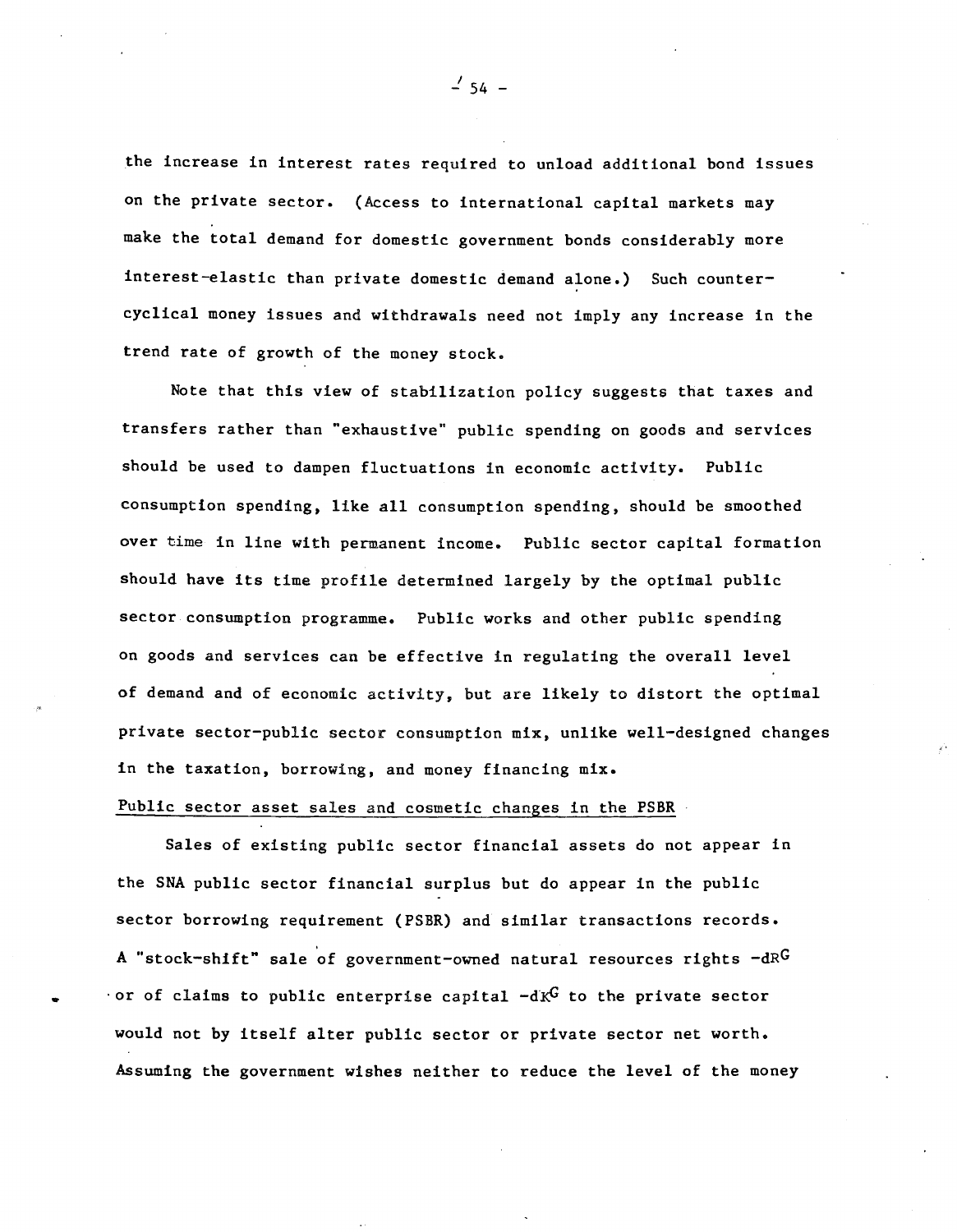the increase in interest rates required to unload additional bond issues on the private sector. (Access to international capital markets may make the total demand for domestic government bonds considerably more interest-elastic than private domestic demand alone.) Such counter-cyclical money issues and withdrawals need not imply any increase in the trend rate of growth of the money stock.

Note that this view of stabilization policy suggests that taxes and transfers rather than "exhaustive" public spending on goods and services should be used to dampen fluctuations in economic activity. Public consumption spending, like all consumption spending, should be smoothed over time in line with permanent income. Public sector capital formation should have its time profile determined largely by the optimal public sector consumption programme. Public works and other public spending on goods and services can be effective in regulating the overall level of demand and of economic activity, but are likely to distort the optimal private sector-public sector consumption mix, unlike well-designed changes in the taxation, borrowing, and money financing mix.

Public sector asset sales and cosmetic changes in the PSBR

Sales of existing public sector financial assets do not appear in the SNA public sector financial surplus but do appear in the public sector borrowing requirement (PSBR) and similar transactions records. A "stock-shift" sale of government-owned natural resources rights $-dR^G$ or of claims to public enterprise capital $-dK^G$ to the private sector would not by itself alter public sector or private sector net worth. Assuming the government wishes neither to reduce the level of the money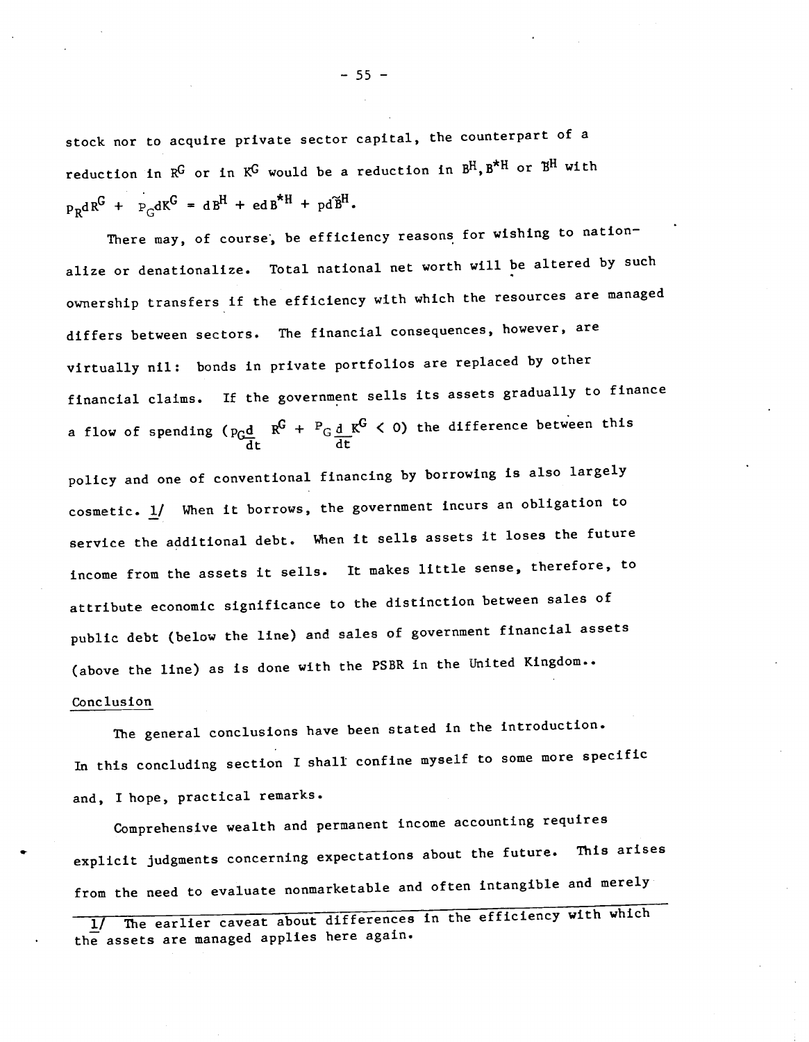stock nor to acquire private sector capital, the counterpart of a reduction in $R^G$ or in $K^G$ would be a reduction in $B^H, B^{*H}$ or $\tilde{B}^H$ with $p_R dR^G + p_G dK^G = dB^H + e dB^{*H} + p d\tilde{B}^H$.

There may, of course, be efficiency reasons for wishing to nationalize or denationalize. Total national net worth will be altered by such ownership transfers if the efficiency with which the resources are managed differs between sectors. The financial consequences, however, are virtually nil: bonds in private portfolios are replaced by other financial claims. If the government sells its assets gradually to finance a flow of spending ($p_G \frac{d}{dt} R^G + P_G \frac{d}{dt} K^G < 0$) the difference between this policy and one of conventional financing by borrowing is also largely cosmetic. 1/ When it borrows, the government incurs an obligation to service the additional debt. When it sells assets it loses the future income from the assets it sells. It makes little sense, therefore, to attribute economic significance to the distinction between sales of public debt (below the line) and sales of government financial assets (above the line) as is done with the PSBR in the United Kingdom..

## Conclusion

The general conclusions have been stated in the introduction. In this concluding section I shall confine myself to some more specific and, I hope, practical remarks.

Comprehensive wealth and permanent income accounting requires explicit judgments concerning expectations about the future. This arises from the need to evaluate nonmarketable and often intangible and merely

---

1/ The earlier caveat about differences in the efficiency with which the assets are managed applies here again.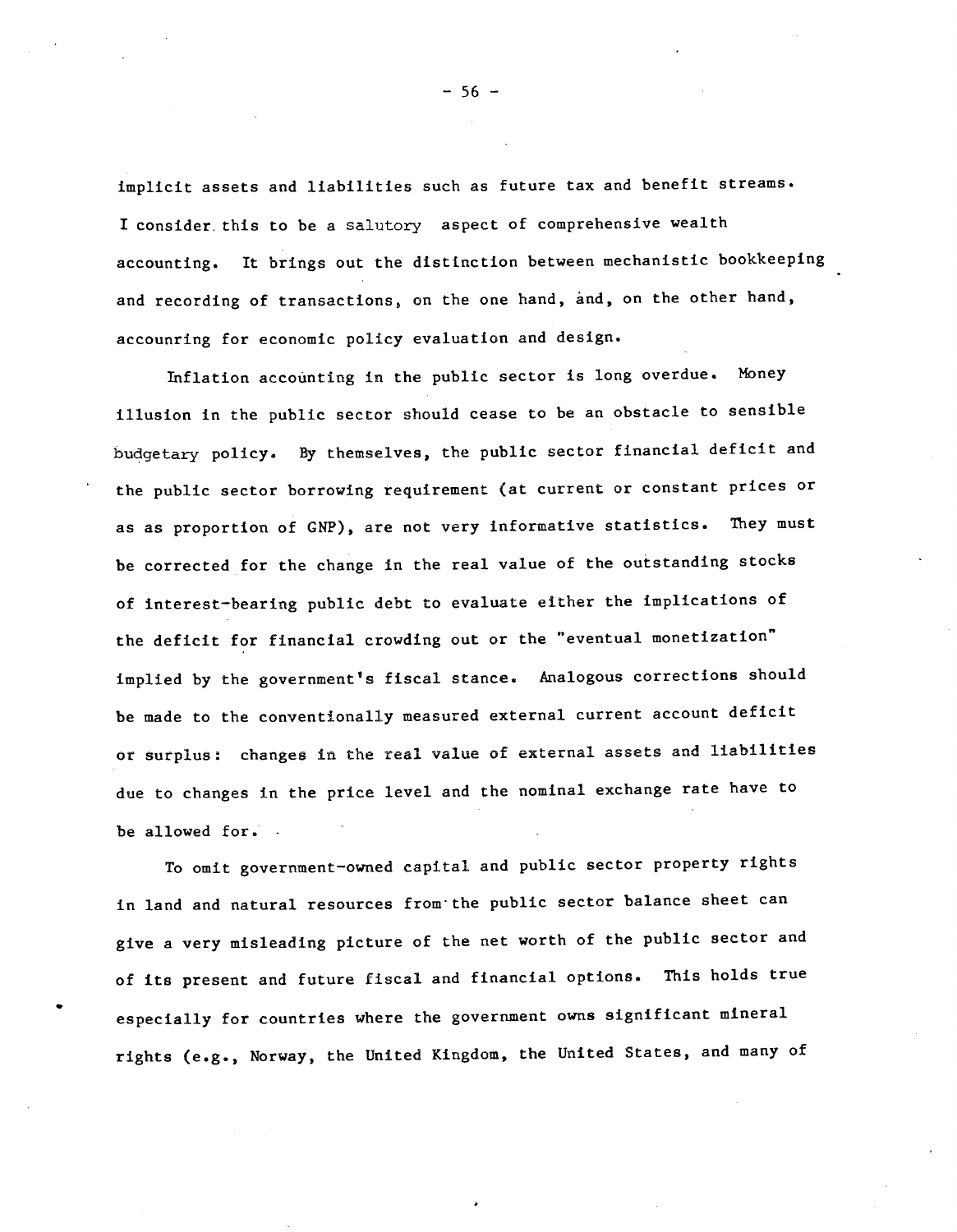implicit assets and liabilities such as future tax and benefit streams. I consider this to be a salutory aspect of comprehensive wealth accounting. It brings out the distinction between mechanistic bookkeeping and recording of transactions, on the one hand, and, on the other hand, accounring for economic policy evaluation and design.

Inflation accounting in the public sector is long overdue. Money illusion in the public sector should cease to be an obstacle to sensible budgetary policy. By themselves, the public sector financial deficit and the public sector borrowing requirement (at current or constant prices or as as proportion of GNP), are not very informative statistics. They must be corrected for the change in the real value of the outstanding stocks of interest-bearing public debt to evaluate either the implications of the deficit for financial crowding out or the "eventual monetization" implied by the government's fiscal stance. Analogous corrections should be made to the conventionally measured external current account deficit or surplus: changes in the real value of external assets and liabilities due to changes in the price level and the nominal exchange rate have to be allowed for.

To omit government-owned capital and public sector property rights in land and natural resources from the public sector balance sheet can give a very misleading picture of the net worth of the public sector and of its present and future fiscal and financial options. This holds true especially for countries where the government owns significant mineral rights (e.g., Norway, the United Kingdom, the United States, and many of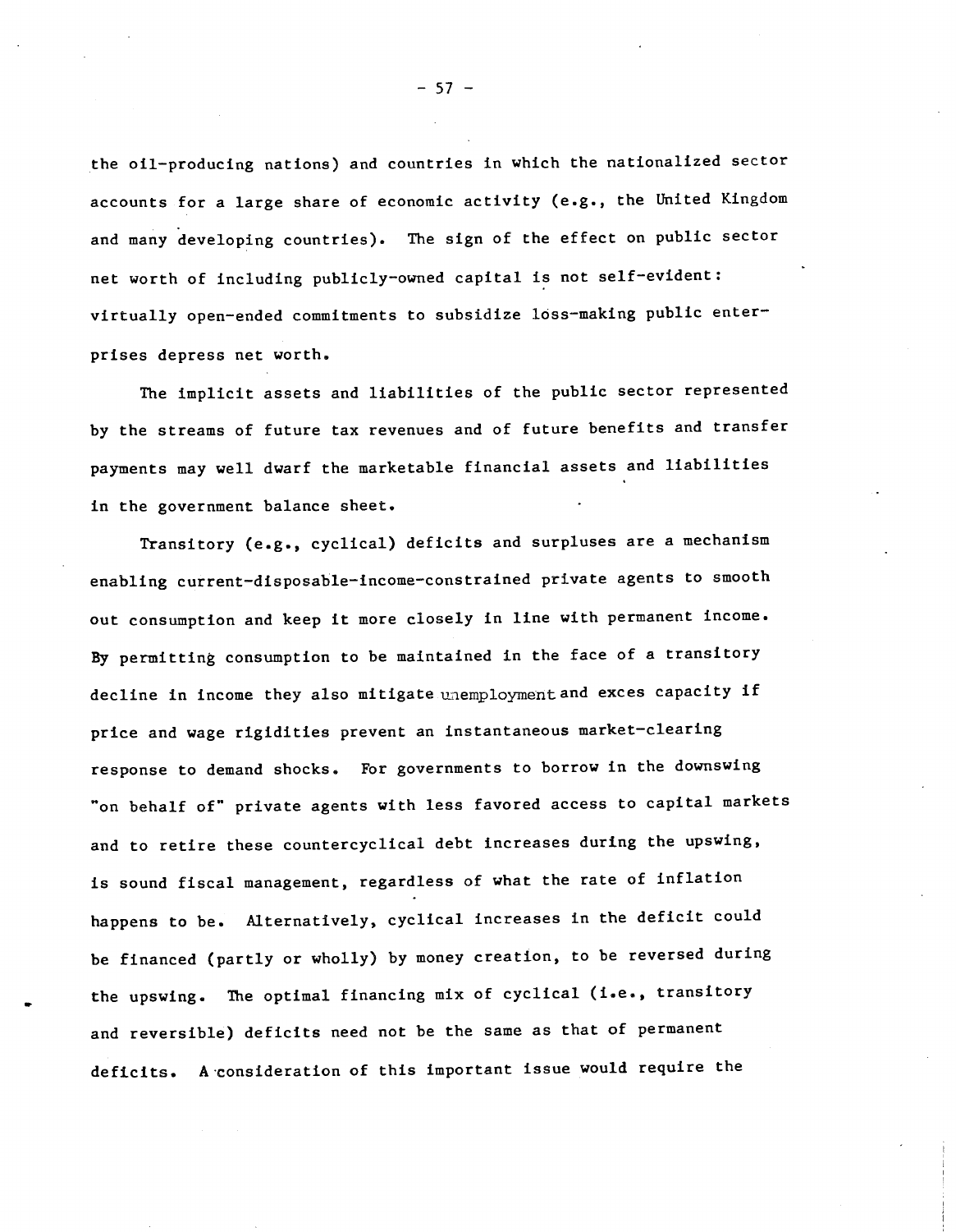the oil-producing nations) and countries in which the nationalized sector accounts for a large share of economic activity (e.g., the United Kingdom and many developing countries). The sign of the effect on public sector net worth of including publicly-owned capital is not self-evident: virtually open-ended commitments to subsidize loss-making public enterprises depress net worth.

The implicit assets and liabilities of the public sector represented by the streams of future tax revenues and of future benefits and transfer payments may well dwarf the marketable financial assets and liabilities in the government balance sheet.

Transitory (e.g., cyclical) deficits and surpluses are a mechanism enabling current-disposable-income-constrained private agents to smooth out consumption and keep it more closely in line with permanent income. By permitting consumption to be maintained in the face of a transitory decline in income they also mitigate unemployment and exces capacity if price and wage rigidities prevent an instantaneous market-clearing response to demand shocks. For governments to borrow in the downswing "on behalf of" private agents with less favored access to capital markets and to retire these countercyclical debt increases during the upswing, is sound fiscal management, regardless of what the rate of inflation happens to be. Alternatively, cyclical increases in the deficit could be financed (partly or wholly) by money creation, to be reversed during the upswing. The optimal financing mix of cyclical (i.e., transitory and reversible) deficits need not be the same as that of permanent deficits. A consideration of this important issue would require the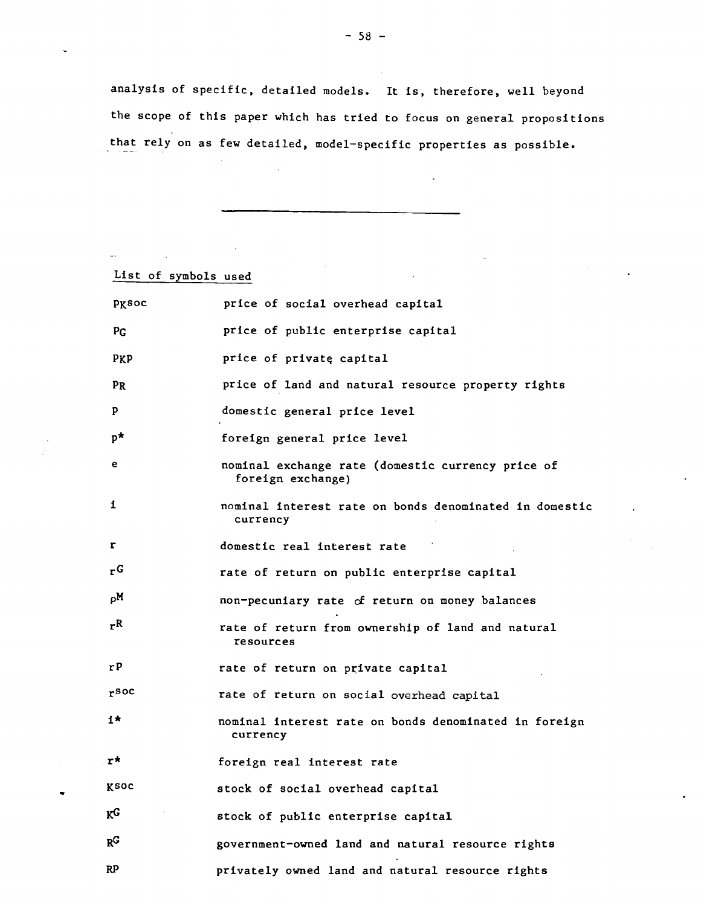analysis of specific, detailed models. It is, therefore, well beyond the scope of this paper which has tried to focus on general propositions that rely on as few detailed, model-specific properties as possible.

---

List of symbols used

| | |
|---|---|
| $p_{K^{soc}}$ | price of social overhead capital |
| $p_G$ | price of public enterprise capital |
| $p_{K^P}$ | price of private capital |
| $p_R$ | price of land and natural resource property rights |
| $p$ | domestic general price level |
| $p^*$ | foreign general price level |
| $e$ | nominal exchange rate (domestic currency price of foreign exchange) |
| $i$ | nominal interest rate on bonds denominated in domestic currency |
| $r$ | domestic real interest rate |
| $r^G$ | rate of return on public enterprise capital |
| $\rho^M$ | non-pecuniary rate of return on money balances |
| $r^R$ | rate of return from ownership of land and natural resources |
| $r^P$ | rate of return on private capital |
| $r^{soc}$ | rate of return on social overhead capital |
| $i^*$ | nominal interest rate on bonds denominated in foreign currency |
| $r^*$ | foreign real interest rate |
| $K^{soc}$ | stock of social overhead capital |
| $K^G$ | stock of public enterprise capital |
| $R^G$ | government-owned land and natural resource rights |
| $R^P$ | privately owned land and natural resource rights |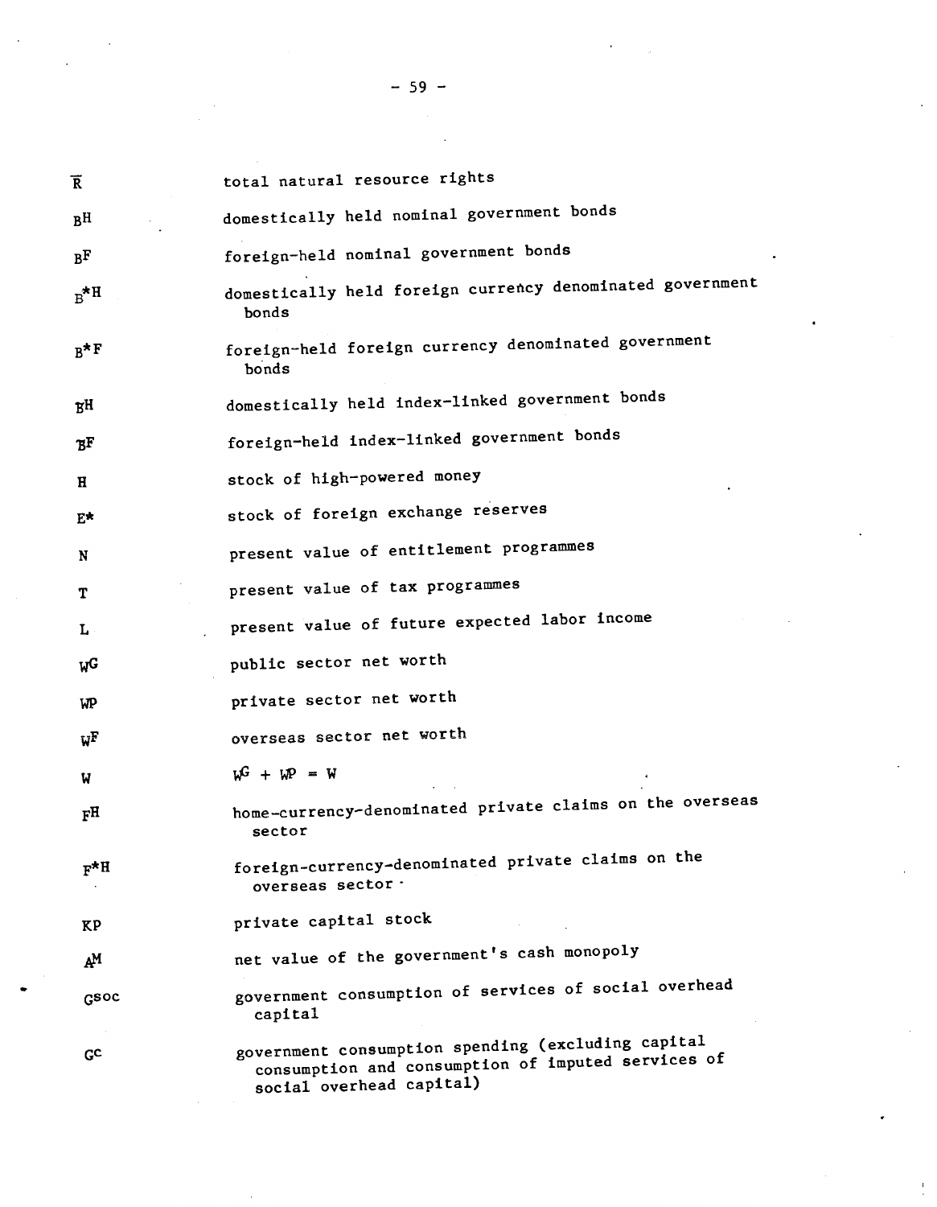| | |
|---|---|
| $\bar{R}$ | total natural resource rights |
| $B^H$ | domestically held nominal government bonds |
| $B^F$ | foreign-held nominal government bonds |
| $B^{*H}$ | domestically held foreign currency denominated government bonds |
| $B^{*F}$ | foreign-held foreign currency denominated government bonds |
| $\mathcal{B}^H$ | domestically held index-linked government bonds |
| $\mathcal{B}^F$ | foreign-held index-linked government bonds |
| $H$ | stock of high-powered money |
| $E^*$ | stock of foreign exchange reserves |
| $N$ | present value of entitlement programmes |
| $T$ | present value of tax programmes |
| $L$ | present value of future expected labor income |
| $W^G$ | public sector net worth |
| $W^P$ | private sector net worth |
| $W^F$ | overseas sector net worth |
| $W$ | $W^G + W^P = W$ |
| $F^H$ | home-currency-denominated private claims on the overseas sector |
| $F^{*H}$ | foreign-currency-denominated private claims on the overseas sector |
| $K^P$ | private capital stock |
| $A^M$ | net value of the government's cash monopoly |
| $G^{soc}$ | government consumption of services of social overhead capital |
| $G^C$ | government consumption spending (excluding capital consumption and consumption of imputed services of social overhead capital) |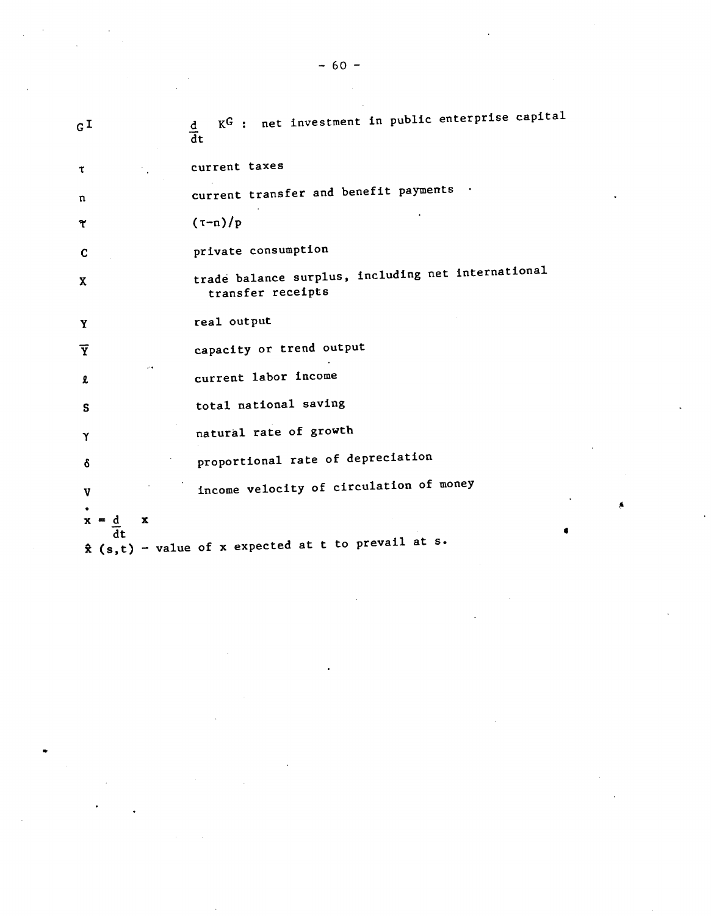| | |
|---|---|
| $G^I$ | $\frac{d}{dt} K^G$ : net investment in public enterprise capital |
| $\tau$ | current taxes |
| $n$ | current transfer and benefit payments |
| $\Upsilon$ | $(\tau - n)/p$ |
| $C$ | private consumption |
| $X$ | trade balance surplus, including net international transfer receipts |
| $Y$ | real output |
| $\overline{Y}$ | capacity or trend output |
| $\ell$ | current labor income |
| $S$ | total national saving |
| $\gamma$ | natural rate of growth |
| $\delta$ | proportional rate of depreciation |
| $V$ | income velocity of circulation of money |

$\dot{x} = \frac{d}{dt} x$

$\hat{x}(s,t)$ - value of x expected at t to prevail at s.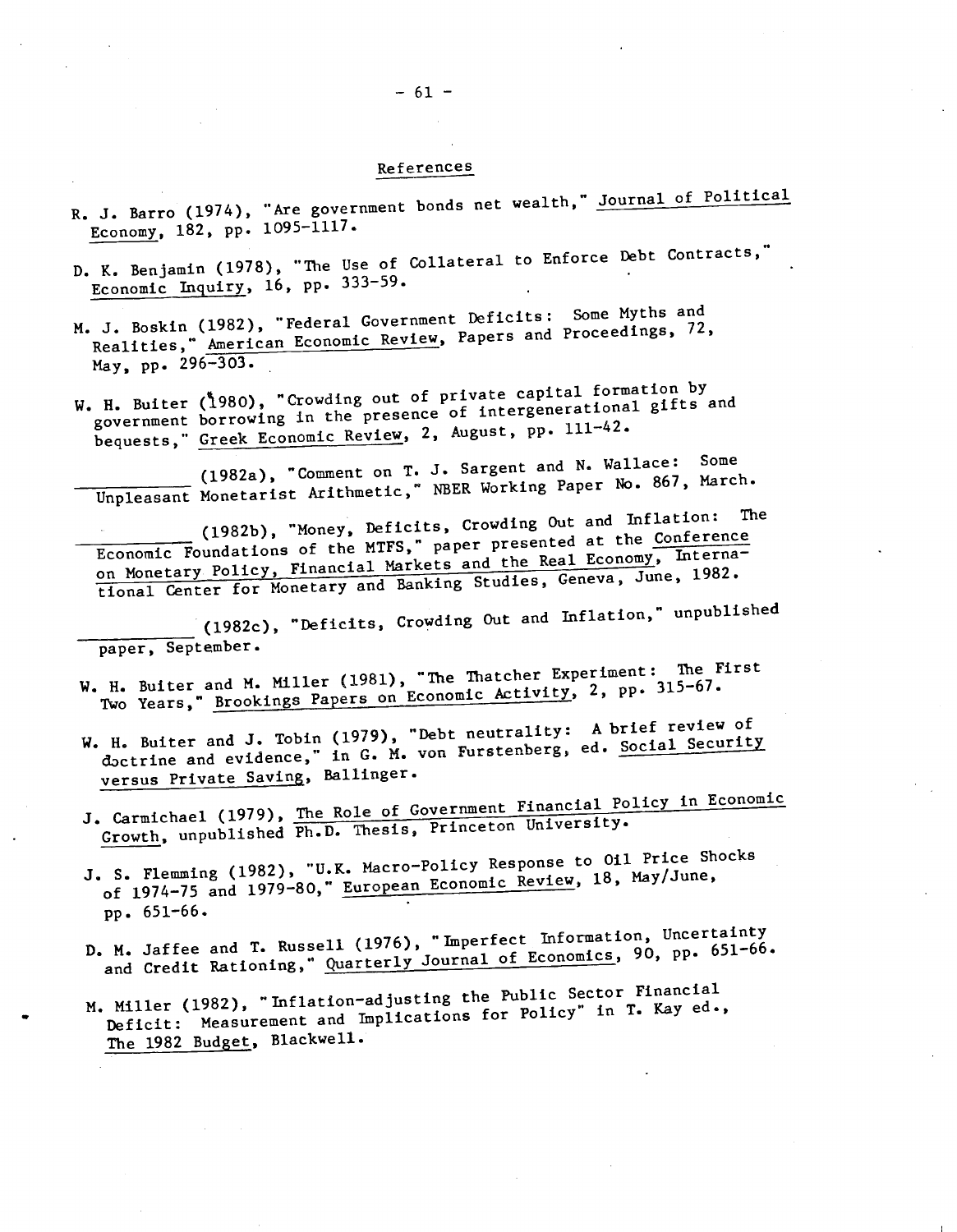## References

R. J. Barro (1974), "Are government bonds net wealth," _Journal of Political Economy_, 182, pp. 1095-1117.

D. K. Benjamin (1978), "The Use of Collateral to Enforce Debt Contracts," _Economic Inquiry_, 16, pp. 333-59.

M. J. Boskin (1982), "Federal Government Deficits: Some Myths and Realities," _American Economic Review_, Papers and Proceedings, 72, May, pp. 296-303.

W. H. Buiter (1980), "Crowding out of private capital formation by government borrowing in the presence of intergenerational gifts and bequests," _Greek Economic Review_, 2, August, pp. 111-42.

__________ (1982a), "Comment on T. J. Sargent and N. Wallace: Some Unpleasant Monetarist Arithmetic," NBER Working Paper No. 867, March.

__________ (1982b), "Money, Deficits, Crowding Out and Inflation: The Economic Foundations of the MTFS," paper presented at the _Conference on Monetary Policy, Financial Markets and the Real Economy_, International Center for Monetary and Banking Studies, Geneva, June, 1982.

__________ (1982c), "Deficits, Crowding Out and Inflation," unpublished paper, September.

W. H. Buiter and M. Miller (1981), "The Thatcher Experiment: The First Two Years," _Brookings Papers on Economic Activity_, 2, pp. 315-67.

W. H. Buiter and J. Tobin (1979), "Debt neutrality: A brief review of doctrine and evidence," in G. M. von Furstenberg, ed. _Social Security versus Private Saving_, Ballinger.

J. Carmichael (1979), _The Role of Government Financial Policy in Economic Growth_, unpublished Ph.D. Thesis, Princeton University.

J. S. Flemming (1982), "U.K. Macro-Policy Response to Oil Price Shocks of 1974-75 and 1979-80," _European Economic Review_, 18, May/June, pp. 651-66.

D. M. Jaffee and T. Russell (1976), "Imperfect Information, Uncertainty and Credit Rationing," _Quarterly Journal of Economics_, 90, pp. 651-66.

M. Miller (1982), "Inflation-adjusting the Public Sector Financial Deficit: Measurement and Implications for Policy" in T. Kay ed., _The 1982 Budget_, Blackwell.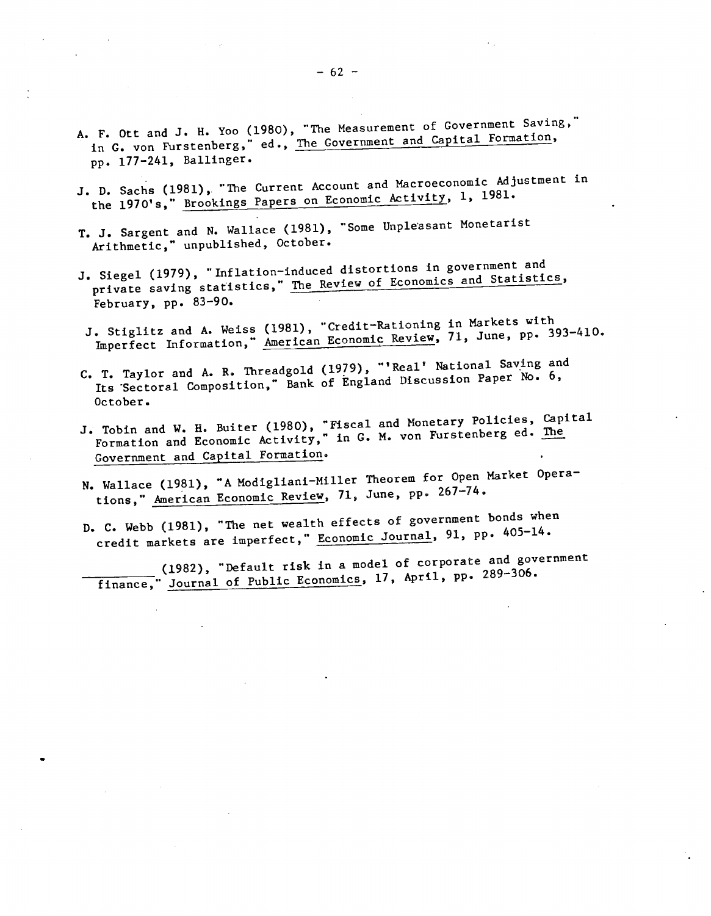A. F. Ott and J. H. Yoo (1980), "The Measurement of Government Saving," in G. von Furstenberg," ed., The Government and Capital Formation, pp. 177-241, Ballinger.

J. D. Sachs (1981), "The Current Account and Macroeconomic Adjustment in the 1970's," Brookings Papers on Economic Activity, 1, 1981.

T. J. Sargent and N. Wallace (1981), "Some Unpleasant Monetarist Arithmetic," unpublished, October.

J. Siegel (1979), "Inflation-induced distortions in government and private saving statistics," The Review of Economics and Statistics, February, pp. 83-90.

J. Stiglitz and A. Weiss (1981), "Credit-Rationing in Markets with Imperfect Information," American Economic Review, 71, June, pp. 393-410.

C. T. Taylor and A. R. Threadgold (1979), "'Real' National Saving and Its Sectoral Composition," Bank of England Discussion Paper No. 6, October.

J. Tobin and W. H. Buiter (1980), "Fiscal and Monetary Policies, Capital Formation and Economic Activity," in G. M. von Furstenberg ed. The Government and Capital Formation.

N. Wallace (1981), "A Modigliani-Miller Theorem for Open Market Operations," American Economic Review, 71, June, pp. 267-74.

D. C. Webb (1981), "The net wealth effects of government bonds when credit markets are imperfect," Economic Journal, 91, pp. 405-14.

________ (1982), "Default risk in a model of corporate and government finance," Journal of Public Economics, 17, April, pp. 289-306.